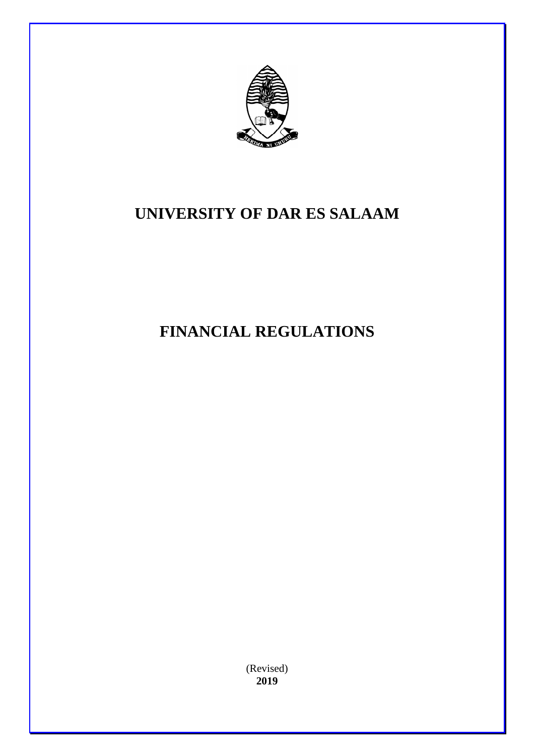# UNIVERSITY OF DAR ES SALAAM

# FINANCIAL REGULATIONS

(Revised)
**2019**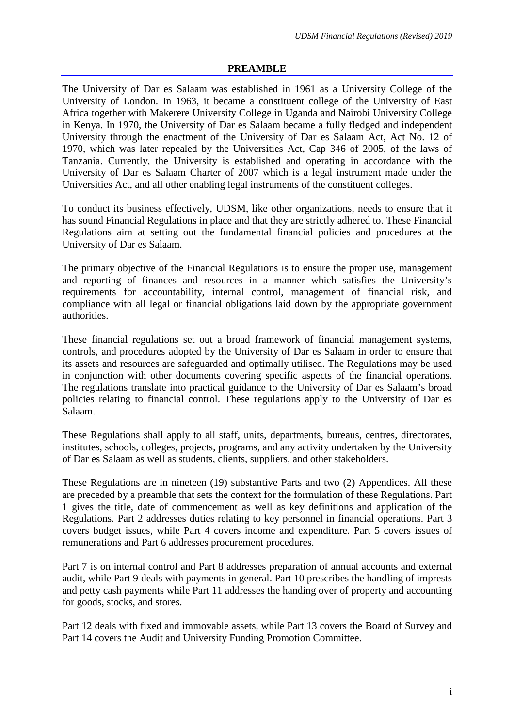## PREAMBLE

The University of Dar es Salaam was established in 1961 as a University College of the University of London. In 1963, it became a constituent college of the University of East Africa together with Makerere University College in Uganda and Nairobi University College in Kenya. In 1970, the University of Dar es Salaam became a fully fledged and independent University through the enactment of the University of Dar es Salaam Act, Act No. 12 of 1970, which was later repealed by the Universities Act, Cap 346 of 2005, of the laws of Tanzania. Currently, the University is established and operating in accordance with the University of Dar es Salaam Charter of 2007 which is a legal instrument made under the Universities Act, and all other enabling legal instruments of the constituent colleges.

To conduct its business effectively, UDSM, like other organizations, needs to ensure that it has sound Financial Regulations in place and that they are strictly adhered to. These Financial Regulations aim at setting out the fundamental financial policies and procedures at the University of Dar es Salaam.

The primary objective of the Financial Regulations is to ensure the proper use, management and reporting of finances and resources in a manner which satisfies the University's requirements for accountability, internal control, management of financial risk, and compliance with all legal or financial obligations laid down by the appropriate government authorities.

These financial regulations set out a broad framework of financial management systems, controls, and procedures adopted by the University of Dar es Salaam in order to ensure that its assets and resources are safeguarded and optimally utilised. The Regulations may be used in conjunction with other documents covering specific aspects of the financial operations. The regulations translate into practical guidance to the University of Dar es Salaam's broad policies relating to financial control. These regulations apply to the University of Dar es Salaam.

These Regulations shall apply to all staff, units, departments, bureaus, centres, directorates, institutes, schools, colleges, projects, programs, and any activity undertaken by the University of Dar es Salaam as well as students, clients, suppliers, and other stakeholders.

These Regulations are in nineteen (19) substantive Parts and two (2) Appendices. All these are preceded by a preamble that sets the context for the formulation of these Regulations. Part 1 gives the title, date of commencement as well as key definitions and application of the Regulations. Part 2 addresses duties relating to key personnel in financial operations. Part 3 covers budget issues, while Part 4 covers income and expenditure. Part 5 covers issues of remunerations and Part 6 addresses procurement procedures.

Part 7 is on internal control and Part 8 addresses preparation of annual accounts and external audit, while Part 9 deals with payments in general. Part 10 prescribes the handling of imprests and petty cash payments while Part 11 addresses the handing over of property and accounting for goods, stocks, and stores.

Part 12 deals with fixed and immovable assets, while Part 13 covers the Board of Survey and Part 14 covers the Audit and University Funding Promotion Committee.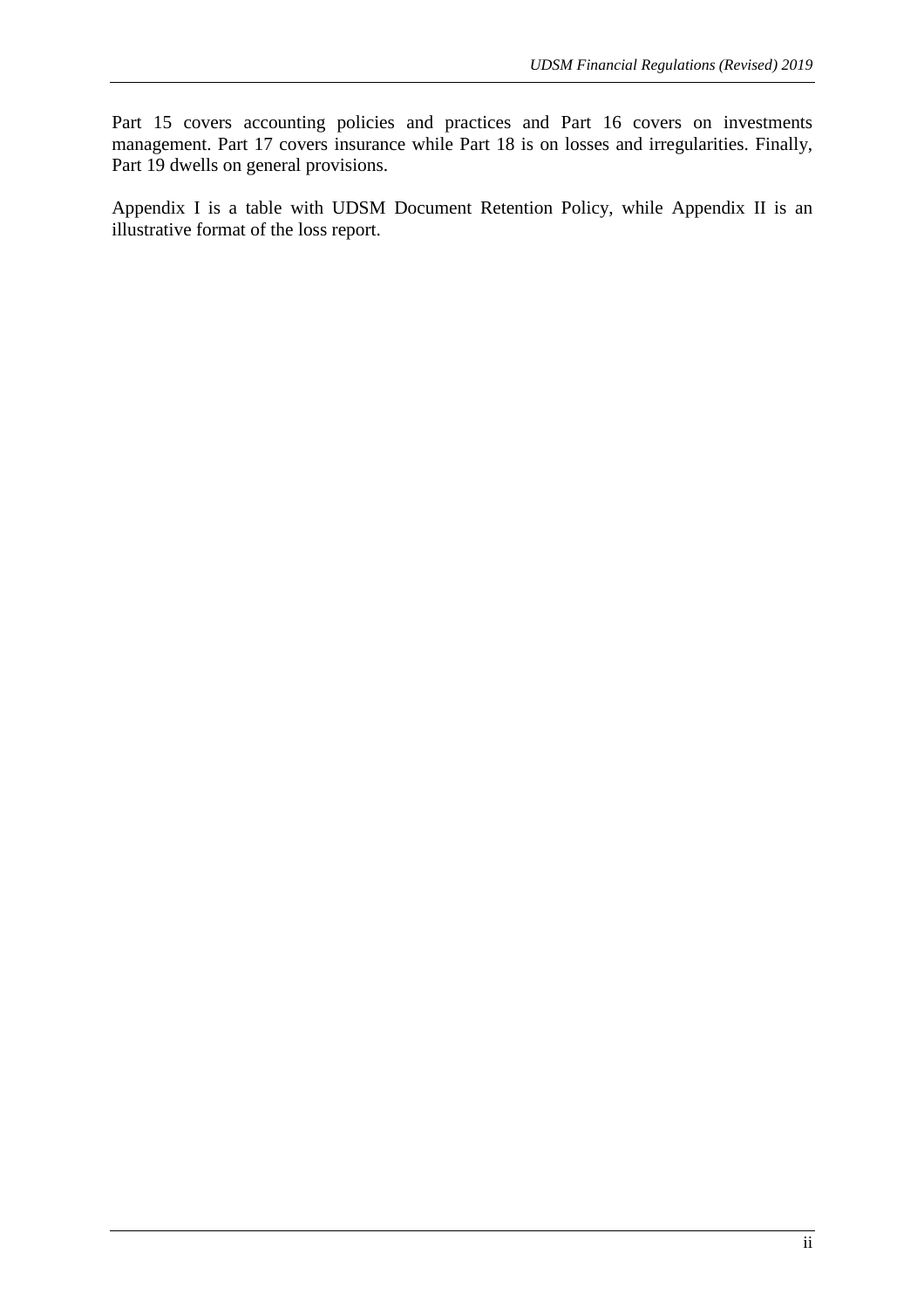Part 15 covers accounting policies and practices and Part 16 covers on investments management. Part 17 covers insurance while Part 18 is on losses and irregularities. Finally, Part 19 dwells on general provisions.

Appendix I is a table with UDSM Document Retention Policy, while Appendix II is an illustrative format of the loss report.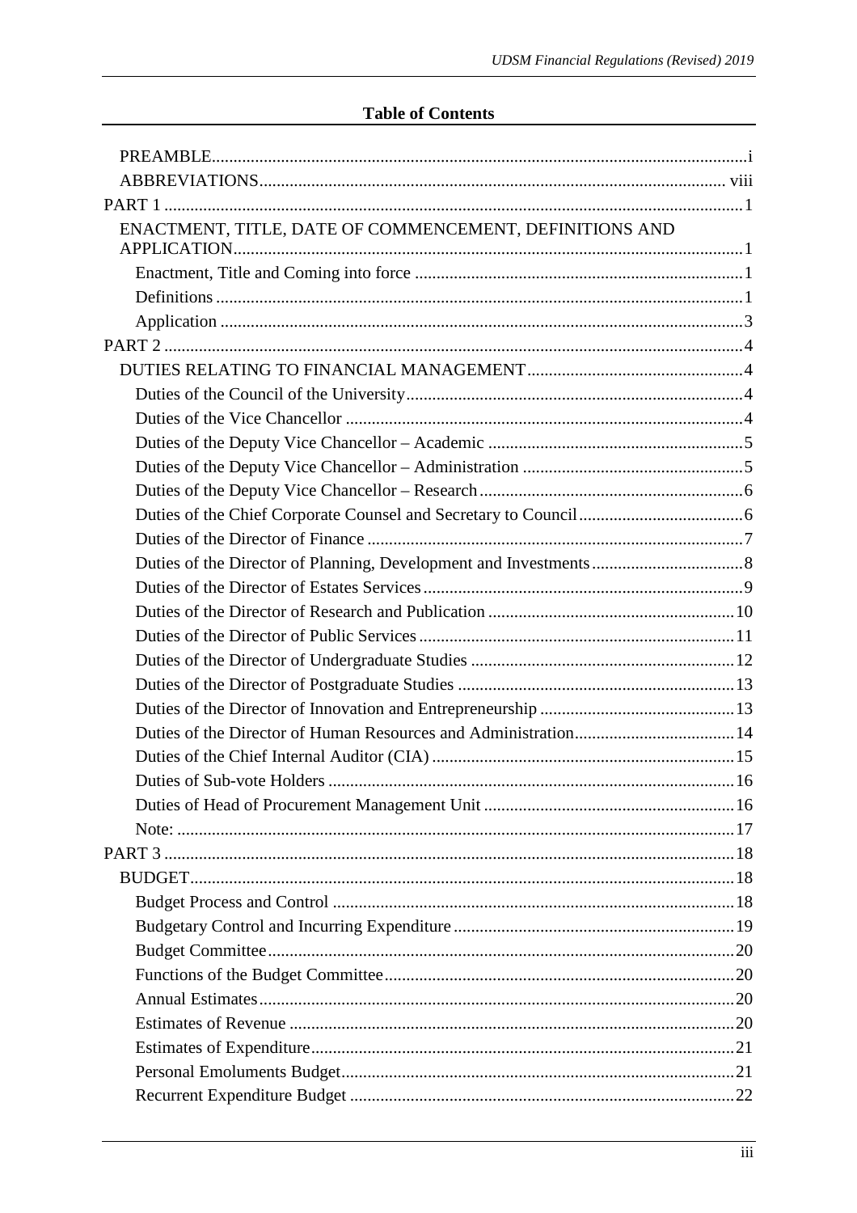# Table of Contents

- PREAMBLE .......... i
- ABBREVIATIONS .......... viii
- PART 1 .......... 1
  - ENACTMENT, TITLE, DATE OF COMMENCEMENT, DEFINITIONS AND APPLICATION .......... 1
    - Enactment, Title and Coming into force .......... 1
    - Definitions .......... 1
    - Application .......... 3
- PART 2 .......... 4
  - DUTIES RELATING TO FINANCIAL MANAGEMENT .......... 4
    - Duties of the Council of the University .......... 4
    - Duties of the Vice Chancellor .......... 4
    - Duties of the Deputy Vice Chancellor – Academic .......... 5
    - Duties of the Deputy Vice Chancellor – Administration .......... 5
    - Duties of the Deputy Vice Chancellor – Research .......... 6
    - Duties of the Chief Corporate Counsel and Secretary to Council .......... 6
    - Duties of the Director of Finance .......... 7
    - Duties of the Director of Planning, Development and Investments .......... 8
    - Duties of the Director of Estates Services .......... 9
    - Duties of the Director of Research and Publication .......... 10
    - Duties of the Director of Public Services .......... 11
    - Duties of the Director of Undergraduate Studies .......... 12
    - Duties of the Director of Postgraduate Studies .......... 13
    - Duties of the Director of Innovation and Entrepreneurship .......... 13
    - Duties of the Director of Human Resources and Administration .......... 14
    - Duties of the Chief Internal Auditor (CIA) .......... 15
    - Duties of Sub-vote Holders .......... 16
    - Duties of Head of Procurement Management Unit .......... 16
    - Note: .......... 17
- PART 3 .......... 18
  - BUDGET .......... 18
    - Budget Process and Control .......... 18
    - Budgetary Control and Incurring Expenditure .......... 19
    - Budget Committee .......... 20
    - Functions of the Budget Committee .......... 20
    - Annual Estimates .......... 20
    - Estimates of Revenue .......... 20
    - Estimates of Expenditure .......... 21
    - Personal Emoluments Budget .......... 21
    - Recurrent Expenditure Budget .......... 22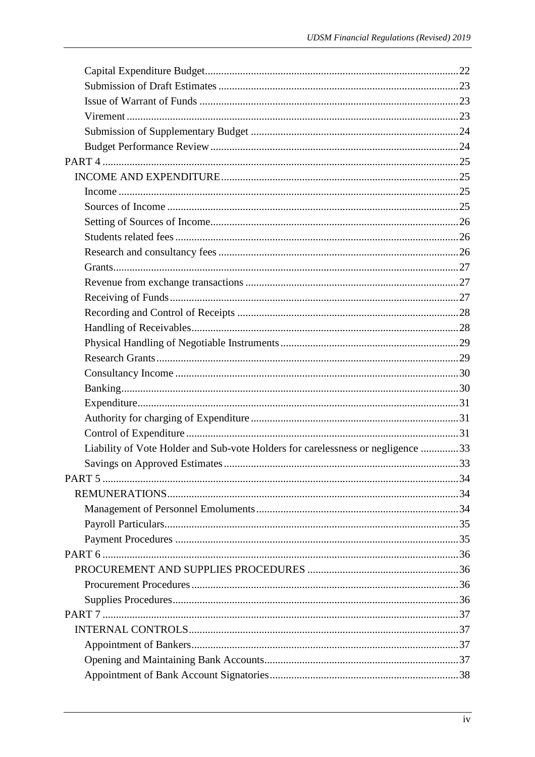Capital Expenditure Budget ..... 22
Submission of Draft Estimates ..... 23
Issue of Warrant of Funds ..... 23
Virement ..... 23
Submission of Supplementary Budget ..... 24
Budget Performance Review ..... 24

PART 4 ..... 25

INCOME AND EXPENDITURE ..... 25
Income ..... 25
Sources of Income ..... 25
Setting of Sources of Income ..... 26
Students related fees ..... 26
Research and consultancy fees ..... 26
Grants ..... 27
Revenue from exchange transactions ..... 27
Receiving of Funds ..... 27
Recording and Control of Receipts ..... 28
Handling of Receivables ..... 28
Physical Handling of Negotiable Instruments ..... 29
Research Grants ..... 29
Consultancy Income ..... 30
Banking ..... 30
Expenditure ..... 31
Authority for charging of Expenditure ..... 31
Control of Expenditure ..... 31
Liability of Vote Holder and Sub-vote Holders for carelessness or negligence ..... 33
Savings on Approved Estimates ..... 33

PART 5 ..... 34

REMUNERATIONS ..... 34
Management of Personnel Emoluments ..... 34
Payroll Particulars ..... 35
Payment Procedures ..... 35

PART 6 ..... 36

PROCUREMENT AND SUPPLIES PROCEDURES ..... 36
Procurement Procedures ..... 36
Supplies Procedures ..... 36

PART 7 ..... 37

INTERNAL CONTROLS ..... 37
Appointment of Bankers ..... 37
Opening and Maintaining Bank Accounts ..... 37
Appointment of Bank Account Signatories ..... 38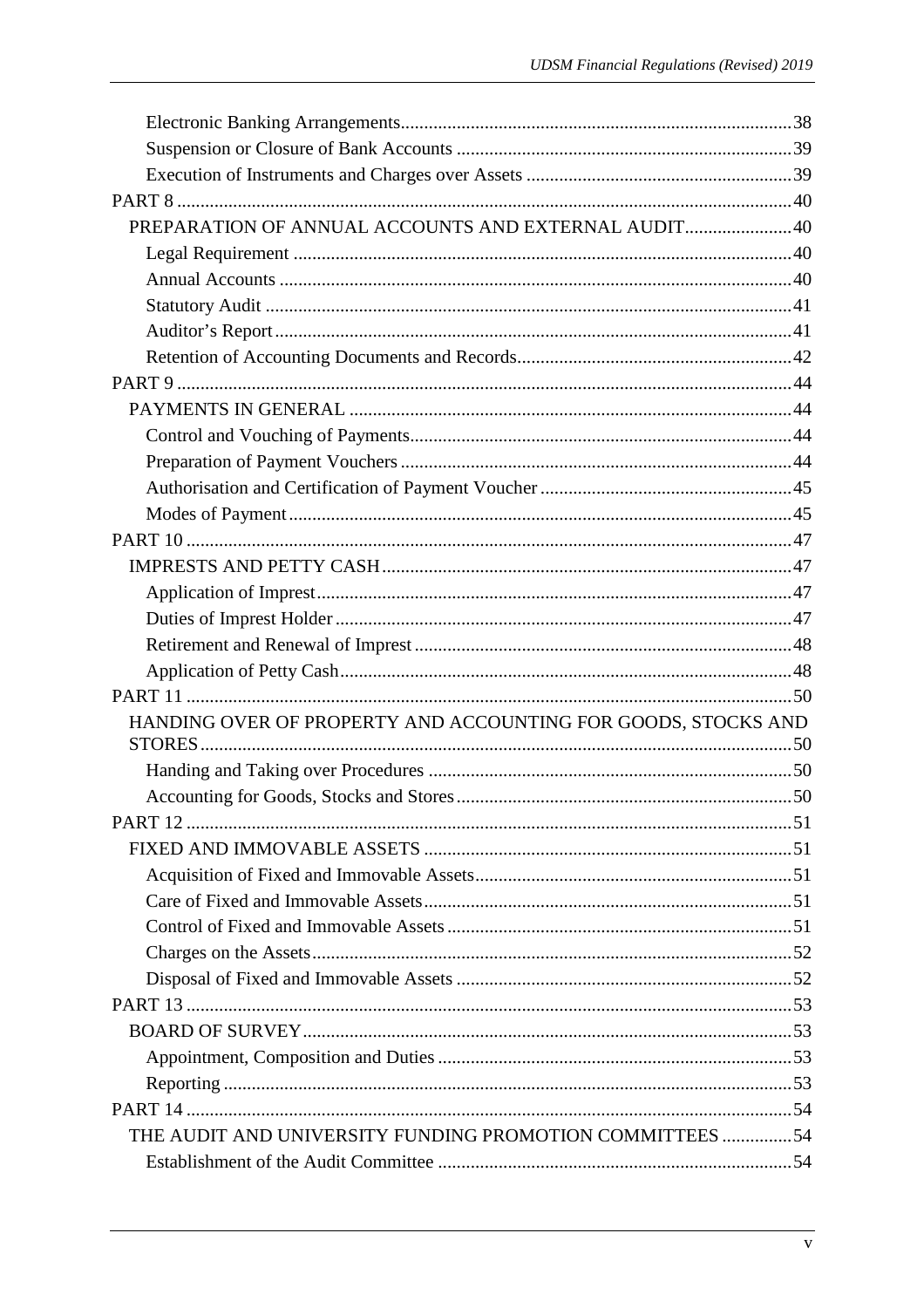Electronic Banking Arrangements ........ 38
Suspension or Closure of Bank Accounts ........ 39
Execution of Instruments and Charges over Assets ........ 39

PART 8 ........ 40

PREPARATION OF ANNUAL ACCOUNTS AND EXTERNAL AUDIT ........ 40

Legal Requirement ........ 40
Annual Accounts ........ 40
Statutory Audit ........ 41
Auditor's Report ........ 41
Retention of Accounting Documents and Records ........ 42

PART 9 ........ 44

PAYMENTS IN GENERAL ........ 44

Control and Vouching of Payments ........ 44
Preparation of Payment Vouchers ........ 44
Authorisation and Certification of Payment Voucher ........ 45
Modes of Payment ........ 45

PART 10 ........ 47

IMPRESTS AND PETTY CASH ........ 47

Application of Imprest ........ 47
Duties of Imprest Holder ........ 47
Retirement and Renewal of Imprest ........ 48
Application of Petty Cash ........ 48

PART 11 ........ 50

HANDING OVER OF PROPERTY AND ACCOUNTING FOR GOODS, STOCKS AND STORES ........ 50

Handing and Taking over Procedures ........ 50
Accounting for Goods, Stocks and Stores ........ 50

PART 12 ........ 51

FIXED AND IMMOVABLE ASSETS ........ 51

Acquisition of Fixed and Immovable Assets ........ 51
Care of Fixed and Immovable Assets ........ 51
Control of Fixed and Immovable Assets ........ 51
Charges on the Assets ........ 52
Disposal of Fixed and Immovable Assets ........ 52

PART 13 ........ 53

BOARD OF SURVEY ........ 53

Appointment, Composition and Duties ........ 53
Reporting ........ 53

PART 14 ........ 54

THE AUDIT AND UNIVERSITY FUNDING PROMOTION COMMITTEES ........ 54

Establishment of the Audit Committee ........ 54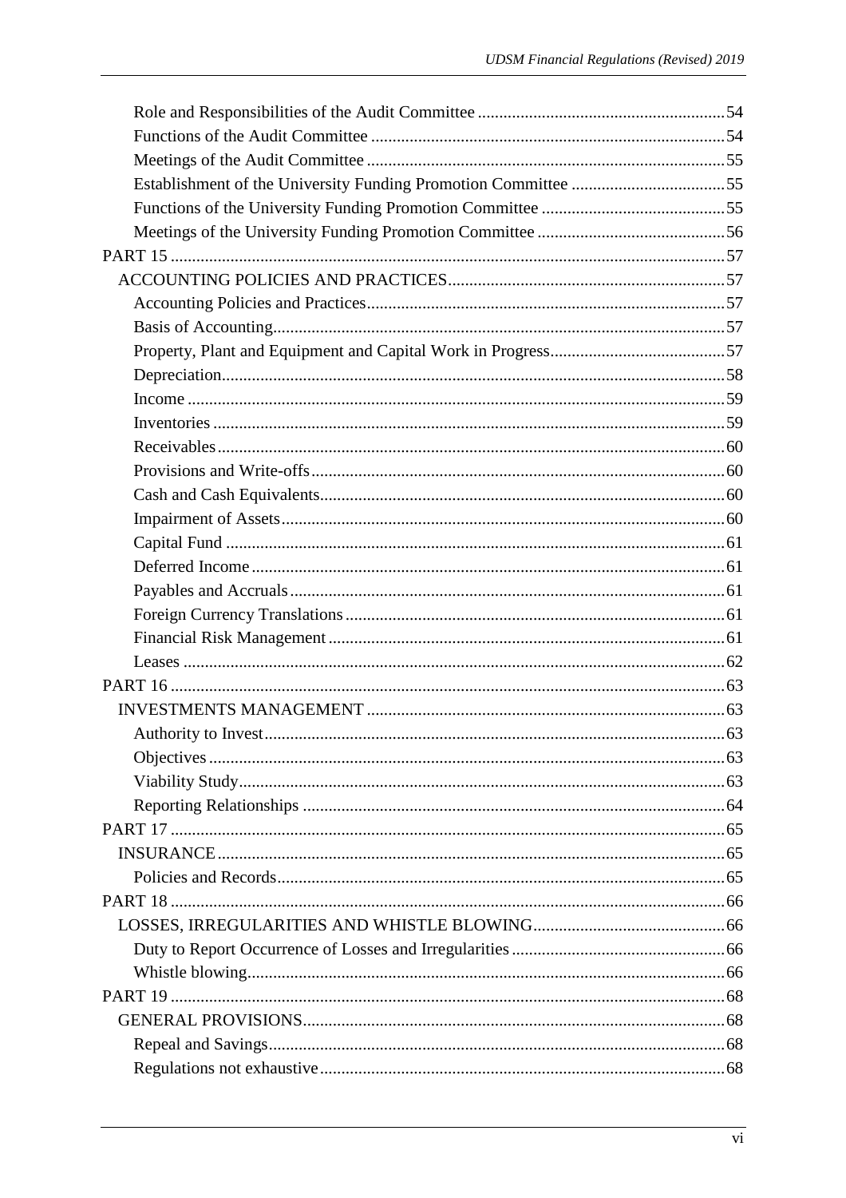Role and Responsibilities of the Audit Committee ............................................................ 54
Functions of the Audit Committee .......................................................................................... 54
Meetings of the Audit Committee ........................................................................................... 55
Establishment of the University Funding Promotion Committee .................................... 55
Functions of the University Funding Promotion Committee ........................................... 55
Meetings of the University Funding Promotion Committee ............................................ 56

PART 15 ................................................................................................................................ 57

ACCOUNTING POLICIES AND PRACTICES .................................................................. 57

Accounting Policies and Practices .......................................................................................... 57
Basis of Accounting .................................................................................................................. 57
Property, Plant and Equipment and Capital Work in Progress ......................................... 57
Depreciation .............................................................................................................................. 58
Income ........................................................................................................................................ 59
Inventories .................................................................................................................................. 59
Receivables ................................................................................................................................. 60
Provisions and Write-offs ......................................................................................................... 60
Cash and Cash Equivalents ...................................................................................................... 60
Impairment of Assets ................................................................................................................ 60
Capital Fund ............................................................................................................................... 61
Deferred Income ........................................................................................................................ 61
Payables and Accruals .............................................................................................................. 61
Foreign Currency Translations ................................................................................................ 61
Financial Risk Management .................................................................................................... 61
Leases .......................................................................................................................................... 62

PART 16 ................................................................................................................................ 63

INVESTMENTS MANAGEMENT ...................................................................................... 63

Authority to Invest ..................................................................................................................... 63
Objectives ................................................................................................................................... 63
Viability Study ........................................................................................................................... 63
Reporting Relationships ........................................................................................................... 64

PART 17 ................................................................................................................................ 65

INSURANCE ......................................................................................................................... 65

Policies and Records ................................................................................................................. 65

PART 18 ................................................................................................................................ 66

LOSSES, IRREGULARITIES AND WHISTLE BLOWING .............................................. 66

Duty to Report Occurrence of Losses and Irregularities .................................................... 66
Whistle blowing ......................................................................................................................... 66

PART 19 ................................................................................................................................ 68

GENERAL PROVISIONS .................................................................................................... 68

Repeal and Savings ................................................................................................................... 68
Regulations not exhaustive ....................................................................................................... 68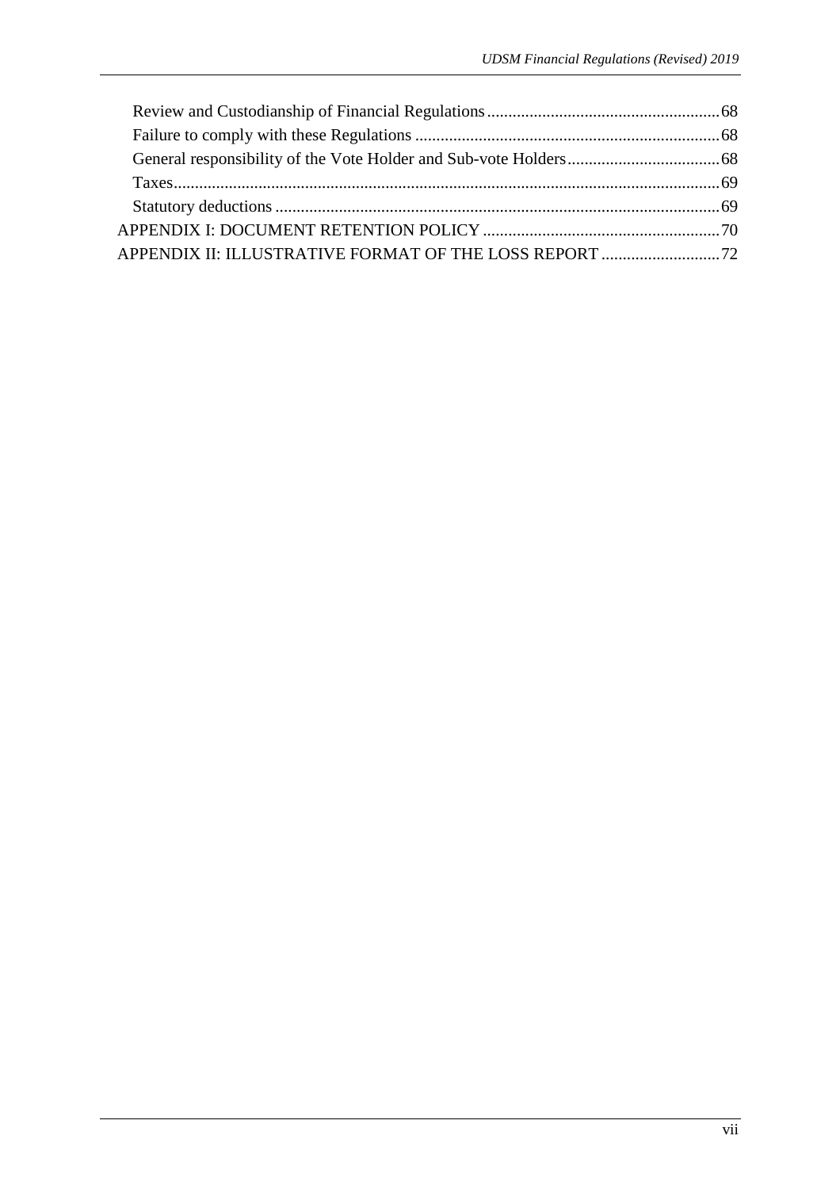Review and Custodianship of Financial Regulations ....... 68
Failure to comply with these Regulations ....... 68
General responsibility of the Vote Holder and Sub-vote Holders ....... 68
Taxes ....... 69
Statutory deductions ....... 69

APPENDIX I: DOCUMENT RETENTION POLICY ....... 70

APPENDIX II: ILLUSTRATIVE FORMAT OF THE LOSS REPORT ....... 72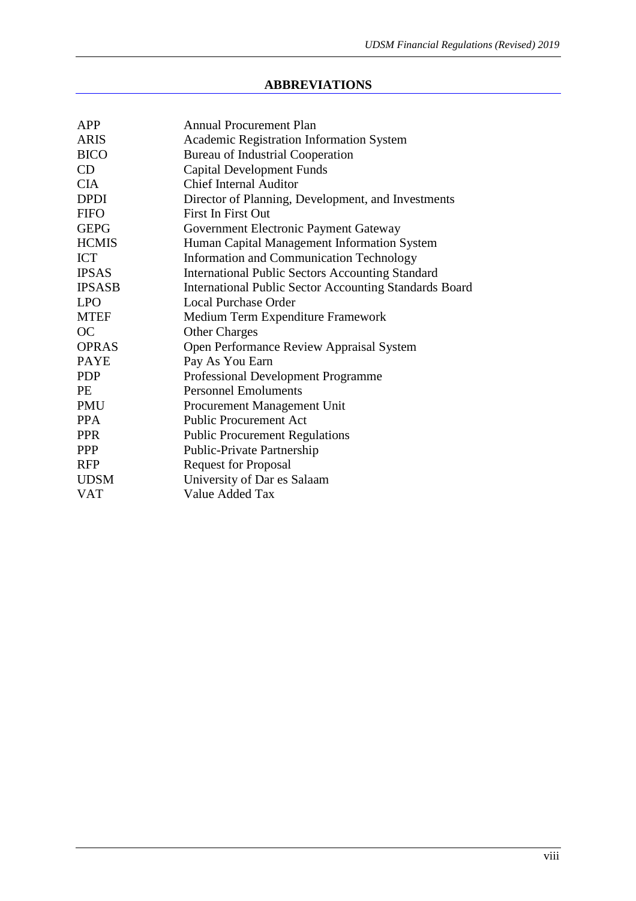## ABBREVIATIONS

| | |
|---|---|
| APP | Annual Procurement Plan |
| ARIS | Academic Registration Information System |
| BICO | Bureau of Industrial Cooperation |
| CD | Capital Development Funds |
| CIA | Chief Internal Auditor |
| DPDI | Director of Planning, Development, and Investments |
| FIFO | First In First Out |
| GEPG | Government Electronic Payment Gateway |
| HCMIS | Human Capital Management Information System |
| ICT | Information and Communication Technology |
| IPSAS | International Public Sectors Accounting Standard |
| IPSASB | International Public Sector Accounting Standards Board |
| LPO | Local Purchase Order |
| MTEF | Medium Term Expenditure Framework |
| OC | Other Charges |
| OPRAS | Open Performance Review Appraisal System |
| PAYE | Pay As You Earn |
| PDP | Professional Development Programme |
| PE | Personnel Emoluments |
| PMU | Procurement Management Unit |
| PPA | Public Procurement Act |
| PPR | Public Procurement Regulations |
| PPP | Public-Private Partnership |
| RFP | Request for Proposal |
| UDSM | University of Dar es Salaam |
| VAT | Value Added Tax |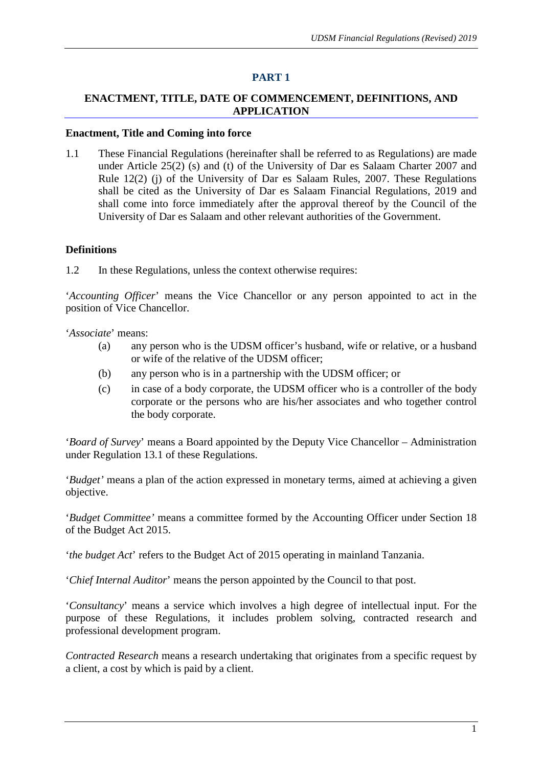# PART 1

## ENACTMENT, TITLE, DATE OF COMMENCEMENT, DEFINITIONS, AND APPLICATION

### Enactment, Title and Coming into force

1.1 These Financial Regulations (hereinafter shall be referred to as Regulations) are made under Article 25(2) (s) and (t) of the University of Dar es Salaam Charter 2007 and Rule 12(2) (j) of the University of Dar es Salaam Rules, 2007. These Regulations shall be cited as the University of Dar es Salaam Financial Regulations, 2019 and shall come into force immediately after the approval thereof by the Council of the University of Dar es Salaam and other relevant authorities of the Government.

### Definitions

1.2 In these Regulations, unless the context otherwise requires:

'*Accounting Officer*' means the Vice Chancellor or any person appointed to act in the position of Vice Chancellor.

'*Associate*' means:

(a) any person who is the UDSM officer's husband, wife or relative, or a husband or wife of the relative of the UDSM officer;

(b) any person who is in a partnership with the UDSM officer; or

(c) in case of a body corporate, the UDSM officer who is a controller of the body corporate or the persons who are his/her associates and who together control the body corporate.

'*Board of Survey*' means a Board appointed by the Deputy Vice Chancellor – Administration under Regulation 13.1 of these Regulations.

'*Budget'* means a plan of the action expressed in monetary terms, aimed at achieving a given objective.

'*Budget Committee'* means a committee formed by the Accounting Officer under Section 18 of the Budget Act 2015.

'*the budget Act*' refers to the Budget Act of 2015 operating in mainland Tanzania.

'*Chief Internal Auditor*' means the person appointed by the Council to that post.

'*Consultancy*' means a service which involves a high degree of intellectual input. For the purpose of these Regulations, it includes problem solving, contracted research and professional development program.

*Contracted Research* means a research undertaking that originates from a specific request by a client, a cost by which is paid by a client.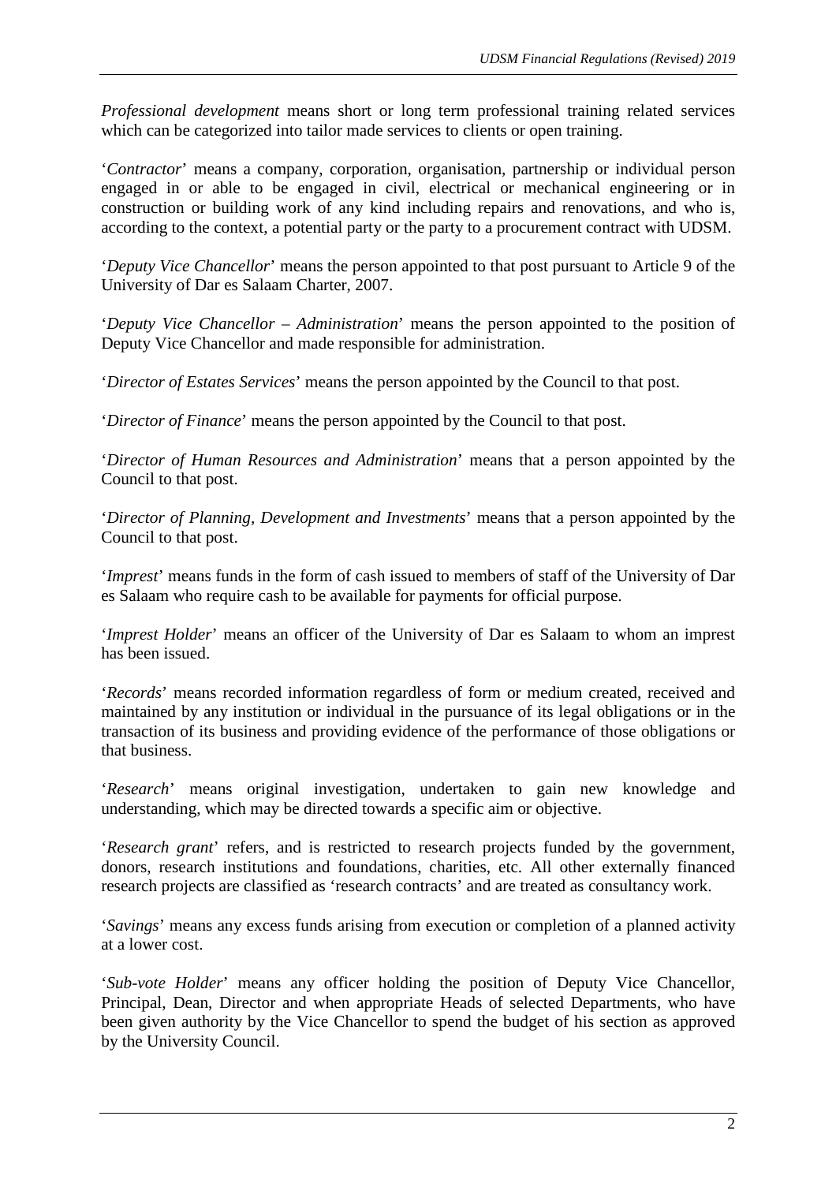*Professional development* means short or long term professional training related services which can be categorized into tailor made services to clients or open training.

'*Contractor*' means a company, corporation, organisation, partnership or individual person engaged in or able to be engaged in civil, electrical or mechanical engineering or in construction or building work of any kind including repairs and renovations, and who is, according to the context, a potential party or the party to a procurement contract with UDSM.

'*Deputy Vice Chancellor*' means the person appointed to that post pursuant to Article 9 of the University of Dar es Salaam Charter, 2007.

'*Deputy Vice Chancellor – Administration*' means the person appointed to the position of Deputy Vice Chancellor and made responsible for administration.

'*Director of Estates Services*' means the person appointed by the Council to that post.

'*Director of Finance*' means the person appointed by the Council to that post.

'*Director of Human Resources and Administration*' means that a person appointed by the Council to that post.

'*Director of Planning, Development and Investments*' means that a person appointed by the Council to that post.

'*Imprest*' means funds in the form of cash issued to members of staff of the University of Dar es Salaam who require cash to be available for payments for official purpose.

'*Imprest Holder*' means an officer of the University of Dar es Salaam to whom an imprest has been issued.

'*Records*' means recorded information regardless of form or medium created, received and maintained by any institution or individual in the pursuance of its legal obligations or in the transaction of its business and providing evidence of the performance of those obligations or that business.

'*Research*' means original investigation, undertaken to gain new knowledge and understanding, which may be directed towards a specific aim or objective.

'*Research grant*' refers, and is restricted to research projects funded by the government, donors, research institutions and foundations, charities, etc. All other externally financed research projects are classified as 'research contracts' and are treated as consultancy work.

'*Savings*' means any excess funds arising from execution or completion of a planned activity at a lower cost.

'*Sub-vote Holder*' means any officer holding the position of Deputy Vice Chancellor, Principal, Dean, Director and when appropriate Heads of selected Departments, who have been given authority by the Vice Chancellor to spend the budget of his section as approved by the University Council.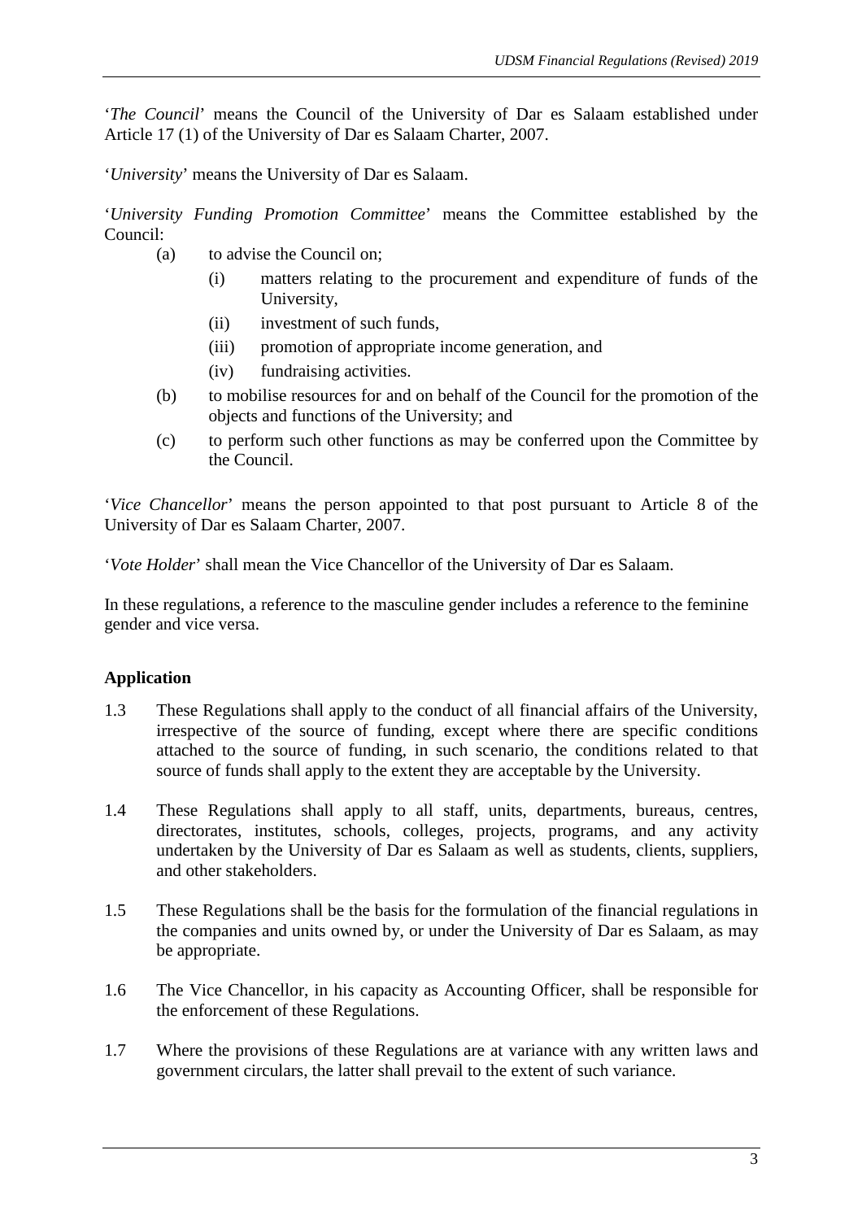'*The Council*' means the Council of the University of Dar es Salaam established under Article 17 (1) of the University of Dar es Salaam Charter, 2007.

'*University*' means the University of Dar es Salaam.

'*University Funding Promotion Committee*' means the Committee established by the Council:

(a) to advise the Council on;

   (i) matters relating to the procurement and expenditure of funds of the University,

   (ii) investment of such funds,

   (iii) promotion of appropriate income generation, and

   (iv) fundraising activities.

(b) to mobilise resources for and on behalf of the Council for the promotion of the objects and functions of the University; and

(c) to perform such other functions as may be conferred upon the Committee by the Council.

'*Vice Chancellor*' means the person appointed to that post pursuant to Article 8 of the University of Dar es Salaam Charter, 2007.

'*Vote Holder*' shall mean the Vice Chancellor of the University of Dar es Salaam.

In these regulations, a reference to the masculine gender includes a reference to the feminine gender and vice versa.

**Application**

1.3 These Regulations shall apply to the conduct of all financial affairs of the University, irrespective of the source of funding, except where there are specific conditions attached to the source of funding, in such scenario, the conditions related to that source of funds shall apply to the extent they are acceptable by the University.

1.4 These Regulations shall apply to all staff, units, departments, bureaus, centres, directorates, institutes, schools, colleges, projects, programs, and any activity undertaken by the University of Dar es Salaam as well as students, clients, suppliers, and other stakeholders.

1.5 These Regulations shall be the basis for the formulation of the financial regulations in the companies and units owned by, or under the University of Dar es Salaam, as may be appropriate.

1.6 The Vice Chancellor, in his capacity as Accounting Officer, shall be responsible for the enforcement of these Regulations.

1.7 Where the provisions of these Regulations are at variance with any written laws and government circulars, the latter shall prevail to the extent of such variance.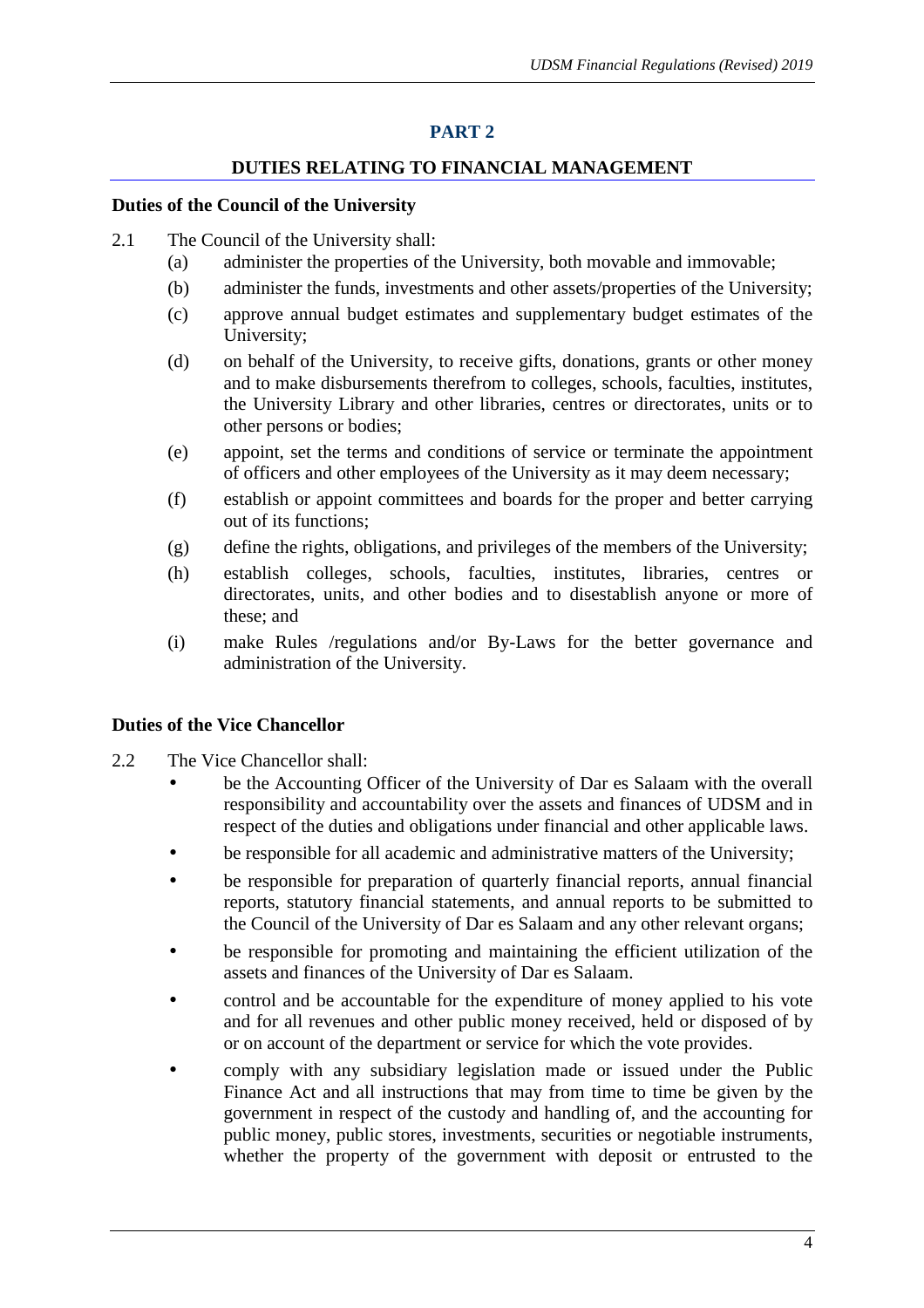## PART 2

### DUTIES RELATING TO FINANCIAL MANAGEMENT

**Duties of the Council of the University**

2.1 The Council of the University shall:

- (a) administer the properties of the University, both movable and immovable;
- (b) administer the funds, investments and other assets/properties of the University;
- (c) approve annual budget estimates and supplementary budget estimates of the University;
- (d) on behalf of the University, to receive gifts, donations, grants or other money and to make disbursements therefrom to colleges, schools, faculties, institutes, the University Library and other libraries, centres or directorates, units or to other persons or bodies;
- (e) appoint, set the terms and conditions of service or terminate the appointment of officers and other employees of the University as it may deem necessary;
- (f) establish or appoint committees and boards for the proper and better carrying out of its functions;
- (g) define the rights, obligations, and privileges of the members of the University;
- (h) establish colleges, schools, faculties, institutes, libraries, centres or directorates, units, and other bodies and to disestablish anyone or more of these; and
- (i) make Rules /regulations and/or By-Laws for the better governance and administration of the University.

**Duties of the Vice Chancellor**

2.2 The Vice Chancellor shall:

- be the Accounting Officer of the University of Dar es Salaam with the overall responsibility and accountability over the assets and finances of UDSM and in respect of the duties and obligations under financial and other applicable laws.
- be responsible for all academic and administrative matters of the University;
- be responsible for preparation of quarterly financial reports, annual financial reports, statutory financial statements, and annual reports to be submitted to the Council of the University of Dar es Salaam and any other relevant organs;
- be responsible for promoting and maintaining the efficient utilization of the assets and finances of the University of Dar es Salaam.
- control and be accountable for the expenditure of money applied to his vote and for all revenues and other public money received, held or disposed of by or on account of the department or service for which the vote provides.
- comply with any subsidiary legislation made or issued under the Public Finance Act and all instructions that may from time to time be given by the government in respect of the custody and handling of, and the accounting for public money, public stores, investments, securities or negotiable instruments, whether the property of the government with deposit or entrusted to the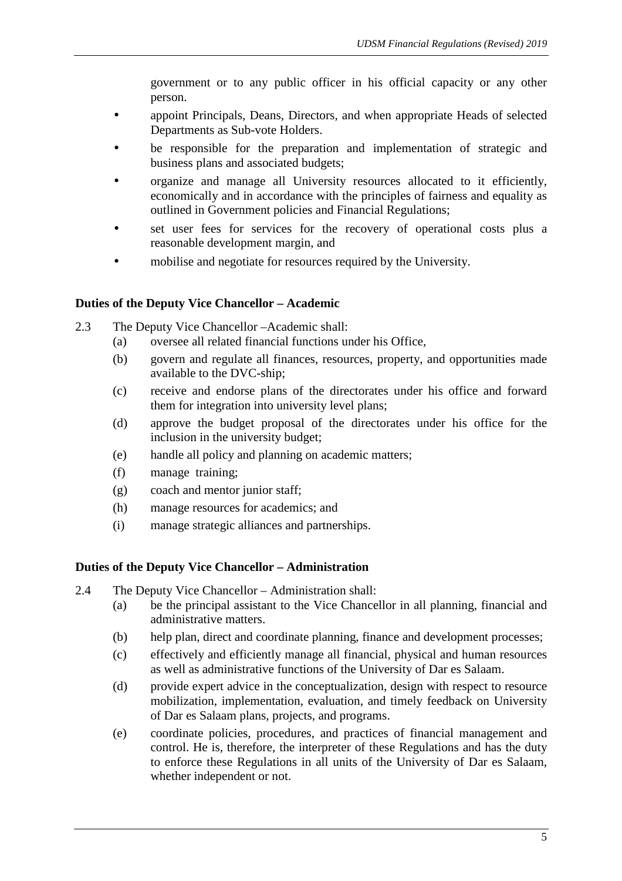government or to any public officer in his official capacity or any other person.

- appoint Principals, Deans, Directors, and when appropriate Heads of selected Departments as Sub-vote Holders.
- be responsible for the preparation and implementation of strategic and business plans and associated budgets;
- organize and manage all University resources allocated to it efficiently, economically and in accordance with the principles of fairness and equality as outlined in Government policies and Financial Regulations;
- set user fees for services for the recovery of operational costs plus a reasonable development margin, and
- mobilise and negotiate for resources required by the University.

**Duties of the Deputy Vice Chancellor – Academic**

2.3 The Deputy Vice Chancellor –Academic shall:

(a) oversee all related financial functions under his Office,

(b) govern and regulate all finances, resources, property, and opportunities made available to the DVC-ship;

(c) receive and endorse plans of the directorates under his office and forward them for integration into university level plans;

(d) approve the budget proposal of the directorates under his office for the inclusion in the university budget;

(e) handle all policy and planning on academic matters;

(f) manage training;

(g) coach and mentor junior staff;

(h) manage resources for academics; and

(i) manage strategic alliances and partnerships.

**Duties of the Deputy Vice Chancellor – Administration**

2.4 The Deputy Vice Chancellor – Administration shall:

(a) be the principal assistant to the Vice Chancellor in all planning, financial and administrative matters.

(b) help plan, direct and coordinate planning, finance and development processes;

(c) effectively and efficiently manage all financial, physical and human resources as well as administrative functions of the University of Dar es Salaam.

(d) provide expert advice in the conceptualization, design with respect to resource mobilization, implementation, evaluation, and timely feedback on University of Dar es Salaam plans, projects, and programs.

(e) coordinate policies, procedures, and practices of financial management and control. He is, therefore, the interpreter of these Regulations and has the duty to enforce these Regulations in all units of the University of Dar es Salaam, whether independent or not.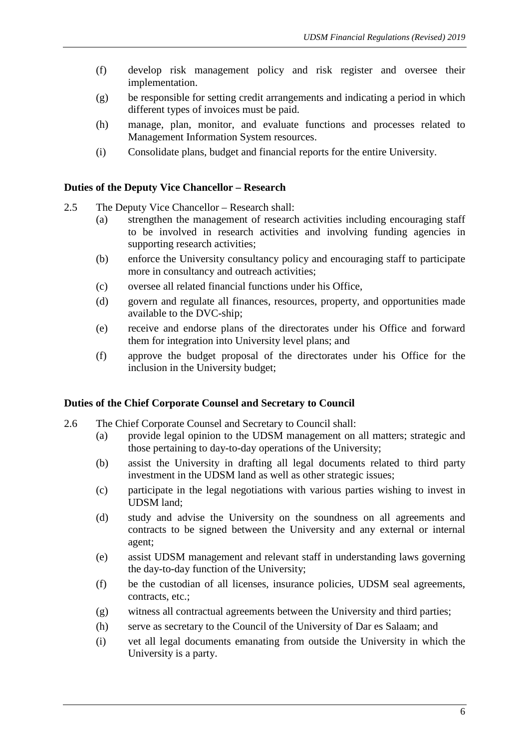(f) develop risk management policy and risk register and oversee their implementation.

(g) be responsible for setting credit arrangements and indicating a period in which different types of invoices must be paid.

(h) manage, plan, monitor, and evaluate functions and processes related to Management Information System resources.

(i) Consolidate plans, budget and financial reports for the entire University.

**Duties of the Deputy Vice Chancellor – Research**

2.5 The Deputy Vice Chancellor – Research shall:

(a) strengthen the management of research activities including encouraging staff to be involved in research activities and involving funding agencies in supporting research activities;

(b) enforce the University consultancy policy and encouraging staff to participate more in consultancy and outreach activities;

(c) oversee all related financial functions under his Office,

(d) govern and regulate all finances, resources, property, and opportunities made available to the DVC-ship;

(e) receive and endorse plans of the directorates under his Office and forward them for integration into University level plans; and

(f) approve the budget proposal of the directorates under his Office for the inclusion in the University budget;

**Duties of the Chief Corporate Counsel and Secretary to Council**

2.6 The Chief Corporate Counsel and Secretary to Council shall:

(a) provide legal opinion to the UDSM management on all matters; strategic and those pertaining to day-to-day operations of the University;

(b) assist the University in drafting all legal documents related to third party investment in the UDSM land as well as other strategic issues;

(c) participate in the legal negotiations with various parties wishing to invest in UDSM land;

(d) study and advise the University on the soundness on all agreements and contracts to be signed between the University and any external or internal agent;

(e) assist UDSM management and relevant staff in understanding laws governing the day-to-day function of the University;

(f) be the custodian of all licenses, insurance policies, UDSM seal agreements, contracts, etc.;

(g) witness all contractual agreements between the University and third parties;

(h) serve as secretary to the Council of the University of Dar es Salaam; and

(i) vet all legal documents emanating from outside the University in which the University is a party.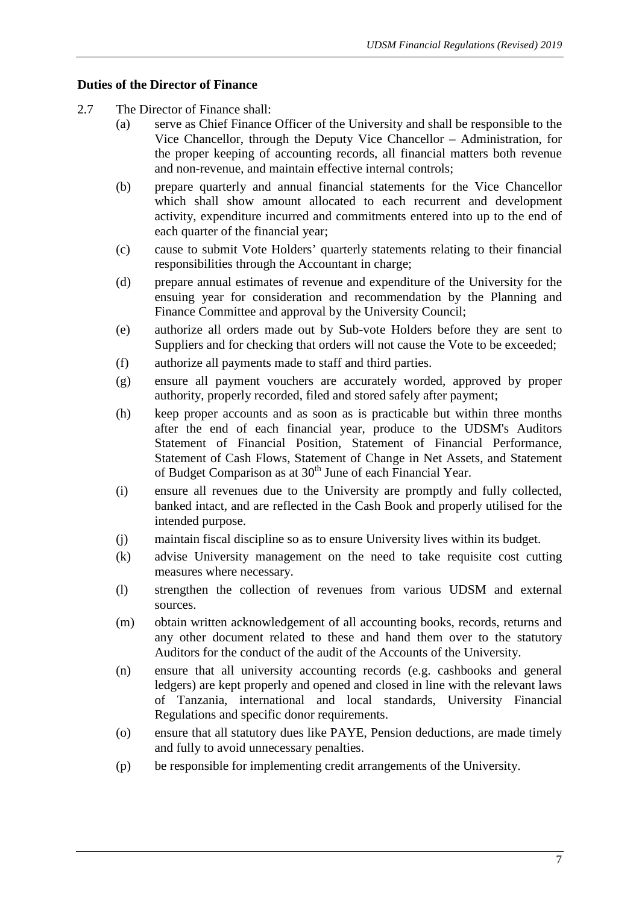**Duties of the Director of Finance**

2.7 The Director of Finance shall:

(a) serve as Chief Finance Officer of the University and shall be responsible to the Vice Chancellor, through the Deputy Vice Chancellor – Administration, for the proper keeping of accounting records, all financial matters both revenue and non-revenue, and maintain effective internal controls;

(b) prepare quarterly and annual financial statements for the Vice Chancellor which shall show amount allocated to each recurrent and development activity, expenditure incurred and commitments entered into up to the end of each quarter of the financial year;

(c) cause to submit Vote Holders' quarterly statements relating to their financial responsibilities through the Accountant in charge;

(d) prepare annual estimates of revenue and expenditure of the University for the ensuing year for consideration and recommendation by the Planning and Finance Committee and approval by the University Council;

(e) authorize all orders made out by Sub-vote Holders before they are sent to Suppliers and for checking that orders will not cause the Vote to be exceeded;

(f) authorize all payments made to staff and third parties.

(g) ensure all payment vouchers are accurately worded, approved by proper authority, properly recorded, filed and stored safely after payment;

(h) keep proper accounts and as soon as is practicable but within three months after the end of each financial year, produce to the UDSM's Auditors Statement of Financial Position, Statement of Financial Performance, Statement of Cash Flows, Statement of Change in Net Assets, and Statement of Budget Comparison as at 30th June of each Financial Year.

(i) ensure all revenues due to the University are promptly and fully collected, banked intact, and are reflected in the Cash Book and properly utilised for the intended purpose.

(j) maintain fiscal discipline so as to ensure University lives within its budget.

(k) advise University management on the need to take requisite cost cutting measures where necessary.

(l) strengthen the collection of revenues from various UDSM and external sources.

(m) obtain written acknowledgement of all accounting books, records, returns and any other document related to these and hand them over to the statutory Auditors for the conduct of the audit of the Accounts of the University.

(n) ensure that all university accounting records (e.g. cashbooks and general ledgers) are kept properly and opened and closed in line with the relevant laws of Tanzania, international and local standards, University Financial Regulations and specific donor requirements.

(o) ensure that all statutory dues like PAYE, Pension deductions, are made timely and fully to avoid unnecessary penalties.

(p) be responsible for implementing credit arrangements of the University.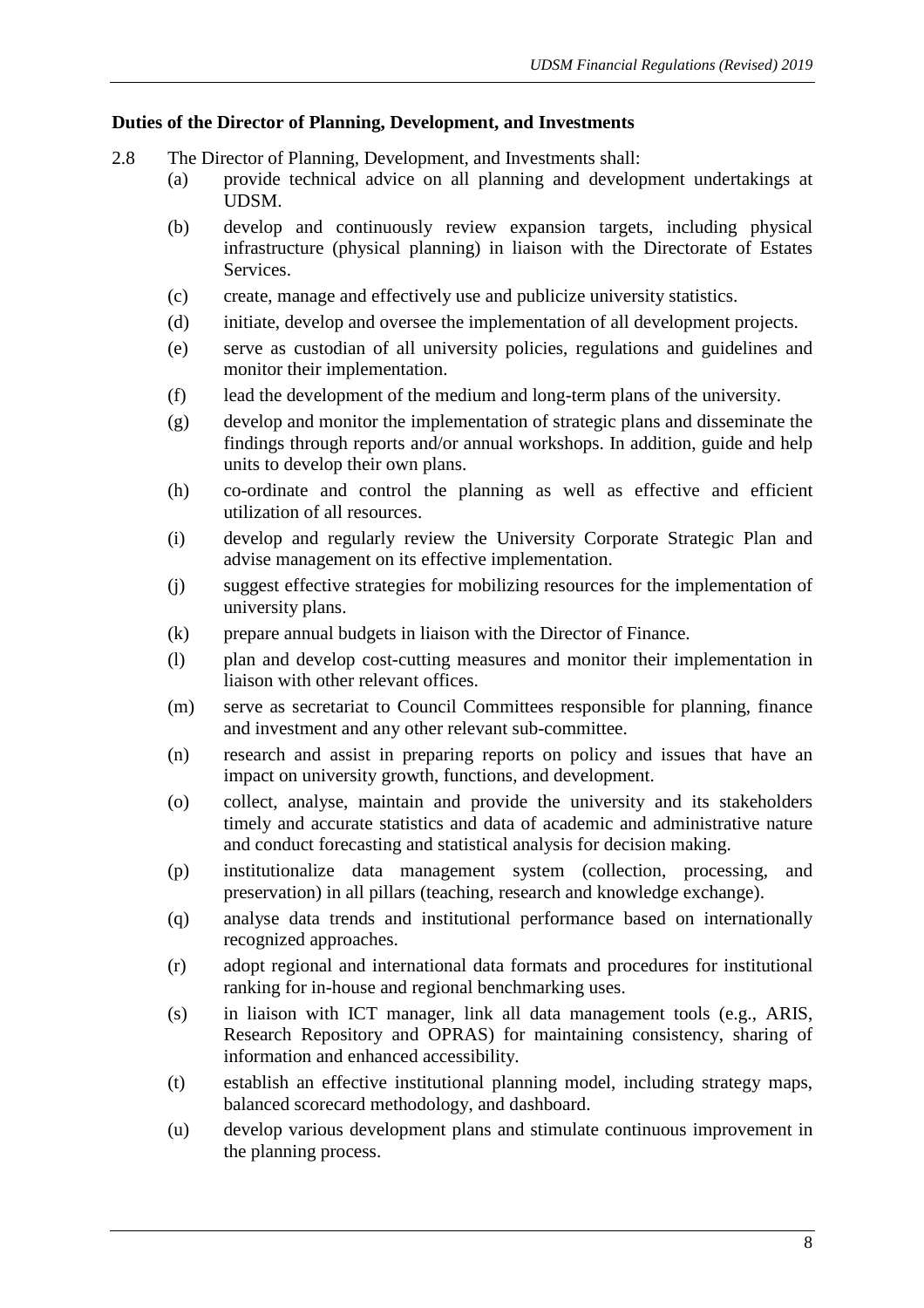**Duties of the Director of Planning, Development, and Investments**

2.8 The Director of Planning, Development, and Investments shall:

- (a) provide technical advice on all planning and development undertakings at UDSM.
- (b) develop and continuously review expansion targets, including physical infrastructure (physical planning) in liaison with the Directorate of Estates Services.
- (c) create, manage and effectively use and publicize university statistics.
- (d) initiate, develop and oversee the implementation of all development projects.
- (e) serve as custodian of all university policies, regulations and guidelines and monitor their implementation.
- (f) lead the development of the medium and long-term plans of the university.
- (g) develop and monitor the implementation of strategic plans and disseminate the findings through reports and/or annual workshops. In addition, guide and help units to develop their own plans.
- (h) co-ordinate and control the planning as well as effective and efficient utilization of all resources.
- (i) develop and regularly review the University Corporate Strategic Plan and advise management on its effective implementation.
- (j) suggest effective strategies for mobilizing resources for the implementation of university plans.
- (k) prepare annual budgets in liaison with the Director of Finance.
- (l) plan and develop cost-cutting measures and monitor their implementation in liaison with other relevant offices.
- (m) serve as secretariat to Council Committees responsible for planning, finance and investment and any other relevant sub-committee.
- (n) research and assist in preparing reports on policy and issues that have an impact on university growth, functions, and development.
- (o) collect, analyse, maintain and provide the university and its stakeholders timely and accurate statistics and data of academic and administrative nature and conduct forecasting and statistical analysis for decision making.
- (p) institutionalize data management system (collection, processing, and preservation) in all pillars (teaching, research and knowledge exchange).
- (q) analyse data trends and institutional performance based on internationally recognized approaches.
- (r) adopt regional and international data formats and procedures for institutional ranking for in-house and regional benchmarking uses.
- (s) in liaison with ICT manager, link all data management tools (e.g., ARIS, Research Repository and OPRAS) for maintaining consistency, sharing of information and enhanced accessibility.
- (t) establish an effective institutional planning model, including strategy maps, balanced scorecard methodology, and dashboard.
- (u) develop various development plans and stimulate continuous improvement in the planning process.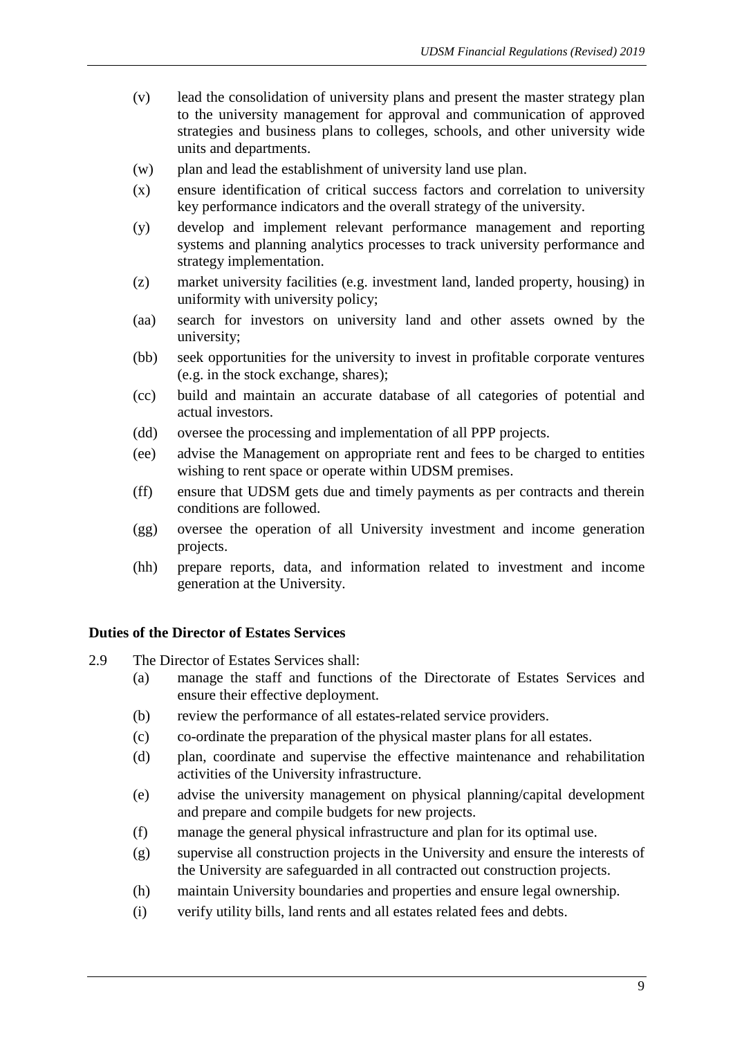(v) lead the consolidation of university plans and present the master strategy plan to the university management for approval and communication of approved strategies and business plans to colleges, schools, and other university wide units and departments.

(w) plan and lead the establishment of university land use plan.

(x) ensure identification of critical success factors and correlation to university key performance indicators and the overall strategy of the university.

(y) develop and implement relevant performance management and reporting systems and planning analytics processes to track university performance and strategy implementation.

(z) market university facilities (e.g. investment land, landed property, housing) in uniformity with university policy;

(aa) search for investors on university land and other assets owned by the university;

(bb) seek opportunities for the university to invest in profitable corporate ventures (e.g. in the stock exchange, shares);

(cc) build and maintain an accurate database of all categories of potential and actual investors.

(dd) oversee the processing and implementation of all PPP projects.

(ee) advise the Management on appropriate rent and fees to be charged to entities wishing to rent space or operate within UDSM premises.

(ff) ensure that UDSM gets due and timely payments as per contracts and therein conditions are followed.

(gg) oversee the operation of all University investment and income generation projects.

(hh) prepare reports, data, and information related to investment and income generation at the University.

**Duties of the Director of Estates Services**

2.9 The Director of Estates Services shall:

(a) manage the staff and functions of the Directorate of Estates Services and ensure their effective deployment.

(b) review the performance of all estates-related service providers.

(c) co-ordinate the preparation of the physical master plans for all estates.

(d) plan, coordinate and supervise the effective maintenance and rehabilitation activities of the University infrastructure.

(e) advise the university management on physical planning/capital development and prepare and compile budgets for new projects.

(f) manage the general physical infrastructure and plan for its optimal use.

(g) supervise all construction projects in the University and ensure the interests of the University are safeguarded in all contracted out construction projects.

(h) maintain University boundaries and properties and ensure legal ownership.

(i) verify utility bills, land rents and all estates related fees and debts.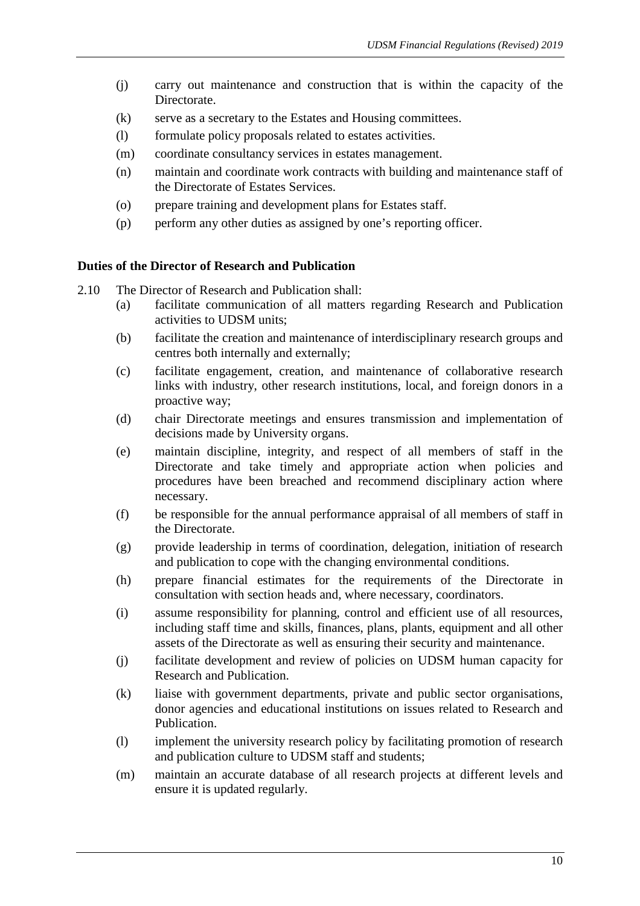(j) carry out maintenance and construction that is within the capacity of the Directorate.

(k) serve as a secretary to the Estates and Housing committees.

(l) formulate policy proposals related to estates activities.

(m) coordinate consultancy services in estates management.

(n) maintain and coordinate work contracts with building and maintenance staff of the Directorate of Estates Services.

(o) prepare training and development plans for Estates staff.

(p) perform any other duties as assigned by one's reporting officer.

**Duties of the Director of Research and Publication**

2.10 The Director of Research and Publication shall:

(a) facilitate communication of all matters regarding Research and Publication activities to UDSM units;

(b) facilitate the creation and maintenance of interdisciplinary research groups and centres both internally and externally;

(c) facilitate engagement, creation, and maintenance of collaborative research links with industry, other research institutions, local, and foreign donors in a proactive way;

(d) chair Directorate meetings and ensures transmission and implementation of decisions made by University organs.

(e) maintain discipline, integrity, and respect of all members of staff in the Directorate and take timely and appropriate action when policies and procedures have been breached and recommend disciplinary action where necessary.

(f) be responsible for the annual performance appraisal of all members of staff in the Directorate.

(g) provide leadership in terms of coordination, delegation, initiation of research and publication to cope with the changing environmental conditions.

(h) prepare financial estimates for the requirements of the Directorate in consultation with section heads and, where necessary, coordinators.

(i) assume responsibility for planning, control and efficient use of all resources, including staff time and skills, finances, plans, plants, equipment and all other assets of the Directorate as well as ensuring their security and maintenance.

(j) facilitate development and review of policies on UDSM human capacity for Research and Publication.

(k) liaise with government departments, private and public sector organisations, donor agencies and educational institutions on issues related to Research and Publication.

(l) implement the university research policy by facilitating promotion of research and publication culture to UDSM staff and students;

(m) maintain an accurate database of all research projects at different levels and ensure it is updated regularly.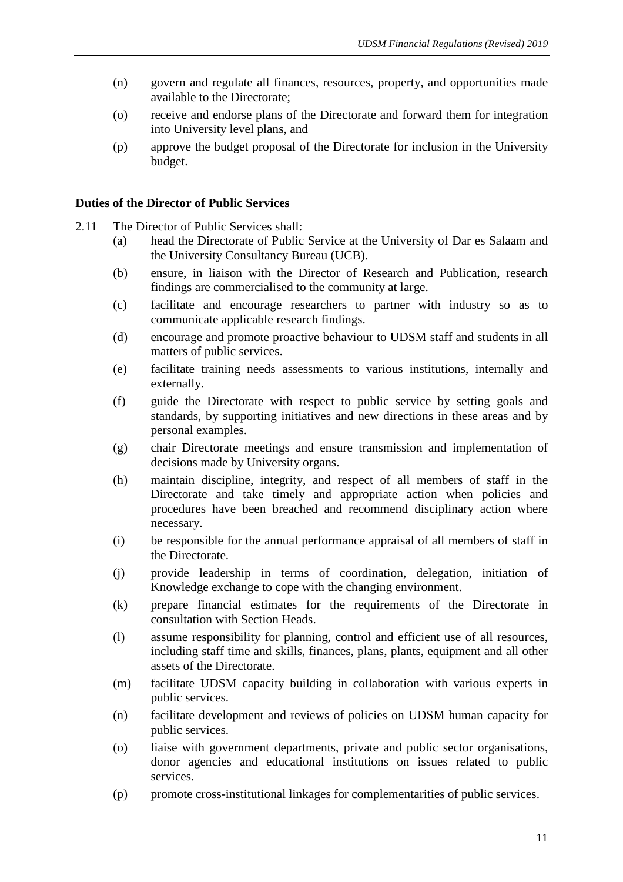(n) govern and regulate all finances, resources, property, and opportunities made available to the Directorate;

(o) receive and endorse plans of the Directorate and forward them for integration into University level plans, and

(p) approve the budget proposal of the Directorate for inclusion in the University budget.

**Duties of the Director of Public Services**

2.11 The Director of Public Services shall:

(a) head the Directorate of Public Service at the University of Dar es Salaam and the University Consultancy Bureau (UCB).

(b) ensure, in liaison with the Director of Research and Publication, research findings are commercialised to the community at large.

(c) facilitate and encourage researchers to partner with industry so as to communicate applicable research findings.

(d) encourage and promote proactive behaviour to UDSM staff and students in all matters of public services.

(e) facilitate training needs assessments to various institutions, internally and externally.

(f) guide the Directorate with respect to public service by setting goals and standards, by supporting initiatives and new directions in these areas and by personal examples.

(g) chair Directorate meetings and ensure transmission and implementation of decisions made by University organs.

(h) maintain discipline, integrity, and respect of all members of staff in the Directorate and take timely and appropriate action when policies and procedures have been breached and recommend disciplinary action where necessary.

(i) be responsible for the annual performance appraisal of all members of staff in the Directorate.

(j) provide leadership in terms of coordination, delegation, initiation of Knowledge exchange to cope with the changing environment.

(k) prepare financial estimates for the requirements of the Directorate in consultation with Section Heads.

(l) assume responsibility for planning, control and efficient use of all resources, including staff time and skills, finances, plans, plants, equipment and all other assets of the Directorate.

(m) facilitate UDSM capacity building in collaboration with various experts in public services.

(n) facilitate development and reviews of policies on UDSM human capacity for public services.

(o) liaise with government departments, private and public sector organisations, donor agencies and educational institutions on issues related to public services.

(p) promote cross-institutional linkages for complementarities of public services.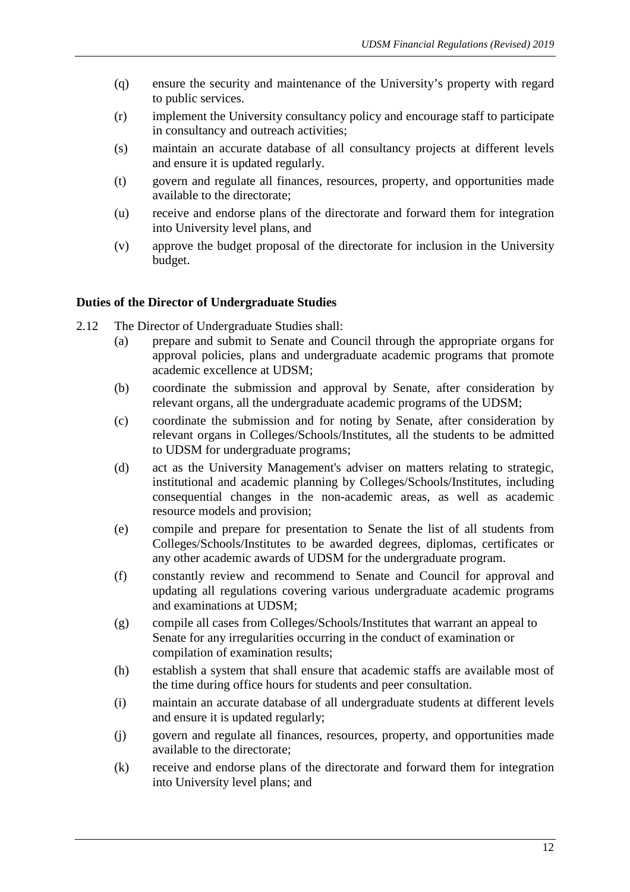(q) ensure the security and maintenance of the University's property with regard to public services.

(r) implement the University consultancy policy and encourage staff to participate in consultancy and outreach activities;

(s) maintain an accurate database of all consultancy projects at different levels and ensure it is updated regularly.

(t) govern and regulate all finances, resources, property, and opportunities made available to the directorate;

(u) receive and endorse plans of the directorate and forward them for integration into University level plans, and

(v) approve the budget proposal of the directorate for inclusion in the University budget.

**Duties of the Director of Undergraduate Studies**

2.12 The Director of Undergraduate Studies shall:

(a) prepare and submit to Senate and Council through the appropriate organs for approval policies, plans and undergraduate academic programs that promote academic excellence at UDSM;

(b) coordinate the submission and approval by Senate, after consideration by relevant organs, all the undergraduate academic programs of the UDSM;

(c) coordinate the submission and for noting by Senate, after consideration by relevant organs in Colleges/Schools/Institutes, all the students to be admitted to UDSM for undergraduate programs;

(d) act as the University Management's adviser on matters relating to strategic, institutional and academic planning by Colleges/Schools/Institutes, including consequential changes in the non-academic areas, as well as academic resource models and provision;

(e) compile and prepare for presentation to Senate the list of all students from Colleges/Schools/Institutes to be awarded degrees, diplomas, certificates or any other academic awards of UDSM for the undergraduate program.

(f) constantly review and recommend to Senate and Council for approval and updating all regulations covering various undergraduate academic programs and examinations at UDSM;

(g) compile all cases from Colleges/Schools/Institutes that warrant an appeal to Senate for any irregularities occurring in the conduct of examination or compilation of examination results;

(h) establish a system that shall ensure that academic staffs are available most of the time during office hours for students and peer consultation.

(i) maintain an accurate database of all undergraduate students at different levels and ensure it is updated regularly;

(j) govern and regulate all finances, resources, property, and opportunities made available to the directorate;

(k) receive and endorse plans of the directorate and forward them for integration into University level plans; and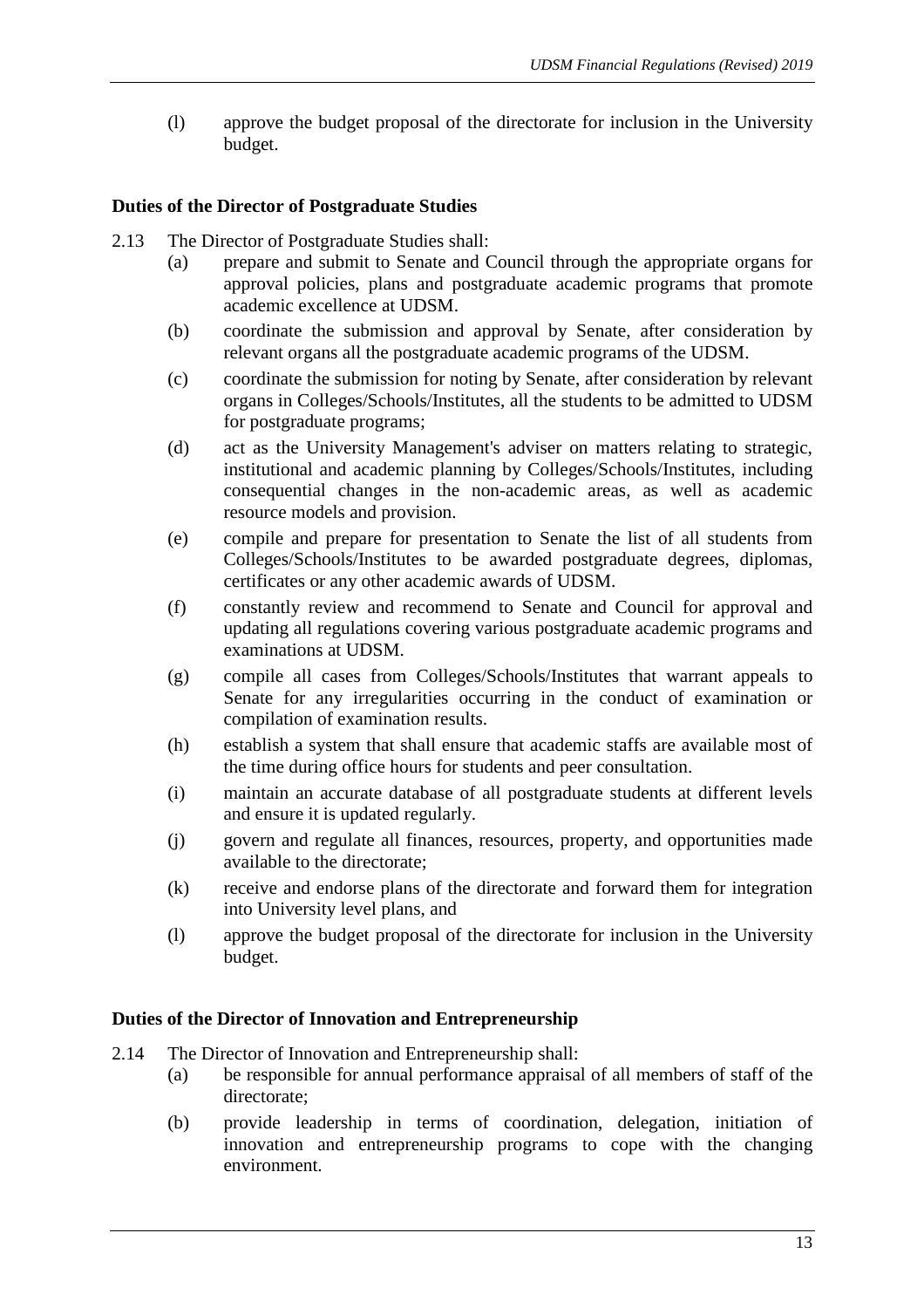(l) approve the budget proposal of the directorate for inclusion in the University budget.

**Duties of the Director of Postgraduate Studies**

2.13 The Director of Postgraduate Studies shall:

(a) prepare and submit to Senate and Council through the appropriate organs for approval policies, plans and postgraduate academic programs that promote academic excellence at UDSM.

(b) coordinate the submission and approval by Senate, after consideration by relevant organs all the postgraduate academic programs of the UDSM.

(c) coordinate the submission for noting by Senate, after consideration by relevant organs in Colleges/Schools/Institutes, all the students to be admitted to UDSM for postgraduate programs;

(d) act as the University Management's adviser on matters relating to strategic, institutional and academic planning by Colleges/Schools/Institutes, including consequential changes in the non-academic areas, as well as academic resource models and provision.

(e) compile and prepare for presentation to Senate the list of all students from Colleges/Schools/Institutes to be awarded postgraduate degrees, diplomas, certificates or any other academic awards of UDSM.

(f) constantly review and recommend to Senate and Council for approval and updating all regulations covering various postgraduate academic programs and examinations at UDSM.

(g) compile all cases from Colleges/Schools/Institutes that warrant appeals to Senate for any irregularities occurring in the conduct of examination or compilation of examination results.

(h) establish a system that shall ensure that academic staffs are available most of the time during office hours for students and peer consultation.

(i) maintain an accurate database of all postgraduate students at different levels and ensure it is updated regularly.

(j) govern and regulate all finances, resources, property, and opportunities made available to the directorate;

(k) receive and endorse plans of the directorate and forward them for integration into University level plans, and

(l) approve the budget proposal of the directorate for inclusion in the University budget.

**Duties of the Director of Innovation and Entrepreneurship**

2.14 The Director of Innovation and Entrepreneurship shall:

(a) be responsible for annual performance appraisal of all members of staff of the directorate;

(b) provide leadership in terms of coordination, delegation, initiation of innovation and entrepreneurship programs to cope with the changing environment.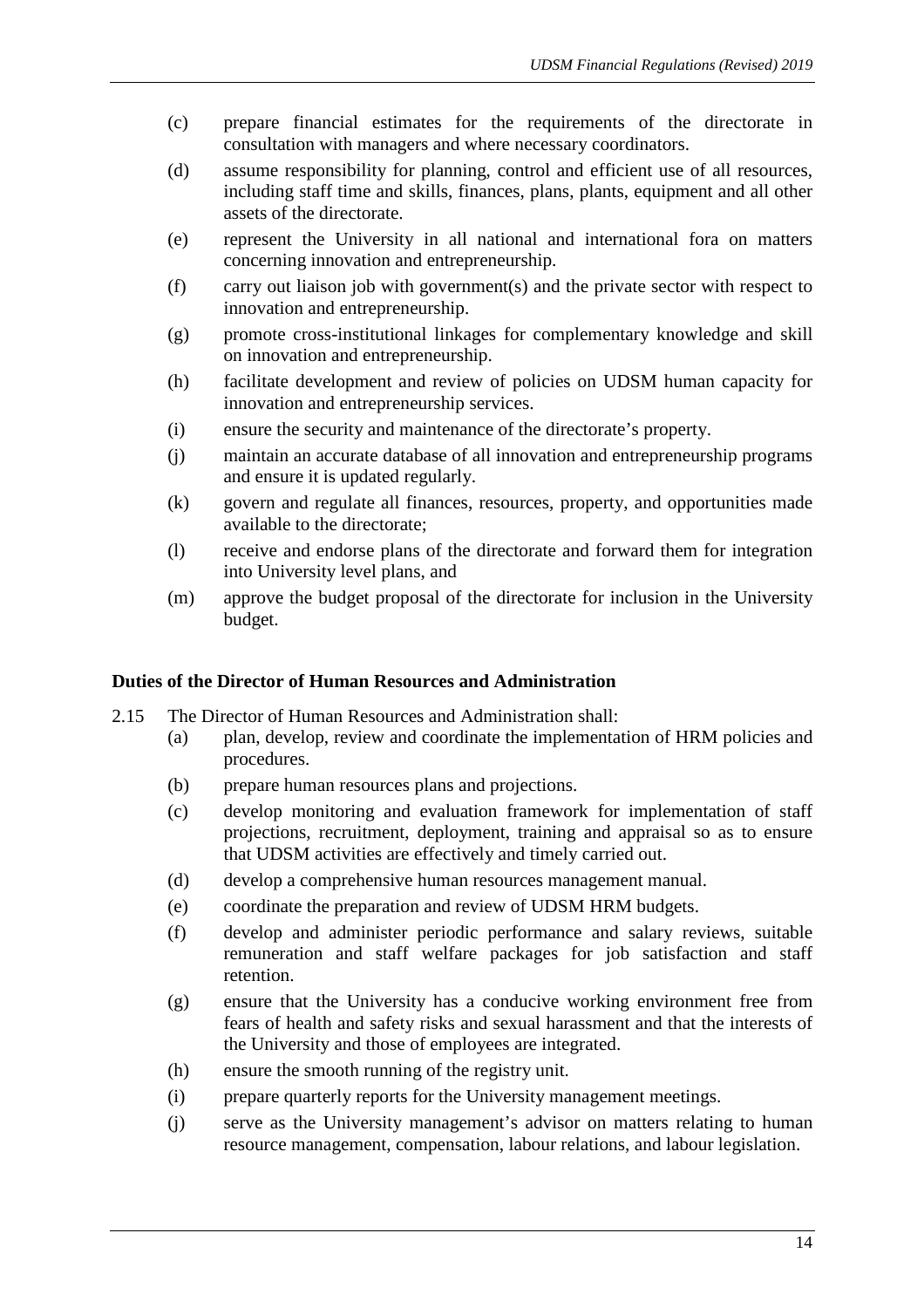(c) prepare financial estimates for the requirements of the directorate in consultation with managers and where necessary coordinators.

(d) assume responsibility for planning, control and efficient use of all resources, including staff time and skills, finances, plans, plants, equipment and all other assets of the directorate.

(e) represent the University in all national and international fora on matters concerning innovation and entrepreneurship.

(f) carry out liaison job with government(s) and the private sector with respect to innovation and entrepreneurship.

(g) promote cross-institutional linkages for complementary knowledge and skill on innovation and entrepreneurship.

(h) facilitate development and review of policies on UDSM human capacity for innovation and entrepreneurship services.

(i) ensure the security and maintenance of the directorate's property.

(j) maintain an accurate database of all innovation and entrepreneurship programs and ensure it is updated regularly.

(k) govern and regulate all finances, resources, property, and opportunities made available to the directorate;

(l) receive and endorse plans of the directorate and forward them for integration into University level plans, and

(m) approve the budget proposal of the directorate for inclusion in the University budget.

**Duties of the Director of Human Resources and Administration**

2.15 The Director of Human Resources and Administration shall:

(a) plan, develop, review and coordinate the implementation of HRM policies and procedures.

(b) prepare human resources plans and projections.

(c) develop monitoring and evaluation framework for implementation of staff projections, recruitment, deployment, training and appraisal so as to ensure that UDSM activities are effectively and timely carried out.

(d) develop a comprehensive human resources management manual.

(e) coordinate the preparation and review of UDSM HRM budgets.

(f) develop and administer periodic performance and salary reviews, suitable remuneration and staff welfare packages for job satisfaction and staff retention.

(g) ensure that the University has a conducive working environment free from fears of health and safety risks and sexual harassment and that the interests of the University and those of employees are integrated.

(h) ensure the smooth running of the registry unit.

(i) prepare quarterly reports for the University management meetings.

(j) serve as the University management's advisor on matters relating to human resource management, compensation, labour relations, and labour legislation.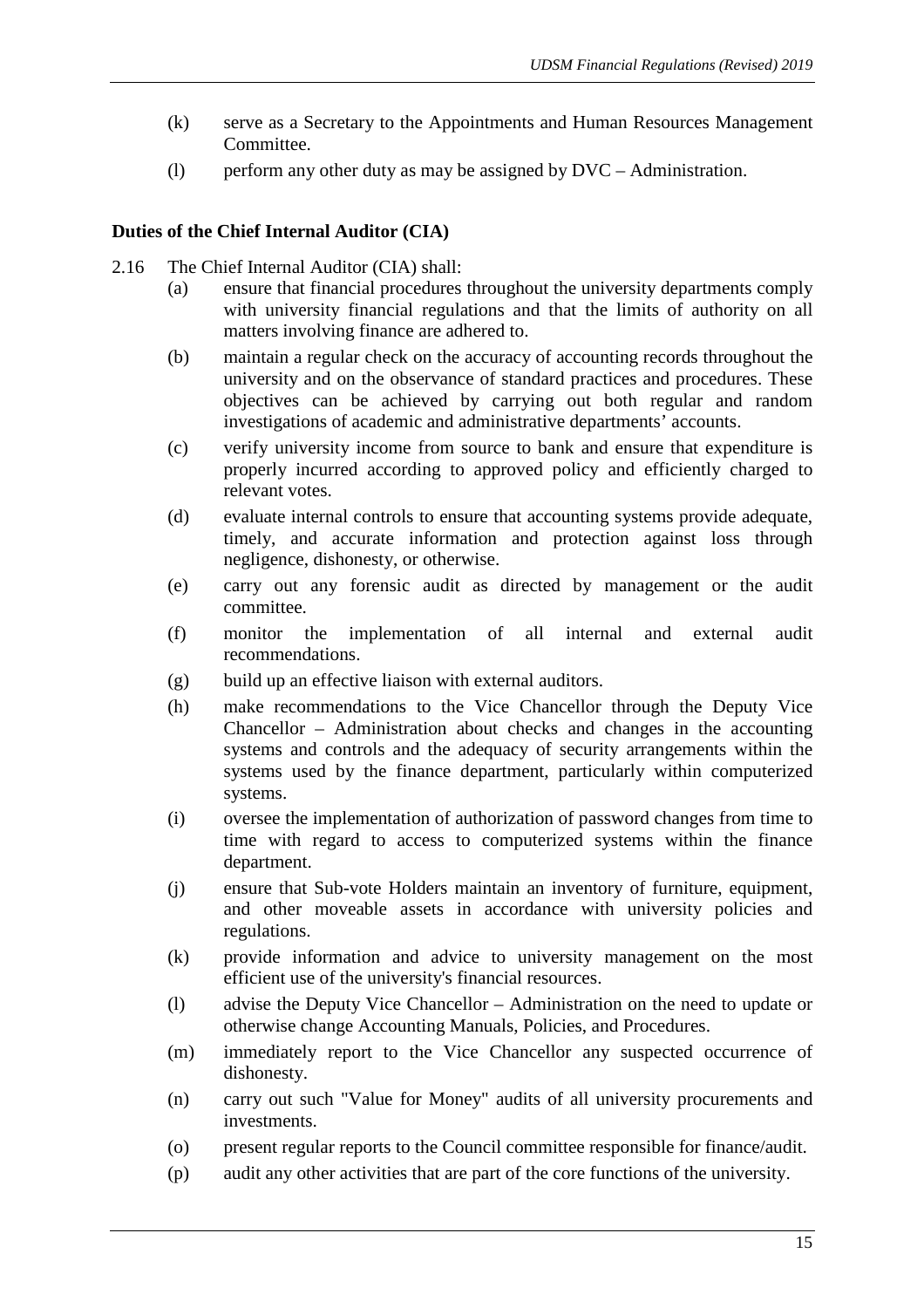(k) serve as a Secretary to the Appointments and Human Resources Management Committee.

(l) perform any other duty as may be assigned by DVC – Administration.

**Duties of the Chief Internal Auditor (CIA)**

2.16 The Chief Internal Auditor (CIA) shall:

(a) ensure that financial procedures throughout the university departments comply with university financial regulations and that the limits of authority on all matters involving finance are adhered to.

(b) maintain a regular check on the accuracy of accounting records throughout the university and on the observance of standard practices and procedures. These objectives can be achieved by carrying out both regular and random investigations of academic and administrative departments' accounts.

(c) verify university income from source to bank and ensure that expenditure is properly incurred according to approved policy and efficiently charged to relevant votes.

(d) evaluate internal controls to ensure that accounting systems provide adequate, timely, and accurate information and protection against loss through negligence, dishonesty, or otherwise.

(e) carry out any forensic audit as directed by management or the audit committee.

(f) monitor the implementation of all internal and external audit recommendations.

(g) build up an effective liaison with external auditors.

(h) make recommendations to the Vice Chancellor through the Deputy Vice Chancellor – Administration about checks and changes in the accounting systems and controls and the adequacy of security arrangements within the systems used by the finance department, particularly within computerized systems.

(i) oversee the implementation of authorization of password changes from time to time with regard to access to computerized systems within the finance department.

(j) ensure that Sub-vote Holders maintain an inventory of furniture, equipment, and other moveable assets in accordance with university policies and regulations.

(k) provide information and advice to university management on the most efficient use of the university's financial resources.

(l) advise the Deputy Vice Chancellor – Administration on the need to update or otherwise change Accounting Manuals, Policies, and Procedures.

(m) immediately report to the Vice Chancellor any suspected occurrence of dishonesty.

(n) carry out such "Value for Money" audits of all university procurements and investments.

(o) present regular reports to the Council committee responsible for finance/audit.

(p) audit any other activities that are part of the core functions of the university.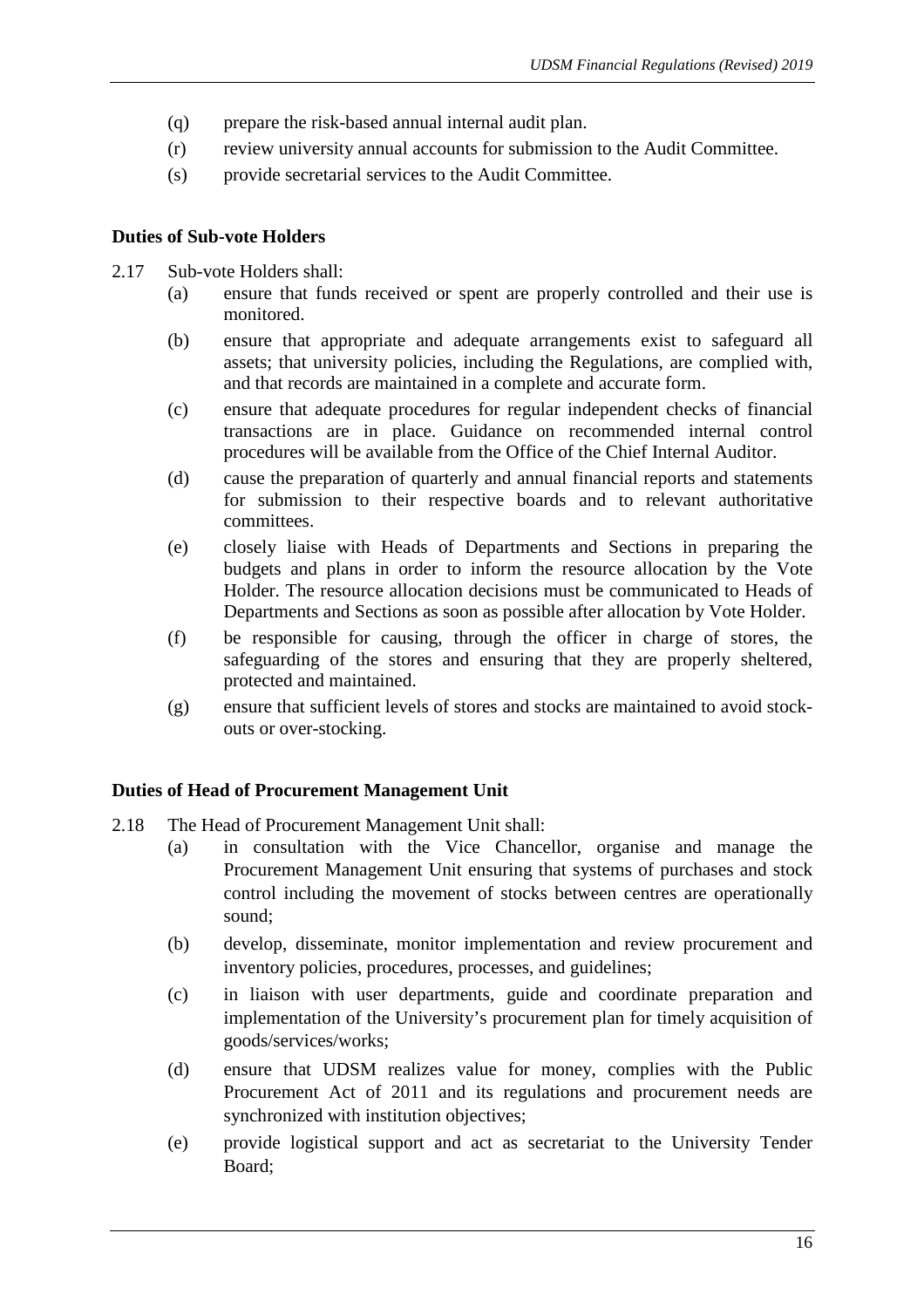(q) prepare the risk-based annual internal audit plan.

(r) review university annual accounts for submission to the Audit Committee.

(s) provide secretarial services to the Audit Committee.

**Duties of Sub-vote Holders**

2.17 Sub-vote Holders shall:

(a) ensure that funds received or spent are properly controlled and their use is monitored.

(b) ensure that appropriate and adequate arrangements exist to safeguard all assets; that university policies, including the Regulations, are complied with, and that records are maintained in a complete and accurate form.

(c) ensure that adequate procedures for regular independent checks of financial transactions are in place. Guidance on recommended internal control procedures will be available from the Office of the Chief Internal Auditor.

(d) cause the preparation of quarterly and annual financial reports and statements for submission to their respective boards and to relevant authoritative committees.

(e) closely liaise with Heads of Departments and Sections in preparing the budgets and plans in order to inform the resource allocation by the Vote Holder. The resource allocation decisions must be communicated to Heads of Departments and Sections as soon as possible after allocation by Vote Holder.

(f) be responsible for causing, through the officer in charge of stores, the safeguarding of the stores and ensuring that they are properly sheltered, protected and maintained.

(g) ensure that sufficient levels of stores and stocks are maintained to avoid stock-outs or over-stocking.

**Duties of Head of Procurement Management Unit**

2.18 The Head of Procurement Management Unit shall:

(a) in consultation with the Vice Chancellor, organise and manage the Procurement Management Unit ensuring that systems of purchases and stock control including the movement of stocks between centres are operationally sound;

(b) develop, disseminate, monitor implementation and review procurement and inventory policies, procedures, processes, and guidelines;

(c) in liaison with user departments, guide and coordinate preparation and implementation of the University's procurement plan for timely acquisition of goods/services/works;

(d) ensure that UDSM realizes value for money, complies with the Public Procurement Act of 2011 and its regulations and procurement needs are synchronized with institution objectives;

(e) provide logistical support and act as secretariat to the University Tender Board;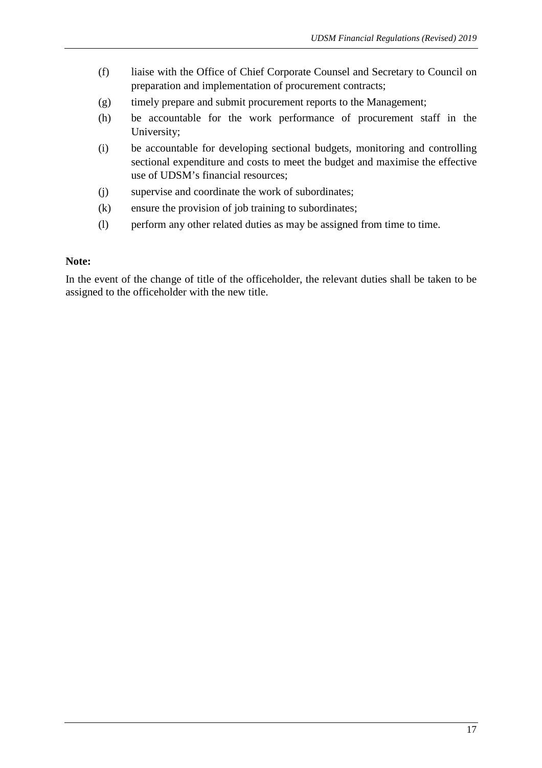(f) liaise with the Office of Chief Corporate Counsel and Secretary to Council on preparation and implementation of procurement contracts;

(g) timely prepare and submit procurement reports to the Management;

(h) be accountable for the work performance of procurement staff in the University;

(i) be accountable for developing sectional budgets, monitoring and controlling sectional expenditure and costs to meet the budget and maximise the effective use of UDSM's financial resources;

(j) supervise and coordinate the work of subordinates;

(k) ensure the provision of job training to subordinates;

(l) perform any other related duties as may be assigned from time to time.

**Note:**

In the event of the change of title of the officeholder, the relevant duties shall be taken to be assigned to the officeholder with the new title.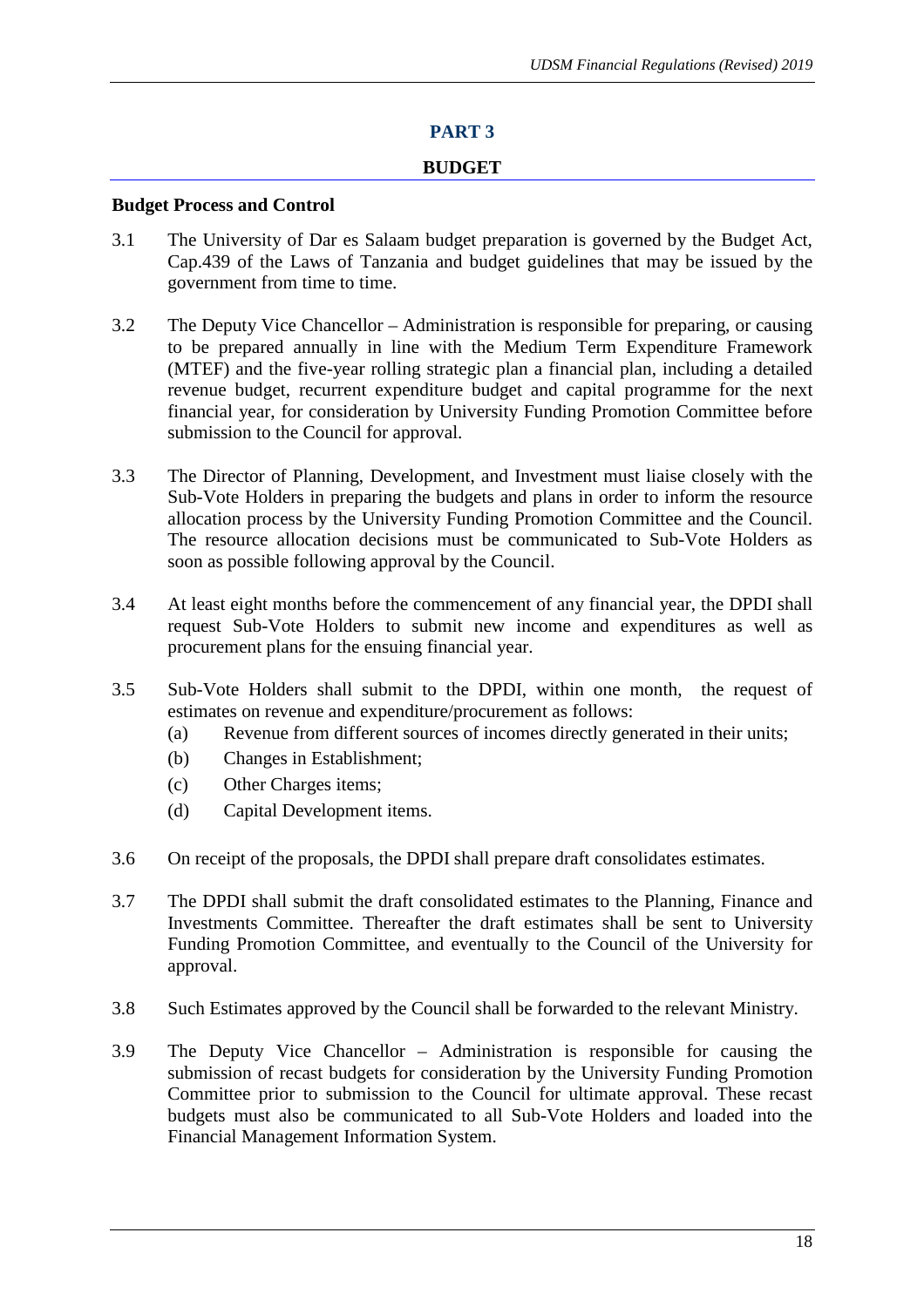# PART 3

## BUDGET

### Budget Process and Control

3.1 The University of Dar es Salaam budget preparation is governed by the Budget Act, Cap.439 of the Laws of Tanzania and budget guidelines that may be issued by the government from time to time.

3.2 The Deputy Vice Chancellor – Administration is responsible for preparing, or causing to be prepared annually in line with the Medium Term Expenditure Framework (MTEF) and the five-year rolling strategic plan a financial plan, including a detailed revenue budget, recurrent expenditure budget and capital programme for the next financial year, for consideration by University Funding Promotion Committee before submission to the Council for approval.

3.3 The Director of Planning, Development, and Investment must liaise closely with the Sub-Vote Holders in preparing the budgets and plans in order to inform the resource allocation process by the University Funding Promotion Committee and the Council. The resource allocation decisions must be communicated to Sub-Vote Holders as soon as possible following approval by the Council.

3.4 At least eight months before the commencement of any financial year, the DPDI shall request Sub-Vote Holders to submit new income and expenditures as well as procurement plans for the ensuing financial year.

3.5 Sub-Vote Holders shall submit to the DPDI, within one month, the request of estimates on revenue and expenditure/procurement as follows:

(a) Revenue from different sources of incomes directly generated in their units;

(b) Changes in Establishment;

(c) Other Charges items;

(d) Capital Development items.

3.6 On receipt of the proposals, the DPDI shall prepare draft consolidates estimates.

3.7 The DPDI shall submit the draft consolidated estimates to the Planning, Finance and Investments Committee. Thereafter the draft estimates shall be sent to University Funding Promotion Committee, and eventually to the Council of the University for approval.

3.8 Such Estimates approved by the Council shall be forwarded to the relevant Ministry.

3.9 The Deputy Vice Chancellor – Administration is responsible for causing the submission of recast budgets for consideration by the University Funding Promotion Committee prior to submission to the Council for ultimate approval. These recast budgets must also be communicated to all Sub-Vote Holders and loaded into the Financial Management Information System.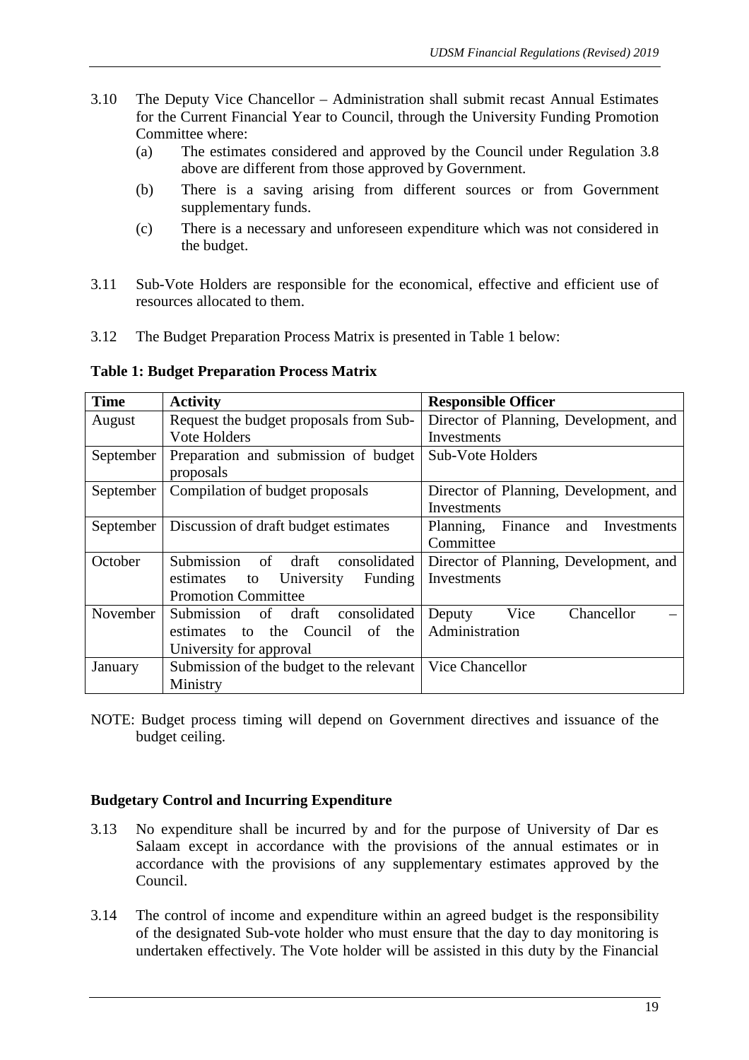3.10 The Deputy Vice Chancellor – Administration shall submit recast Annual Estimates for the Current Financial Year to Council, through the University Funding Promotion Committee where:

   (a) The estimates considered and approved by the Council under Regulation 3.8 above are different from those approved by Government.

   (b) There is a saving arising from different sources or from Government supplementary funds.

   (c) There is a necessary and unforeseen expenditure which was not considered in the budget.

3.11 Sub-Vote Holders are responsible for the economical, effective and efficient use of resources allocated to them.

3.12 The Budget Preparation Process Matrix is presented in Table 1 below:

**Table 1: Budget Preparation Process Matrix**

| Time | Activity | Responsible Officer |
|---|---|---|
| August | Request the budget proposals from Sub-Vote Holders | Director of Planning, Development, and Investments |
| September | Preparation and submission of budget proposals | Sub-Vote Holders |
| September | Compilation of budget proposals | Director of Planning, Development, and Investments |
| September | Discussion of draft budget estimates | Planning, Finance and Investments Committee |
| October | Submission of draft consolidated estimates to University Funding Promotion Committee | Director of Planning, Development, and Investments |
| November | Submission of draft consolidated estimates to the Council of the University for approval | Deputy Vice Chancellor – Administration |
| January | Submission of the budget to the relevant Ministry | Vice Chancellor |

NOTE: Budget process timing will depend on Government directives and issuance of the budget ceiling.

### Budgetary Control and Incurring Expenditure

3.13 No expenditure shall be incurred by and for the purpose of University of Dar es Salaam except in accordance with the provisions of the annual estimates or in accordance with the provisions of any supplementary estimates approved by the Council.

3.14 The control of income and expenditure within an agreed budget is the responsibility of the designated Sub-vote holder who must ensure that the day to day monitoring is undertaken effectively. The Vote holder will be assisted in this duty by the Financial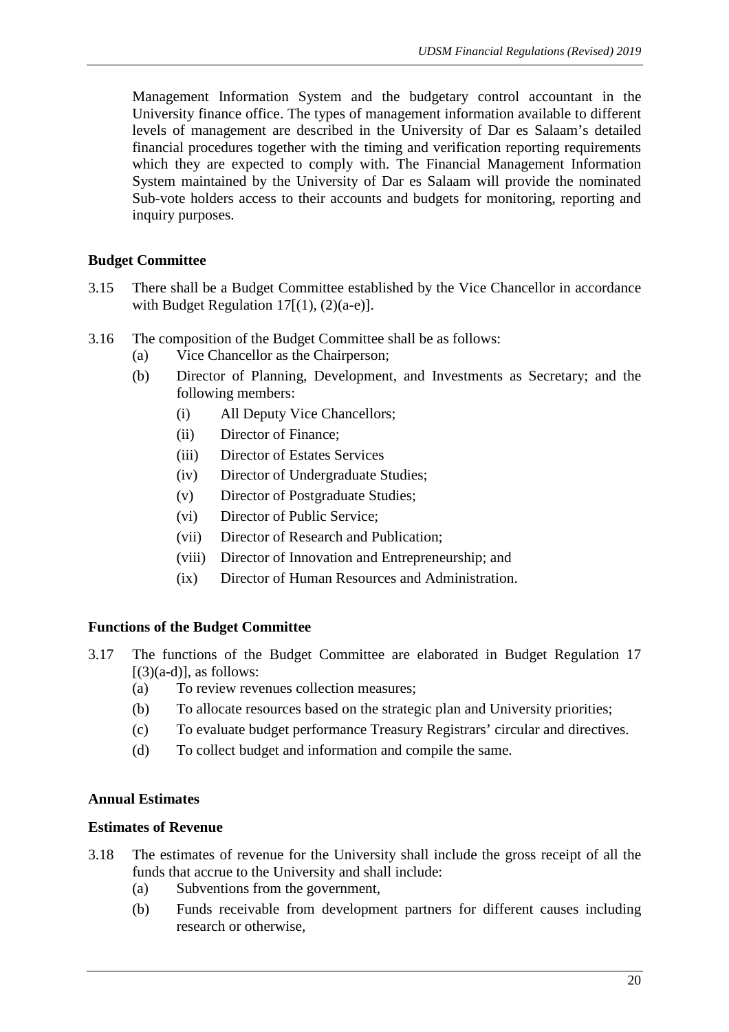Management Information System and the budgetary control accountant in the University finance office. The types of management information available to different levels of management are described in the University of Dar es Salaam's detailed financial procedures together with the timing and verification reporting requirements which they are expected to comply with. The Financial Management Information System maintained by the University of Dar es Salaam will provide the nominated Sub-vote holders access to their accounts and budgets for monitoring, reporting and inquiry purposes.

**Budget Committee**

3.15 There shall be a Budget Committee established by the Vice Chancellor in accordance with Budget Regulation 17[(1), (2)(a-e)].

3.16 The composition of the Budget Committee shall be as follows:

- (a) Vice Chancellor as the Chairperson;
- (b) Director of Planning, Development, and Investments as Secretary; and the following members:
  - (i) All Deputy Vice Chancellors;
  - (ii) Director of Finance;
  - (iii) Director of Estates Services
  - (iv) Director of Undergraduate Studies;
  - (v) Director of Postgraduate Studies;
  - (vi) Director of Public Service;
  - (vii) Director of Research and Publication;
  - (viii) Director of Innovation and Entrepreneurship; and
  - (ix) Director of Human Resources and Administration.

**Functions of the Budget Committee**

3.17 The functions of the Budget Committee are elaborated in Budget Regulation 17 [(3)(a-d)], as follows:

- (a) To review revenues collection measures;
- (b) To allocate resources based on the strategic plan and University priorities;
- (c) To evaluate budget performance Treasury Registrars' circular and directives.
- (d) To collect budget and information and compile the same.

**Annual Estimates**

**Estimates of Revenue**

3.18 The estimates of revenue for the University shall include the gross receipt of all the funds that accrue to the University and shall include:

- (a) Subventions from the government,
- (b) Funds receivable from development partners for different causes including research or otherwise,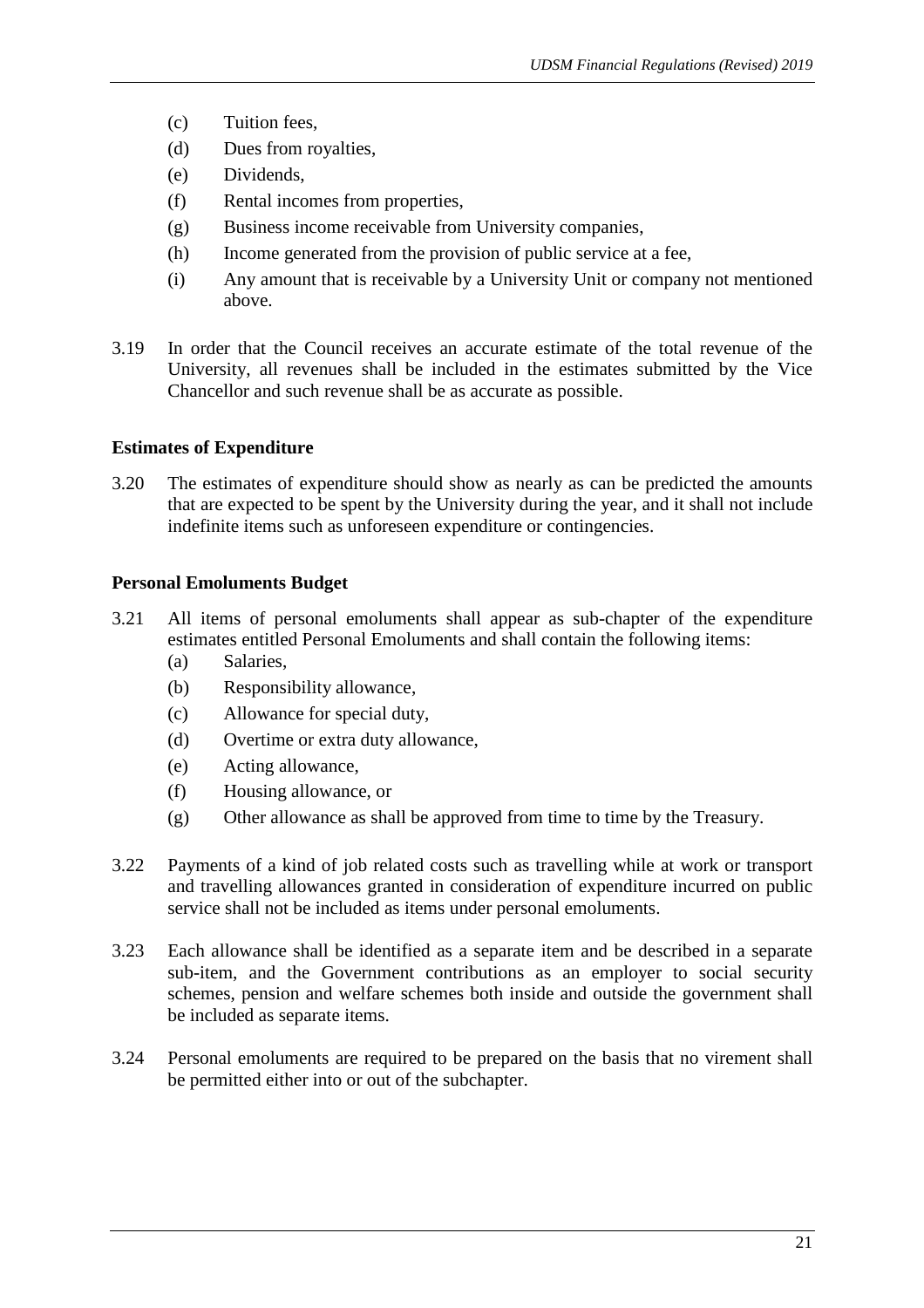(c) Tuition fees,

(d) Dues from royalties,

(e) Dividends,

(f) Rental incomes from properties,

(g) Business income receivable from University companies,

(h) Income generated from the provision of public service at a fee,

(i) Any amount that is receivable by a University Unit or company not mentioned above.

3.19 In order that the Council receives an accurate estimate of the total revenue of the University, all revenues shall be included in the estimates submitted by the Vice Chancellor and such revenue shall be as accurate as possible.

**Estimates of Expenditure**

3.20 The estimates of expenditure should show as nearly as can be predicted the amounts that are expected to be spent by the University during the year, and it shall not include indefinite items such as unforeseen expenditure or contingencies.

**Personal Emoluments Budget**

3.21 All items of personal emoluments shall appear as sub-chapter of the expenditure estimates entitled Personal Emoluments and shall contain the following items:

(a) Salaries,

(b) Responsibility allowance,

(c) Allowance for special duty,

(d) Overtime or extra duty allowance,

(e) Acting allowance,

(f) Housing allowance, or

(g) Other allowance as shall be approved from time to time by the Treasury.

3.22 Payments of a kind of job related costs such as travelling while at work or transport and travelling allowances granted in consideration of expenditure incurred on public service shall not be included as items under personal emoluments.

3.23 Each allowance shall be identified as a separate item and be described in a separate sub-item, and the Government contributions as an employer to social security schemes, pension and welfare schemes both inside and outside the government shall be included as separate items.

3.24 Personal emoluments are required to be prepared on the basis that no virement shall be permitted either into or out of the subchapter.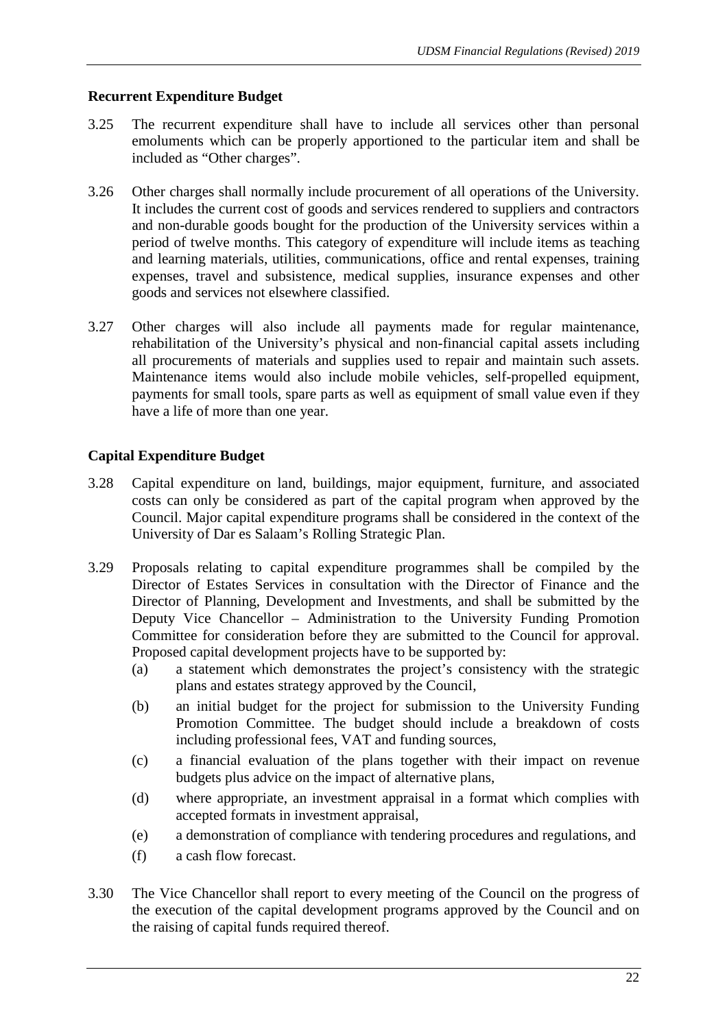### Recurrent Expenditure Budget

3.25 The recurrent expenditure shall have to include all services other than personal emoluments which can be properly apportioned to the particular item and shall be included as "Other charges".

3.26 Other charges shall normally include procurement of all operations of the University. It includes the current cost of goods and services rendered to suppliers and contractors and non-durable goods bought for the production of the University services within a period of twelve months. This category of expenditure will include items as teaching and learning materials, utilities, communications, office and rental expenses, training expenses, travel and subsistence, medical supplies, insurance expenses and other goods and services not elsewhere classified.

3.27 Other charges will also include all payments made for regular maintenance, rehabilitation of the University's physical and non-financial capital assets including all procurements of materials and supplies used to repair and maintain such assets. Maintenance items would also include mobile vehicles, self-propelled equipment, payments for small tools, spare parts as well as equipment of small value even if they have a life of more than one year.

### Capital Expenditure Budget

3.28 Capital expenditure on land, buildings, major equipment, furniture, and associated costs can only be considered as part of the capital program when approved by the Council. Major capital expenditure programs shall be considered in the context of the University of Dar es Salaam's Rolling Strategic Plan.

3.29 Proposals relating to capital expenditure programmes shall be compiled by the Director of Estates Services in consultation with the Director of Finance and the Director of Planning, Development and Investments, and shall be submitted by the Deputy Vice Chancellor – Administration to the University Funding Promotion Committee for consideration before they are submitted to the Council for approval. Proposed capital development projects have to be supported by:

- (a) a statement which demonstrates the project's consistency with the strategic plans and estates strategy approved by the Council,
- (b) an initial budget for the project for submission to the University Funding Promotion Committee. The budget should include a breakdown of costs including professional fees, VAT and funding sources,
- (c) a financial evaluation of the plans together with their impact on revenue budgets plus advice on the impact of alternative plans,
- (d) where appropriate, an investment appraisal in a format which complies with accepted formats in investment appraisal,
- (e) a demonstration of compliance with tendering procedures and regulations, and
- (f) a cash flow forecast.

3.30 The Vice Chancellor shall report to every meeting of the Council on the progress of the execution of the capital development programs approved by the Council and on the raising of capital funds required thereof.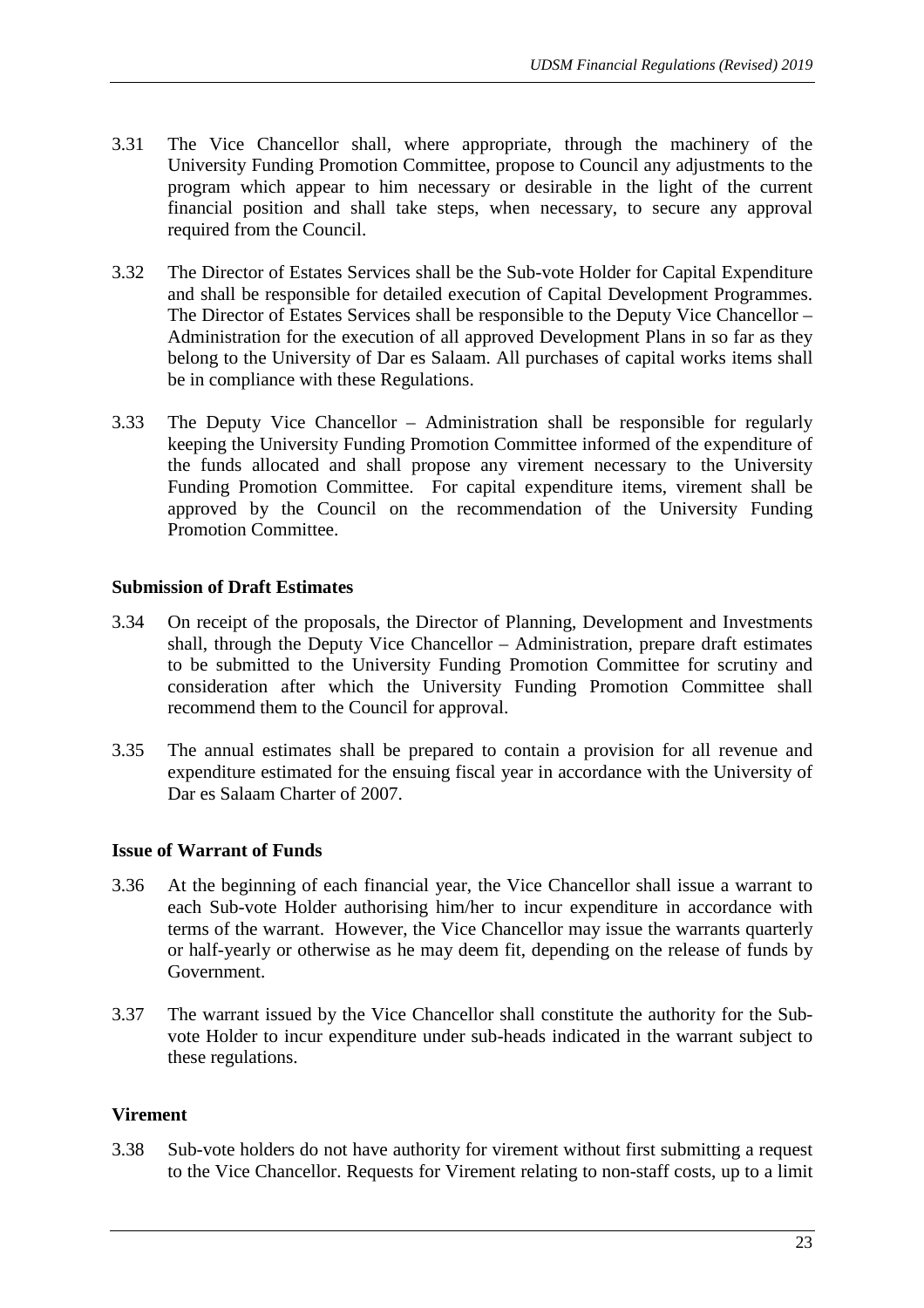3.31 The Vice Chancellor shall, where appropriate, through the machinery of the University Funding Promotion Committee, propose to Council any adjustments to the program which appear to him necessary or desirable in the light of the current financial position and shall take steps, when necessary, to secure any approval required from the Council.

3.32 The Director of Estates Services shall be the Sub-vote Holder for Capital Expenditure and shall be responsible for detailed execution of Capital Development Programmes. The Director of Estates Services shall be responsible to the Deputy Vice Chancellor – Administration for the execution of all approved Development Plans in so far as they belong to the University of Dar es Salaam. All purchases of capital works items shall be in compliance with these Regulations.

3.33 The Deputy Vice Chancellor – Administration shall be responsible for regularly keeping the University Funding Promotion Committee informed of the expenditure of the funds allocated and shall propose any virement necessary to the University Funding Promotion Committee. For capital expenditure items, virement shall be approved by the Council on the recommendation of the University Funding Promotion Committee.

**Submission of Draft Estimates**

3.34 On receipt of the proposals, the Director of Planning, Development and Investments shall, through the Deputy Vice Chancellor – Administration, prepare draft estimates to be submitted to the University Funding Promotion Committee for scrutiny and consideration after which the University Funding Promotion Committee shall recommend them to the Council for approval.

3.35 The annual estimates shall be prepared to contain a provision for all revenue and expenditure estimated for the ensuing fiscal year in accordance with the University of Dar es Salaam Charter of 2007.

**Issue of Warrant of Funds**

3.36 At the beginning of each financial year, the Vice Chancellor shall issue a warrant to each Sub-vote Holder authorising him/her to incur expenditure in accordance with terms of the warrant. However, the Vice Chancellor may issue the warrants quarterly or half-yearly or otherwise as he may deem fit, depending on the release of funds by Government.

3.37 The warrant issued by the Vice Chancellor shall constitute the authority for the Sub-vote Holder to incur expenditure under sub-heads indicated in the warrant subject to these regulations.

**Virement**

3.38 Sub-vote holders do not have authority for virement without first submitting a request to the Vice Chancellor. Requests for Virement relating to non-staff costs, up to a limit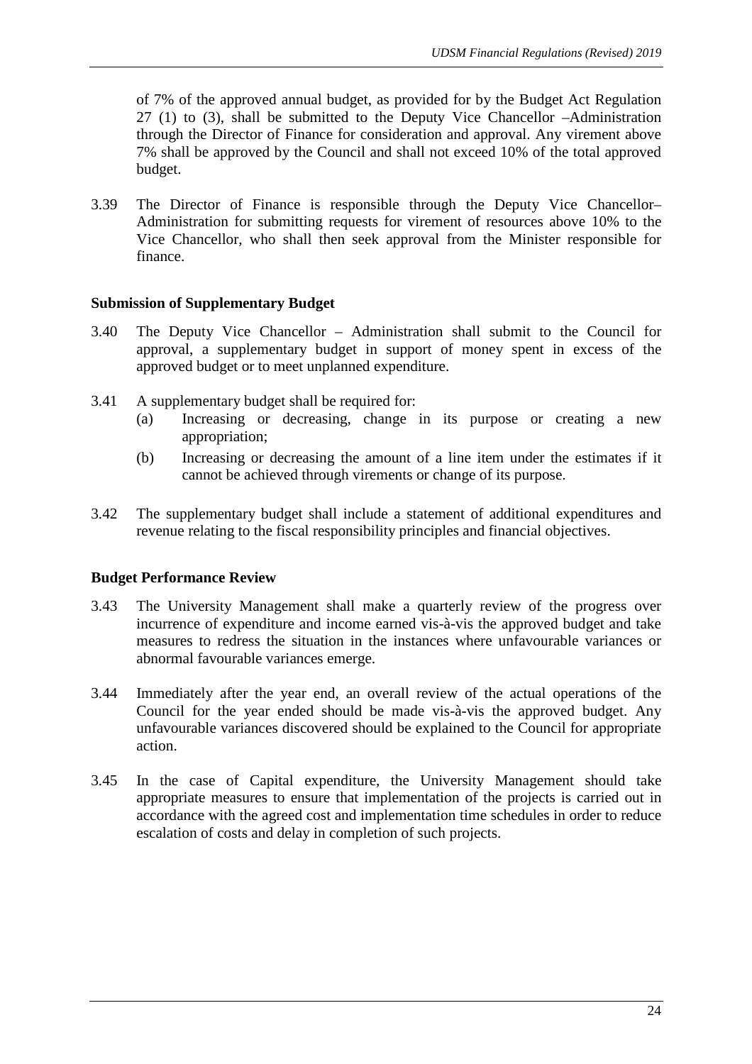of 7% of the approved annual budget, as provided for by the Budget Act Regulation 27 (1) to (3), shall be submitted to the Deputy Vice Chancellor –Administration through the Director of Finance for consideration and approval. Any virement above 7% shall be approved by the Council and shall not exceed 10% of the total approved budget.

3.39 The Director of Finance is responsible through the Deputy Vice Chancellor–Administration for submitting requests for virement of resources above 10% to the Vice Chancellor, who shall then seek approval from the Minister responsible for finance.

**Submission of Supplementary Budget**

3.40 The Deputy Vice Chancellor – Administration shall submit to the Council for approval, a supplementary budget in support of money spent in excess of the approved budget or to meet unplanned expenditure.

3.41 A supplementary budget shall be required for:

(a) Increasing or decreasing, change in its purpose or creating a new appropriation;

(b) Increasing or decreasing the amount of a line item under the estimates if it cannot be achieved through virements or change of its purpose.

3.42 The supplementary budget shall include a statement of additional expenditures and revenue relating to the fiscal responsibility principles and financial objectives.

**Budget Performance Review**

3.43 The University Management shall make a quarterly review of the progress over incurrence of expenditure and income earned vis-à-vis the approved budget and take measures to redress the situation in the instances where unfavourable variances or abnormal favourable variances emerge.

3.44 Immediately after the year end, an overall review of the actual operations of the Council for the year ended should be made vis-à-vis the approved budget. Any unfavourable variances discovered should be explained to the Council for appropriate action.

3.45 In the case of Capital expenditure, the University Management should take appropriate measures to ensure that implementation of the projects is carried out in accordance with the agreed cost and implementation time schedules in order to reduce escalation of costs and delay in completion of such projects.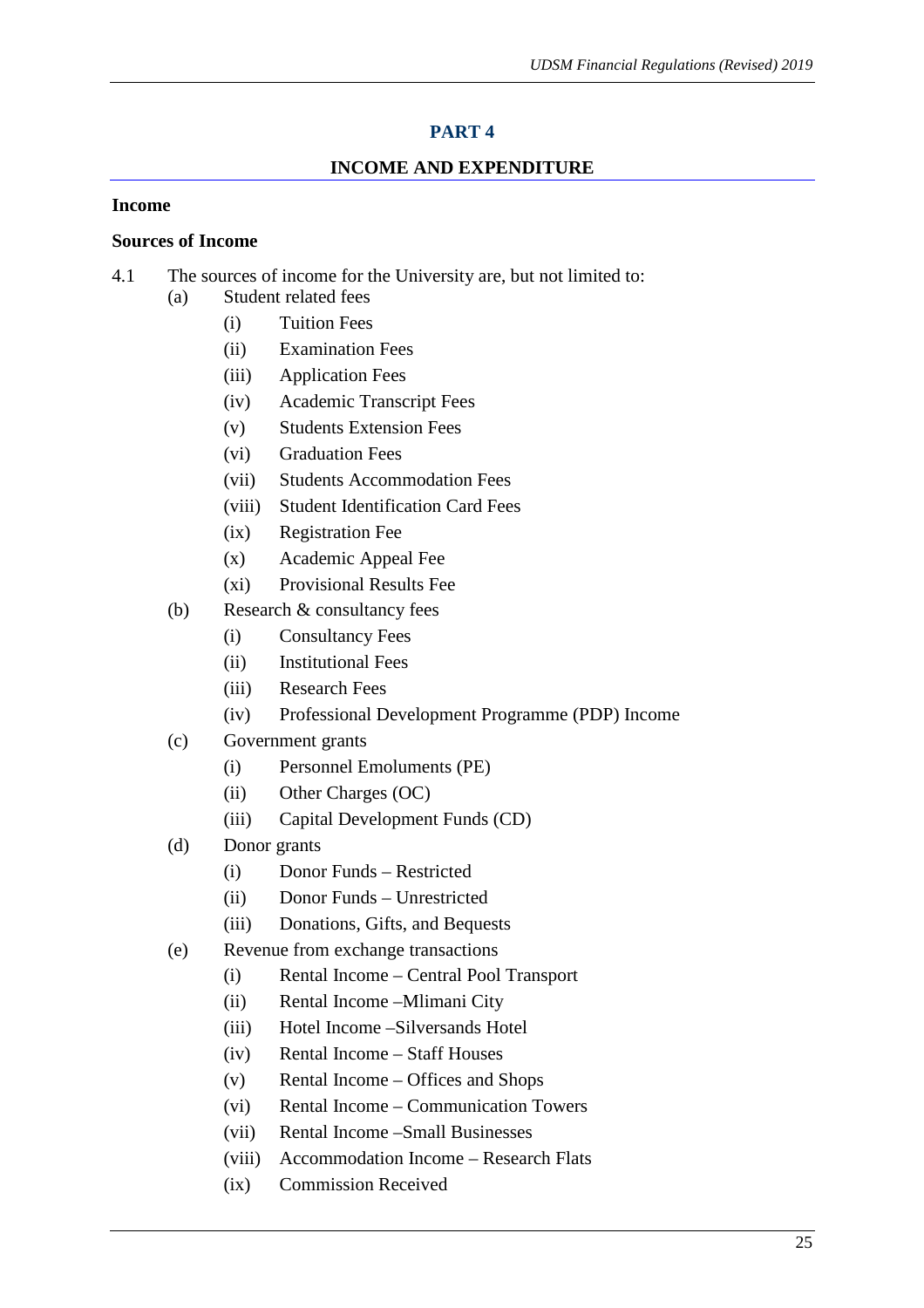# PART 4

## INCOME AND EXPENDITURE

**Income**

**Sources of Income**

4.1 The sources of income for the University are, but not limited to:

- (a) Student related fees
  - (i) Tuition Fees
  - (ii) Examination Fees
  - (iii) Application Fees
  - (iv) Academic Transcript Fees
  - (v) Students Extension Fees
  - (vi) Graduation Fees
  - (vii) Students Accommodation Fees
  - (viii) Student Identification Card Fees
  - (ix) Registration Fee
  - (x) Academic Appeal Fee
  - (xi) Provisional Results Fee
- (b) Research & consultancy fees
  - (i) Consultancy Fees
  - (ii) Institutional Fees
  - (iii) Research Fees
  - (iv) Professional Development Programme (PDP) Income
- (c) Government grants
  - (i) Personnel Emoluments (PE)
  - (ii) Other Charges (OC)
  - (iii) Capital Development Funds (CD)
- (d) Donor grants
  - (i) Donor Funds – Restricted
  - (ii) Donor Funds – Unrestricted
  - (iii) Donations, Gifts, and Bequests
- (e) Revenue from exchange transactions
  - (i) Rental Income – Central Pool Transport
  - (ii) Rental Income –Mlimani City
  - (iii) Hotel Income –Silversands Hotel
  - (iv) Rental Income – Staff Houses
  - (v) Rental Income – Offices and Shops
  - (vi) Rental Income – Communication Towers
  - (vii) Rental Income –Small Businesses
  - (viii) Accommodation Income – Research Flats
  - (ix) Commission Received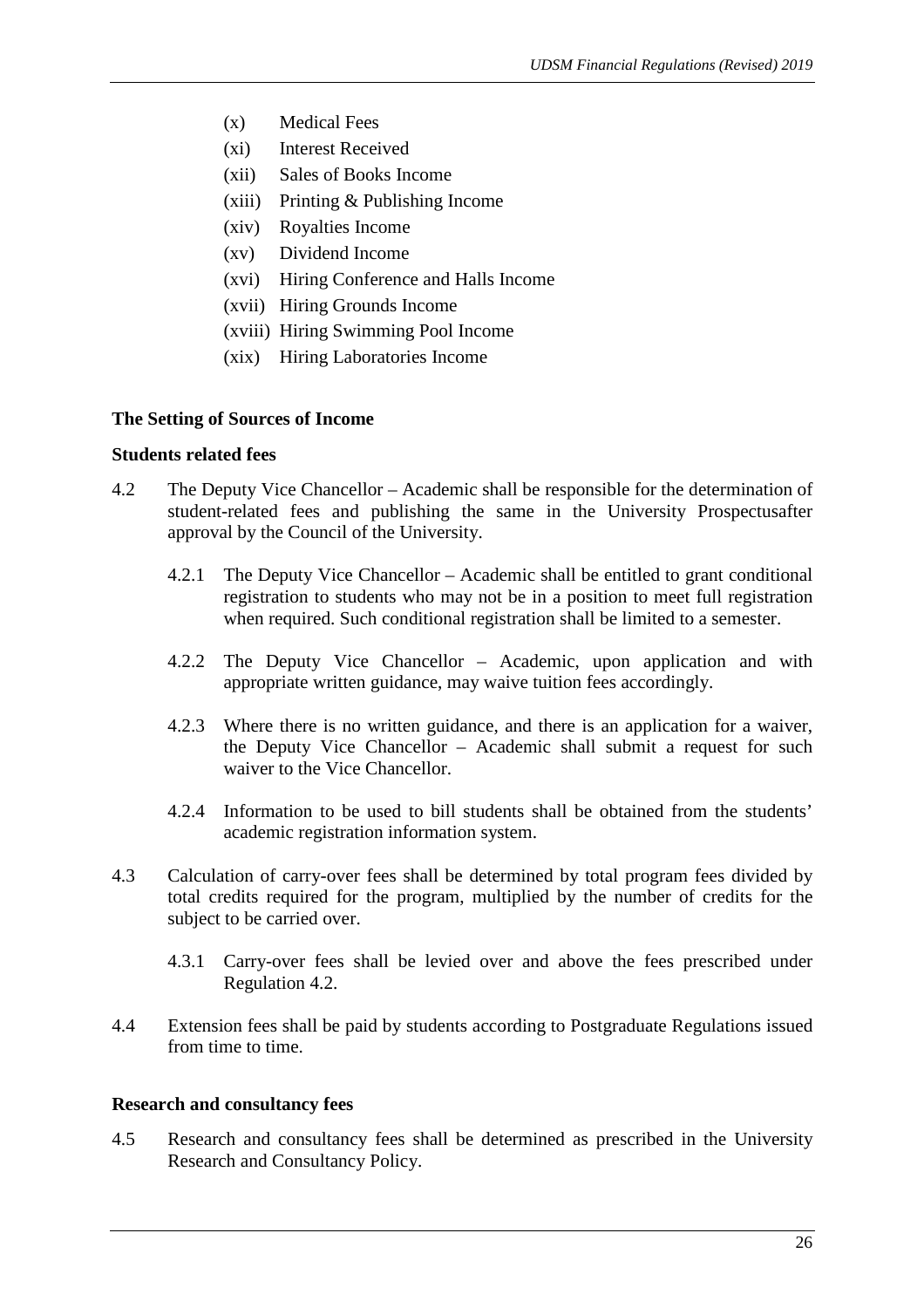- (x) Medical Fees
- (xi) Interest Received
- (xii) Sales of Books Income
- (xiii) Printing & Publishing Income
- (xiv) Royalties Income
- (xv) Dividend Income
- (xvi) Hiring Conference and Halls Income
- (xvii) Hiring Grounds Income
- (xviii) Hiring Swimming Pool Income
- (xix) Hiring Laboratories Income

**The Setting of Sources of Income**

**Students related fees**

4.2 The Deputy Vice Chancellor – Academic shall be responsible for the determination of student-related fees and publishing the same in the University Prospectusafter approval by the Council of the University.

4.2.1 The Deputy Vice Chancellor – Academic shall be entitled to grant conditional registration to students who may not be in a position to meet full registration when required. Such conditional registration shall be limited to a semester.

4.2.2 The Deputy Vice Chancellor – Academic, upon application and with appropriate written guidance, may waive tuition fees accordingly.

4.2.3 Where there is no written guidance, and there is an application for a waiver, the Deputy Vice Chancellor – Academic shall submit a request for such waiver to the Vice Chancellor.

4.2.4 Information to be used to bill students shall be obtained from the students' academic registration information system.

4.3 Calculation of carry-over fees shall be determined by total program fees divided by total credits required for the program, multiplied by the number of credits for the subject to be carried over.

4.3.1 Carry-over fees shall be levied over and above the fees prescribed under Regulation 4.2.

4.4 Extension fees shall be paid by students according to Postgraduate Regulations issued from time to time.

**Research and consultancy fees**

4.5 Research and consultancy fees shall be determined as prescribed in the University Research and Consultancy Policy.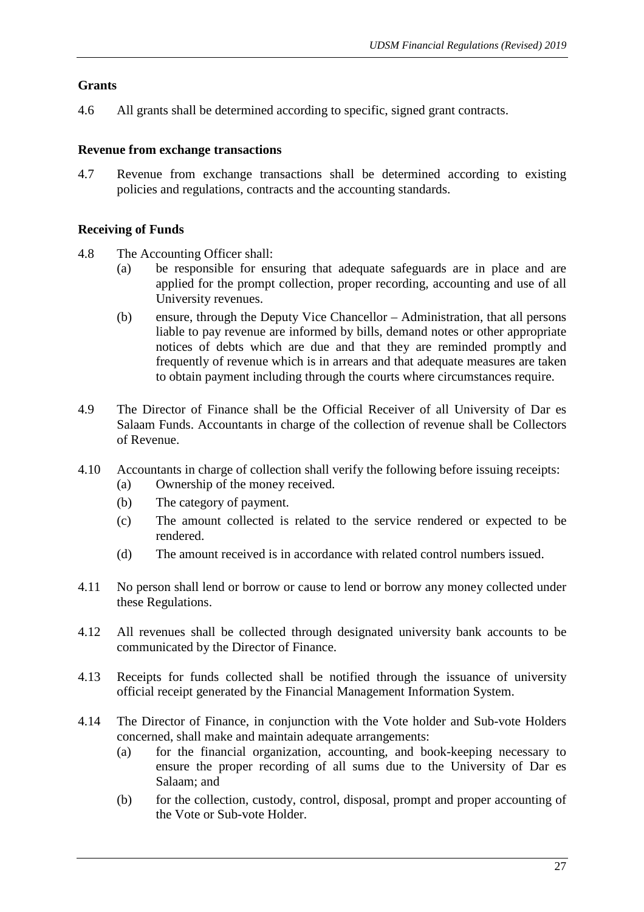**Grants**

4.6 All grants shall be determined according to specific, signed grant contracts.

**Revenue from exchange transactions**

4.7 Revenue from exchange transactions shall be determined according to existing policies and regulations, contracts and the accounting standards.

**Receiving of Funds**

4.8 The Accounting Officer shall:

(a) be responsible for ensuring that adequate safeguards are in place and are applied for the prompt collection, proper recording, accounting and use of all University revenues.

(b) ensure, through the Deputy Vice Chancellor – Administration, that all persons liable to pay revenue are informed by bills, demand notes or other appropriate notices of debts which are due and that they are reminded promptly and frequently of revenue which is in arrears and that adequate measures are taken to obtain payment including through the courts where circumstances require.

4.9 The Director of Finance shall be the Official Receiver of all University of Dar es Salaam Funds. Accountants in charge of the collection of revenue shall be Collectors of Revenue.

4.10 Accountants in charge of collection shall verify the following before issuing receipts:

(a) Ownership of the money received.

(b) The category of payment.

(c) The amount collected is related to the service rendered or expected to be rendered.

(d) The amount received is in accordance with related control numbers issued.

4.11 No person shall lend or borrow or cause to lend or borrow any money collected under these Regulations.

4.12 All revenues shall be collected through designated university bank accounts to be communicated by the Director of Finance.

4.13 Receipts for funds collected shall be notified through the issuance of university official receipt generated by the Financial Management Information System.

4.14 The Director of Finance, in conjunction with the Vote holder and Sub-vote Holders concerned, shall make and maintain adequate arrangements:

(a) for the financial organization, accounting, and book-keeping necessary to ensure the proper recording of all sums due to the University of Dar es Salaam; and

(b) for the collection, custody, control, disposal, prompt and proper accounting of the Vote or Sub-vote Holder.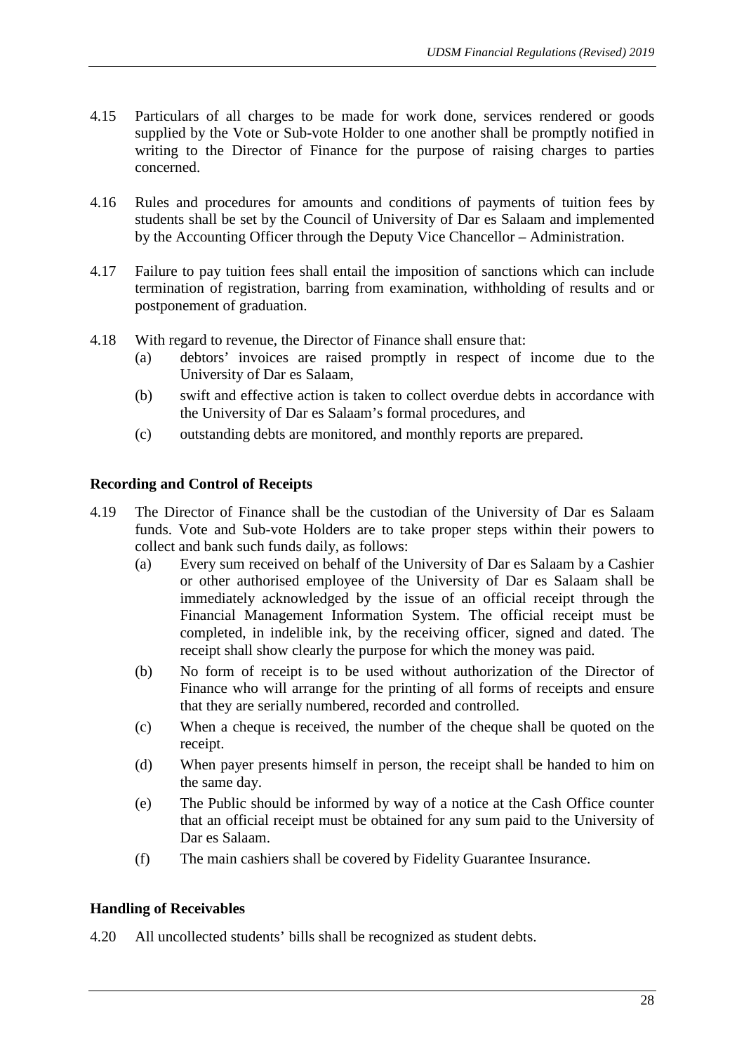4.15 Particulars of all charges to be made for work done, services rendered or goods supplied by the Vote or Sub-vote Holder to one another shall be promptly notified in writing to the Director of Finance for the purpose of raising charges to parties concerned.

4.16 Rules and procedures for amounts and conditions of payments of tuition fees by students shall be set by the Council of University of Dar es Salaam and implemented by the Accounting Officer through the Deputy Vice Chancellor – Administration.

4.17 Failure to pay tuition fees shall entail the imposition of sanctions which can include termination of registration, barring from examination, withholding of results and or postponement of graduation.

4.18 With regard to revenue, the Director of Finance shall ensure that:

(a) debtors' invoices are raised promptly in respect of income due to the University of Dar es Salaam,

(b) swift and effective action is taken to collect overdue debts in accordance with the University of Dar es Salaam's formal procedures, and

(c) outstanding debts are monitored, and monthly reports are prepared.

**Recording and Control of Receipts**

4.19 The Director of Finance shall be the custodian of the University of Dar es Salaam funds. Vote and Sub-vote Holders are to take proper steps within their powers to collect and bank such funds daily, as follows:

(a) Every sum received on behalf of the University of Dar es Salaam by a Cashier or other authorised employee of the University of Dar es Salaam shall be immediately acknowledged by the issue of an official receipt through the Financial Management Information System. The official receipt must be completed, in indelible ink, by the receiving officer, signed and dated. The receipt shall show clearly the purpose for which the money was paid.

(b) No form of receipt is to be used without authorization of the Director of Finance who will arrange for the printing of all forms of receipts and ensure that they are serially numbered, recorded and controlled.

(c) When a cheque is received, the number of the cheque shall be quoted on the receipt.

(d) When payer presents himself in person, the receipt shall be handed to him on the same day.

(e) The Public should be informed by way of a notice at the Cash Office counter that an official receipt must be obtained for any sum paid to the University of Dar es Salaam.

(f) The main cashiers shall be covered by Fidelity Guarantee Insurance.

**Handling of Receivables**

4.20 All uncollected students' bills shall be recognized as student debts.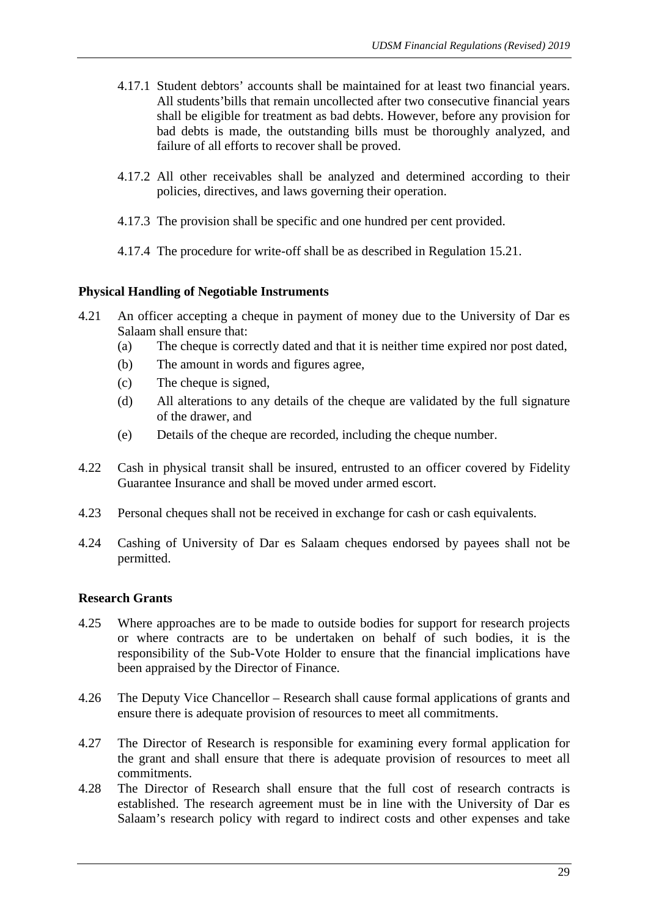4.17.1 Student debtors' accounts shall be maintained for at least two financial years. All students'bills that remain uncollected after two consecutive financial years shall be eligible for treatment as bad debts. However, before any provision for bad debts is made, the outstanding bills must be thoroughly analyzed, and failure of all efforts to recover shall be proved.

4.17.2 All other receivables shall be analyzed and determined according to their policies, directives, and laws governing their operation.

4.17.3 The provision shall be specific and one hundred per cent provided.

4.17.4 The procedure for write-off shall be as described in Regulation 15.21.

**Physical Handling of Negotiable Instruments**

4.21 An officer accepting a cheque in payment of money due to the University of Dar es Salaam shall ensure that:

(a) The cheque is correctly dated and that it is neither time expired nor post dated,

(b) The amount in words and figures agree,

(c) The cheque is signed,

(d) All alterations to any details of the cheque are validated by the full signature of the drawer, and

(e) Details of the cheque are recorded, including the cheque number.

4.22 Cash in physical transit shall be insured, entrusted to an officer covered by Fidelity Guarantee Insurance and shall be moved under armed escort.

4.23 Personal cheques shall not be received in exchange for cash or cash equivalents.

4.24 Cashing of University of Dar es Salaam cheques endorsed by payees shall not be permitted.

**Research Grants**

4.25 Where approaches are to be made to outside bodies for support for research projects or where contracts are to be undertaken on behalf of such bodies, it is the responsibility of the Sub-Vote Holder to ensure that the financial implications have been appraised by the Director of Finance.

4.26 The Deputy Vice Chancellor – Research shall cause formal applications of grants and ensure there is adequate provision of resources to meet all commitments.

4.27 The Director of Research is responsible for examining every formal application for the grant and shall ensure that there is adequate provision of resources to meet all commitments.

4.28 The Director of Research shall ensure that the full cost of research contracts is established. The research agreement must be in line with the University of Dar es Salaam's research policy with regard to indirect costs and other expenses and take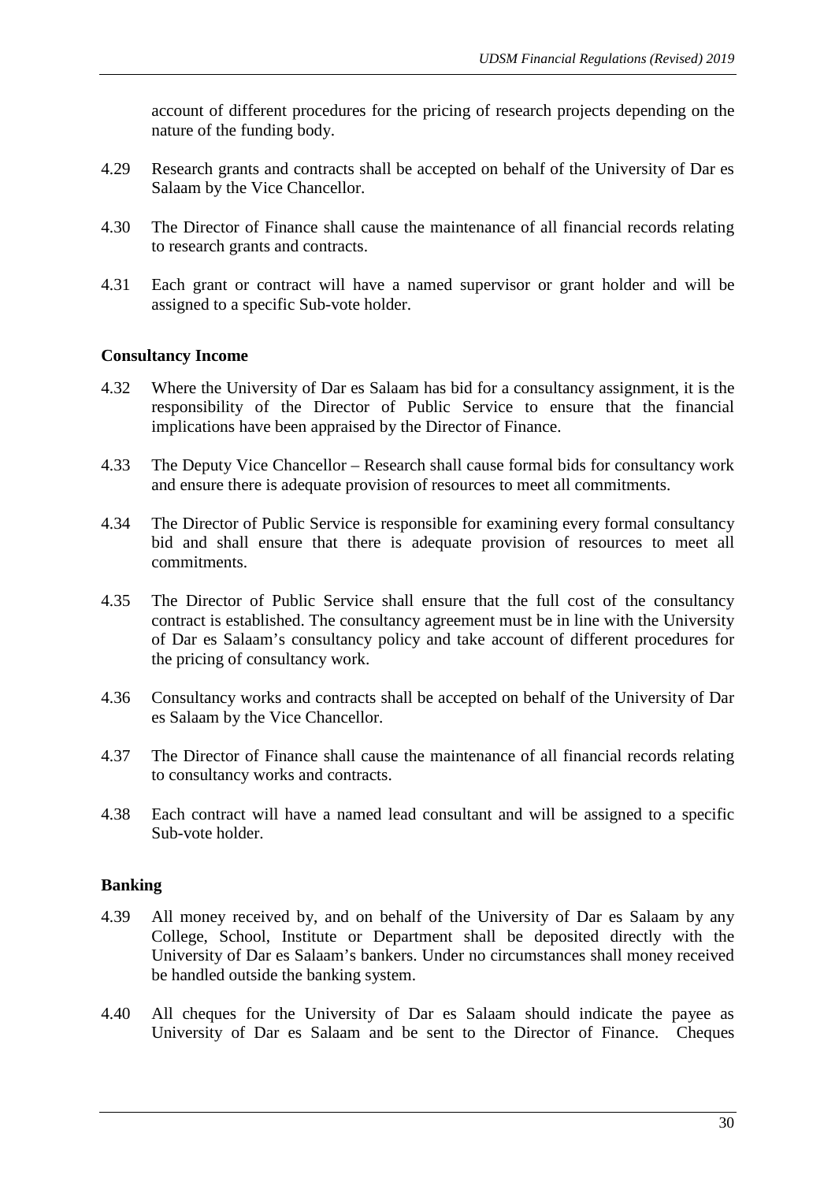account of different procedures for the pricing of research projects depending on the nature of the funding body.

4.29 Research grants and contracts shall be accepted on behalf of the University of Dar es Salaam by the Vice Chancellor.

4.30 The Director of Finance shall cause the maintenance of all financial records relating to research grants and contracts.

4.31 Each grant or contract will have a named supervisor or grant holder and will be assigned to a specific Sub-vote holder.

**Consultancy Income**

4.32 Where the University of Dar es Salaam has bid for a consultancy assignment, it is the responsibility of the Director of Public Service to ensure that the financial implications have been appraised by the Director of Finance.

4.33 The Deputy Vice Chancellor – Research shall cause formal bids for consultancy work and ensure there is adequate provision of resources to meet all commitments.

4.34 The Director of Public Service is responsible for examining every formal consultancy bid and shall ensure that there is adequate provision of resources to meet all commitments.

4.35 The Director of Public Service shall ensure that the full cost of the consultancy contract is established. The consultancy agreement must be in line with the University of Dar es Salaam's consultancy policy and take account of different procedures for the pricing of consultancy work.

4.36 Consultancy works and contracts shall be accepted on behalf of the University of Dar es Salaam by the Vice Chancellor.

4.37 The Director of Finance shall cause the maintenance of all financial records relating to consultancy works and contracts.

4.38 Each contract will have a named lead consultant and will be assigned to a specific Sub-vote holder.

**Banking**

4.39 All money received by, and on behalf of the University of Dar es Salaam by any College, School, Institute or Department shall be deposited directly with the University of Dar es Salaam's bankers. Under no circumstances shall money received be handled outside the banking system.

4.40 All cheques for the University of Dar es Salaam should indicate the payee as University of Dar es Salaam and be sent to the Director of Finance. Cheques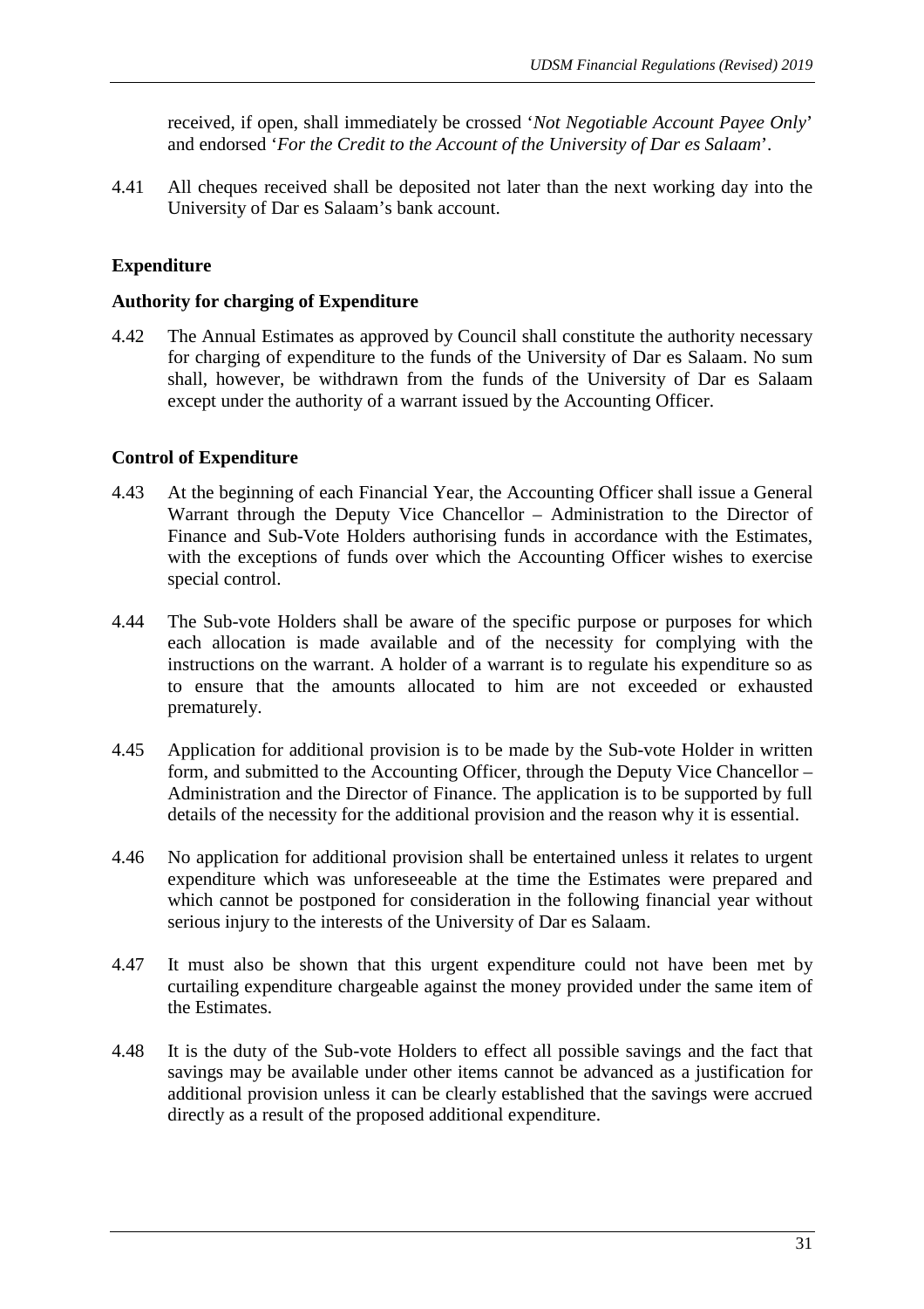received, if open, shall immediately be crossed '*Not Negotiable Account Payee Only*' and endorsed '*For the Credit to the Account of the University of Dar es Salaam*'.

4.41 All cheques received shall be deposited not later than the next working day into the University of Dar es Salaam's bank account.

## Expenditure

### Authority for charging of Expenditure

4.42 The Annual Estimates as approved by Council shall constitute the authority necessary for charging of expenditure to the funds of the University of Dar es Salaam. No sum shall, however, be withdrawn from the funds of the University of Dar es Salaam except under the authority of a warrant issued by the Accounting Officer.

### Control of Expenditure

4.43 At the beginning of each Financial Year, the Accounting Officer shall issue a General Warrant through the Deputy Vice Chancellor – Administration to the Director of Finance and Sub-Vote Holders authorising funds in accordance with the Estimates, with the exceptions of funds over which the Accounting Officer wishes to exercise special control.

4.44 The Sub-vote Holders shall be aware of the specific purpose or purposes for which each allocation is made available and of the necessity for complying with the instructions on the warrant. A holder of a warrant is to regulate his expenditure so as to ensure that the amounts allocated to him are not exceeded or exhausted prematurely.

4.45 Application for additional provision is to be made by the Sub-vote Holder in written form, and submitted to the Accounting Officer, through the Deputy Vice Chancellor – Administration and the Director of Finance. The application is to be supported by full details of the necessity for the additional provision and the reason why it is essential.

4.46 No application for additional provision shall be entertained unless it relates to urgent expenditure which was unforeseeable at the time the Estimates were prepared and which cannot be postponed for consideration in the following financial year without serious injury to the interests of the University of Dar es Salaam.

4.47 It must also be shown that this urgent expenditure could not have been met by curtailing expenditure chargeable against the money provided under the same item of the Estimates.

4.48 It is the duty of the Sub-vote Holders to effect all possible savings and the fact that savings may be available under other items cannot be advanced as a justification for additional provision unless it can be clearly established that the savings were accrued directly as a result of the proposed additional expenditure.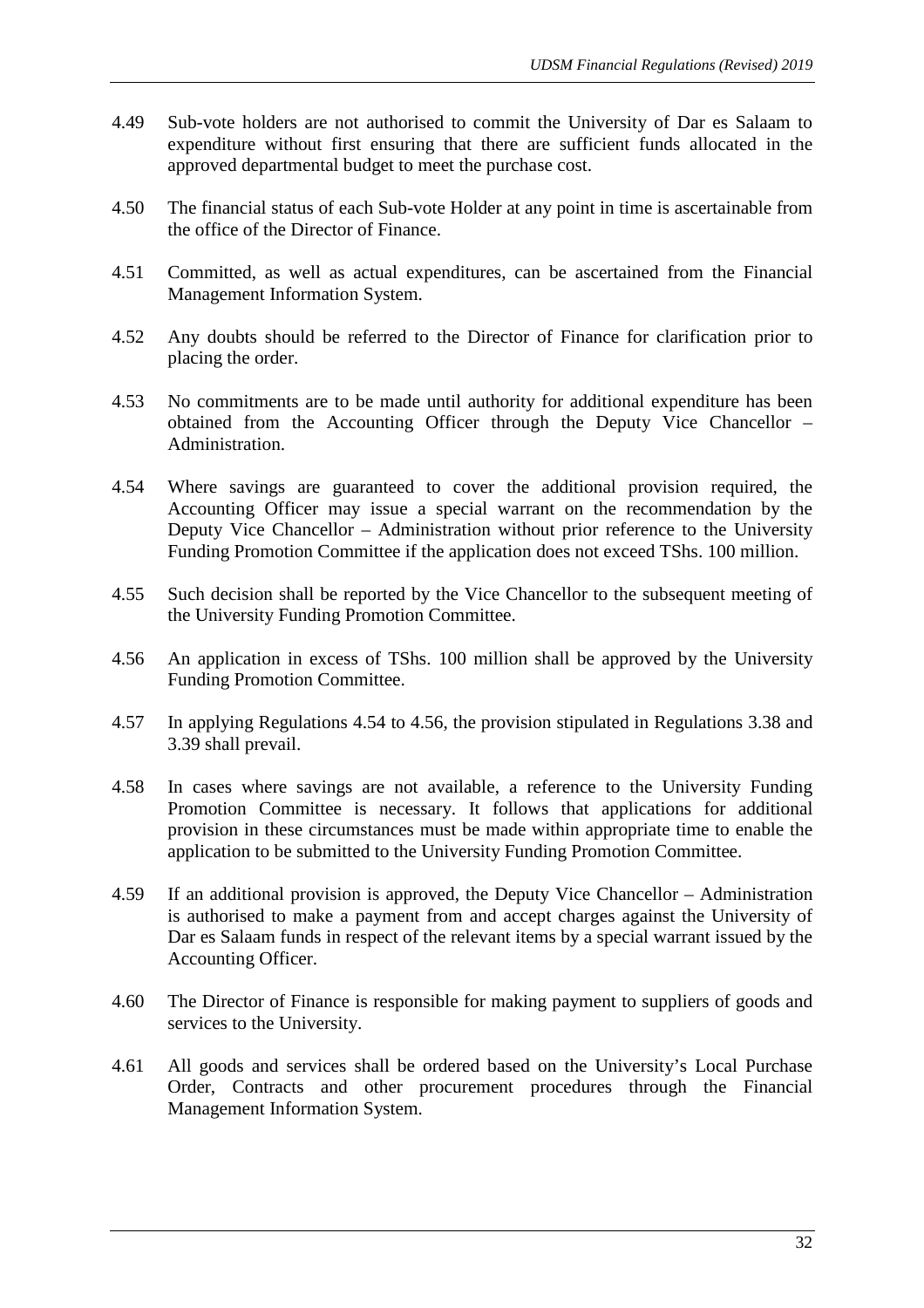4.49 Sub-vote holders are not authorised to commit the University of Dar es Salaam to expenditure without first ensuring that there are sufficient funds allocated in the approved departmental budget to meet the purchase cost.

4.50 The financial status of each Sub-vote Holder at any point in time is ascertainable from the office of the Director of Finance.

4.51 Committed, as well as actual expenditures, can be ascertained from the Financial Management Information System.

4.52 Any doubts should be referred to the Director of Finance for clarification prior to placing the order.

4.53 No commitments are to be made until authority for additional expenditure has been obtained from the Accounting Officer through the Deputy Vice Chancellor – Administration.

4.54 Where savings are guaranteed to cover the additional provision required, the Accounting Officer may issue a special warrant on the recommendation by the Deputy Vice Chancellor – Administration without prior reference to the University Funding Promotion Committee if the application does not exceed TShs. 100 million.

4.55 Such decision shall be reported by the Vice Chancellor to the subsequent meeting of the University Funding Promotion Committee.

4.56 An application in excess of TShs. 100 million shall be approved by the University Funding Promotion Committee.

4.57 In applying Regulations 4.54 to 4.56, the provision stipulated in Regulations 3.38 and 3.39 shall prevail.

4.58 In cases where savings are not available, a reference to the University Funding Promotion Committee is necessary. It follows that applications for additional provision in these circumstances must be made within appropriate time to enable the application to be submitted to the University Funding Promotion Committee.

4.59 If an additional provision is approved, the Deputy Vice Chancellor – Administration is authorised to make a payment from and accept charges against the University of Dar es Salaam funds in respect of the relevant items by a special warrant issued by the Accounting Officer.

4.60 The Director of Finance is responsible for making payment to suppliers of goods and services to the University.

4.61 All goods and services shall be ordered based on the University's Local Purchase Order, Contracts and other procurement procedures through the Financial Management Information System.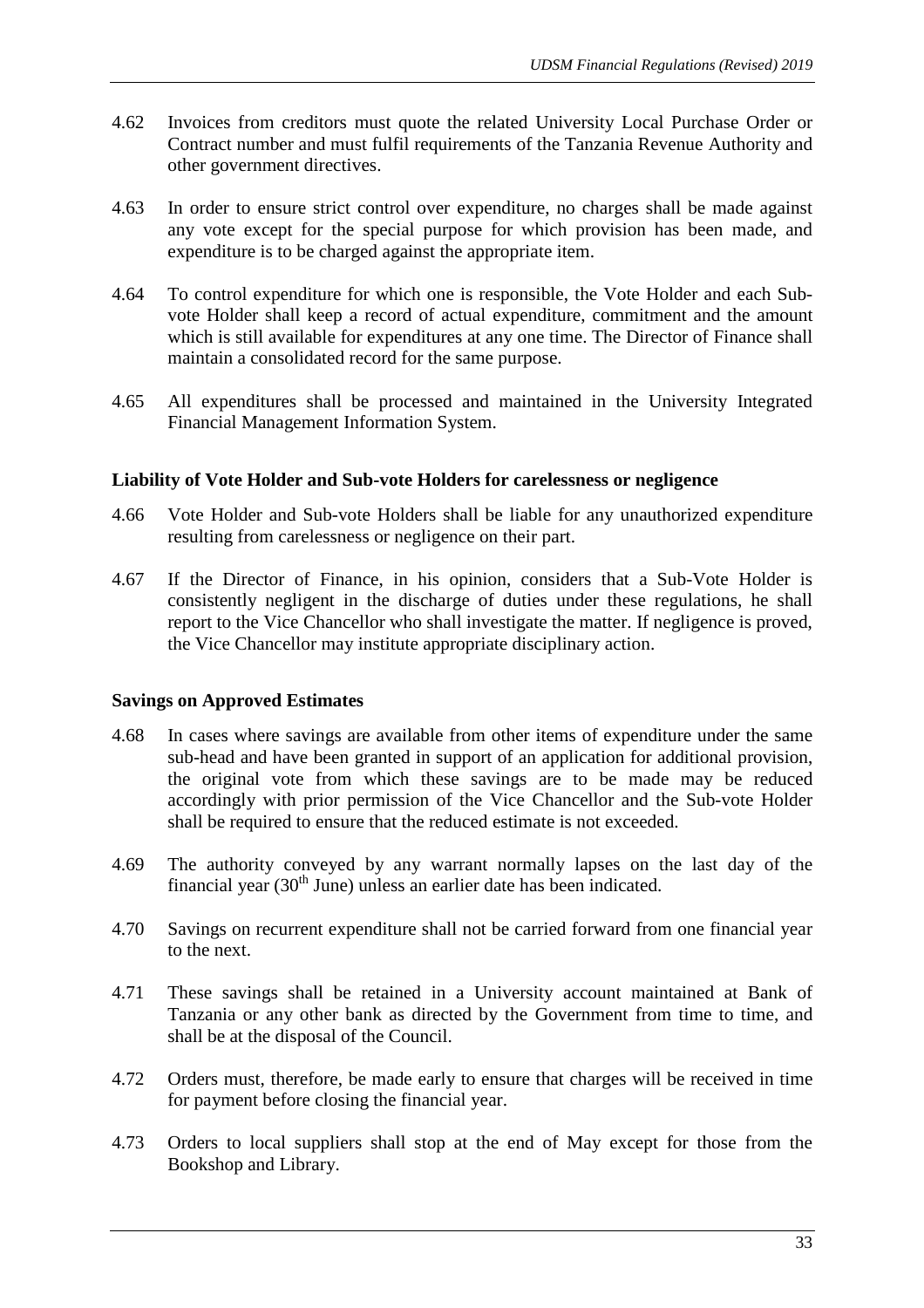4.62 Invoices from creditors must quote the related University Local Purchase Order or Contract number and must fulfil requirements of the Tanzania Revenue Authority and other government directives.

4.63 In order to ensure strict control over expenditure, no charges shall be made against any vote except for the special purpose for which provision has been made, and expenditure is to be charged against the appropriate item.

4.64 To control expenditure for which one is responsible, the Vote Holder and each Sub-vote Holder shall keep a record of actual expenditure, commitment and the amount which is still available for expenditures at any one time. The Director of Finance shall maintain a consolidated record for the same purpose.

4.65 All expenditures shall be processed and maintained in the University Integrated Financial Management Information System.

**Liability of Vote Holder and Sub-vote Holders for carelessness or negligence**

4.66 Vote Holder and Sub-vote Holders shall be liable for any unauthorized expenditure resulting from carelessness or negligence on their part.

4.67 If the Director of Finance, in his opinion, considers that a Sub-Vote Holder is consistently negligent in the discharge of duties under these regulations, he shall report to the Vice Chancellor who shall investigate the matter. If negligence is proved, the Vice Chancellor may institute appropriate disciplinary action.

**Savings on Approved Estimates**

4.68 In cases where savings are available from other items of expenditure under the same sub-head and have been granted in support of an application for additional provision, the original vote from which these savings are to be made may be reduced accordingly with prior permission of the Vice Chancellor and the Sub-vote Holder shall be required to ensure that the reduced estimate is not exceeded.

4.69 The authority conveyed by any warrant normally lapses on the last day of the financial year (30th June) unless an earlier date has been indicated.

4.70 Savings on recurrent expenditure shall not be carried forward from one financial year to the next.

4.71 These savings shall be retained in a University account maintained at Bank of Tanzania or any other bank as directed by the Government from time to time, and shall be at the disposal of the Council.

4.72 Orders must, therefore, be made early to ensure that charges will be received in time for payment before closing the financial year.

4.73 Orders to local suppliers shall stop at the end of May except for those from the Bookshop and Library.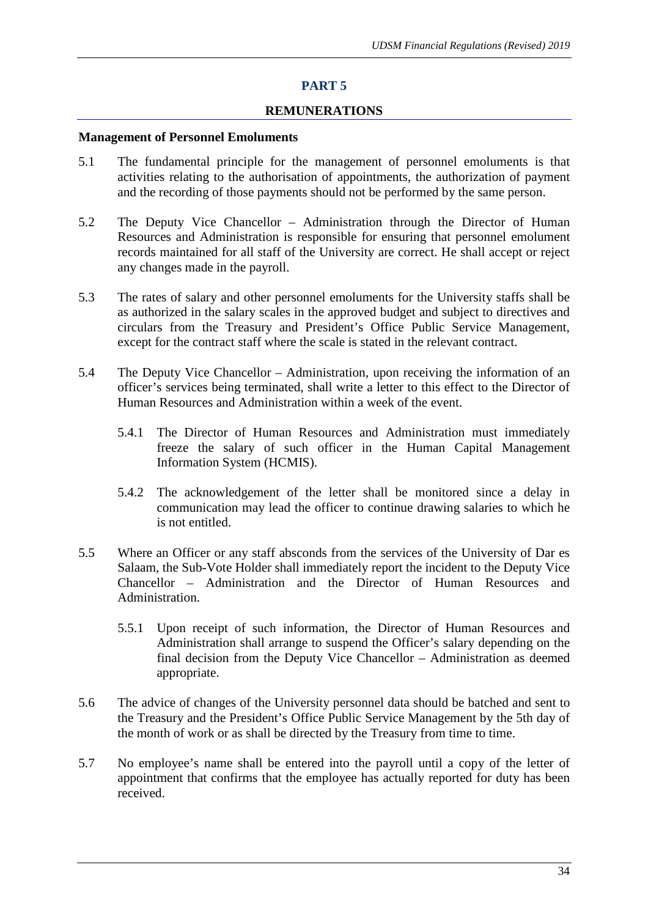# PART 5

## REMUNERATIONS

**Management of Personnel Emoluments**

5.1 The fundamental principle for the management of personnel emoluments is that activities relating to the authorisation of appointments, the authorization of payment and the recording of those payments should not be performed by the same person.

5.2 The Deputy Vice Chancellor – Administration through the Director of Human Resources and Administration is responsible for ensuring that personnel emolument records maintained for all staff of the University are correct. He shall accept or reject any changes made in the payroll.

5.3 The rates of salary and other personnel emoluments for the University staffs shall be as authorized in the salary scales in the approved budget and subject to directives and circulars from the Treasury and President's Office Public Service Management, except for the contract staff where the scale is stated in the relevant contract.

5.4 The Deputy Vice Chancellor – Administration, upon receiving the information of an officer's services being terminated, shall write a letter to this effect to the Director of Human Resources and Administration within a week of the event.

5.4.1 The Director of Human Resources and Administration must immediately freeze the salary of such officer in the Human Capital Management Information System (HCMIS).

5.4.2 The acknowledgement of the letter shall be monitored since a delay in communication may lead the officer to continue drawing salaries to which he is not entitled.

5.5 Where an Officer or any staff absconds from the services of the University of Dar es Salaam, the Sub-Vote Holder shall immediately report the incident to the Deputy Vice Chancellor – Administration and the Director of Human Resources and Administration.

5.5.1 Upon receipt of such information, the Director of Human Resources and Administration shall arrange to suspend the Officer's salary depending on the final decision from the Deputy Vice Chancellor – Administration as deemed appropriate.

5.6 The advice of changes of the University personnel data should be batched and sent to the Treasury and the President's Office Public Service Management by the 5th day of the month of work or as shall be directed by the Treasury from time to time.

5.7 No employee's name shall be entered into the payroll until a copy of the letter of appointment that confirms that the employee has actually reported for duty has been received.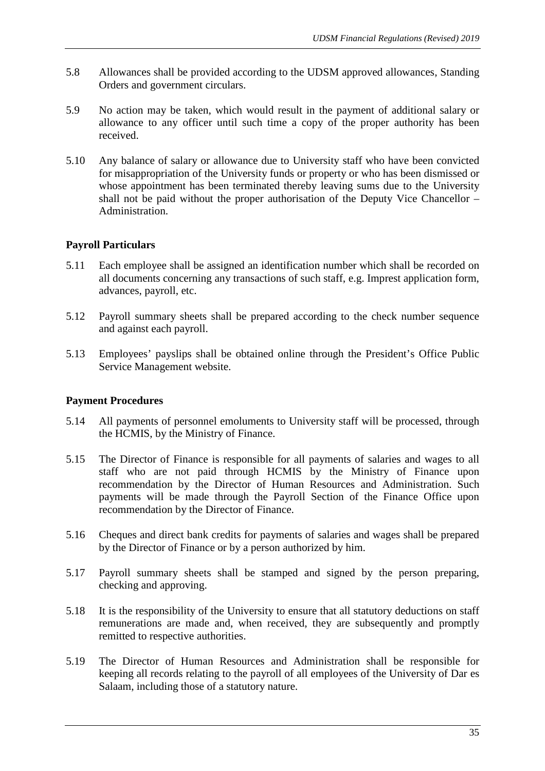5.8 Allowances shall be provided according to the UDSM approved allowances, Standing Orders and government circulars.

5.9 No action may be taken, which would result in the payment of additional salary or allowance to any officer until such time a copy of the proper authority has been received.

5.10 Any balance of salary or allowance due to University staff who have been convicted for misappropriation of the University funds or property or who has been dismissed or whose appointment has been terminated thereby leaving sums due to the University shall not be paid without the proper authorisation of the Deputy Vice Chancellor – Administration.

**Payroll Particulars**

5.11 Each employee shall be assigned an identification number which shall be recorded on all documents concerning any transactions of such staff, e.g. Imprest application form, advances, payroll, etc.

5.12 Payroll summary sheets shall be prepared according to the check number sequence and against each payroll.

5.13 Employees' payslips shall be obtained online through the President's Office Public Service Management website.

**Payment Procedures**

5.14 All payments of personnel emoluments to University staff will be processed, through the HCMIS, by the Ministry of Finance.

5.15 The Director of Finance is responsible for all payments of salaries and wages to all staff who are not paid through HCMIS by the Ministry of Finance upon recommendation by the Director of Human Resources and Administration. Such payments will be made through the Payroll Section of the Finance Office upon recommendation by the Director of Finance.

5.16 Cheques and direct bank credits for payments of salaries and wages shall be prepared by the Director of Finance or by a person authorized by him.

5.17 Payroll summary sheets shall be stamped and signed by the person preparing, checking and approving.

5.18 It is the responsibility of the University to ensure that all statutory deductions on staff remunerations are made and, when received, they are subsequently and promptly remitted to respective authorities.

5.19 The Director of Human Resources and Administration shall be responsible for keeping all records relating to the payroll of all employees of the University of Dar es Salaam, including those of a statutory nature.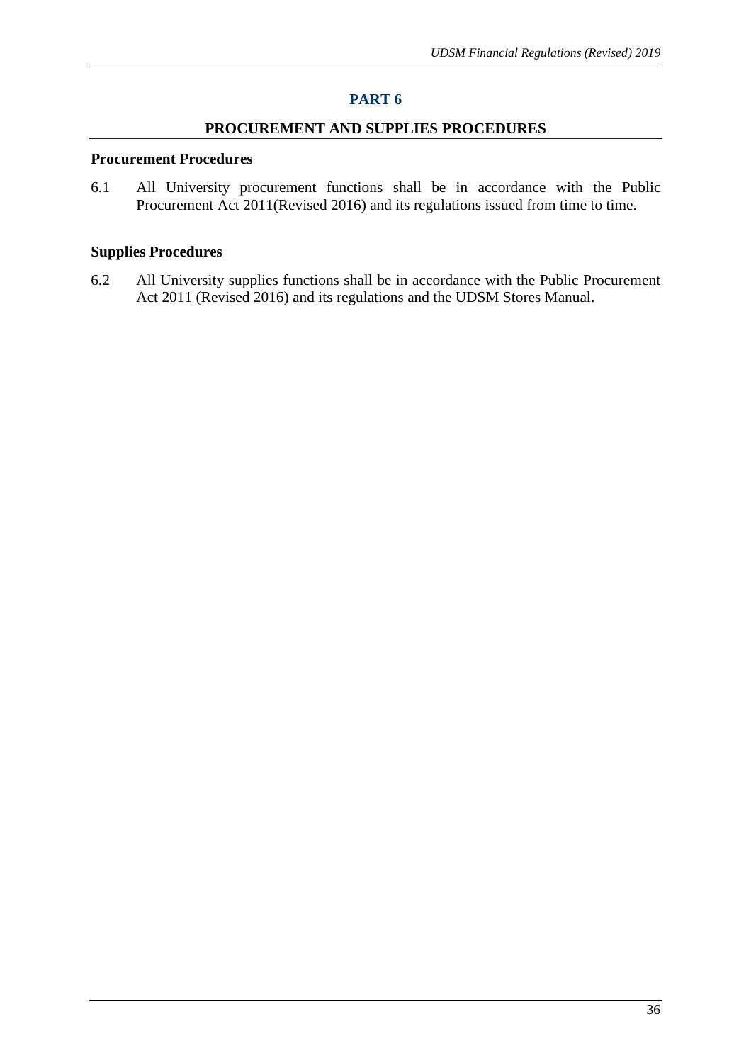# PART 6

## PROCUREMENT AND SUPPLIES PROCEDURES

### Procurement Procedures

6.1 All University procurement functions shall be in accordance with the Public Procurement Act 2011(Revised 2016) and its regulations issued from time to time.

### Supplies Procedures

6.2 All University supplies functions shall be in accordance with the Public Procurement Act 2011 (Revised 2016) and its regulations and the UDSM Stores Manual.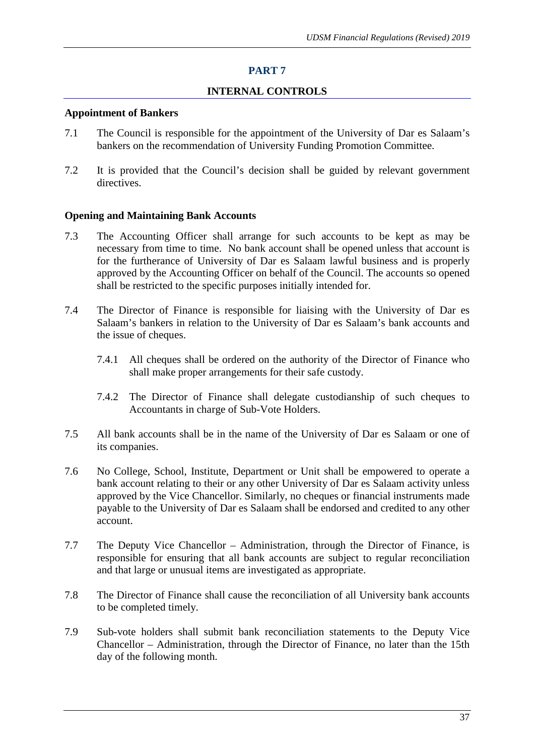# PART 7

## INTERNAL CONTROLS

**Appointment of Bankers**

7.1 The Council is responsible for the appointment of the University of Dar es Salaam's bankers on the recommendation of University Funding Promotion Committee.

7.2 It is provided that the Council's decision shall be guided by relevant government directives.

**Opening and Maintaining Bank Accounts**

7.3 The Accounting Officer shall arrange for such accounts to be kept as may be necessary from time to time. No bank account shall be opened unless that account is for the furtherance of University of Dar es Salaam lawful business and is properly approved by the Accounting Officer on behalf of the Council. The accounts so opened shall be restricted to the specific purposes initially intended for.

7.4 The Director of Finance is responsible for liaising with the University of Dar es Salaam's bankers in relation to the University of Dar es Salaam's bank accounts and the issue of cheques.

7.4.1 All cheques shall be ordered on the authority of the Director of Finance who shall make proper arrangements for their safe custody.

7.4.2 The Director of Finance shall delegate custodianship of such cheques to Accountants in charge of Sub-Vote Holders.

7.5 All bank accounts shall be in the name of the University of Dar es Salaam or one of its companies.

7.6 No College, School, Institute, Department or Unit shall be empowered to operate a bank account relating to their or any other University of Dar es Salaam activity unless approved by the Vice Chancellor. Similarly, no cheques or financial instruments made payable to the University of Dar es Salaam shall be endorsed and credited to any other account.

7.7 The Deputy Vice Chancellor – Administration, through the Director of Finance, is responsible for ensuring that all bank accounts are subject to regular reconciliation and that large or unusual items are investigated as appropriate.

7.8 The Director of Finance shall cause the reconciliation of all University bank accounts to be completed timely.

7.9 Sub-vote holders shall submit bank reconciliation statements to the Deputy Vice Chancellor – Administration, through the Director of Finance, no later than the 15th day of the following month.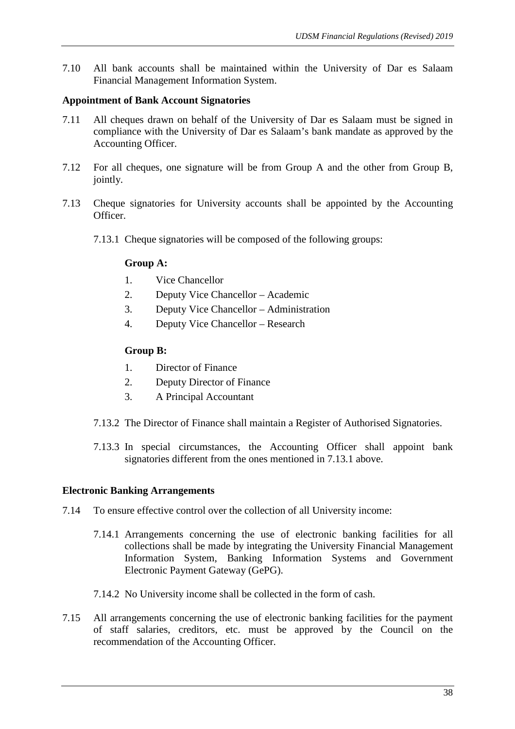7.10 All bank accounts shall be maintained within the University of Dar es Salaam Financial Management Information System.

**Appointment of Bank Account Signatories**

7.11 All cheques drawn on behalf of the University of Dar es Salaam must be signed in compliance with the University of Dar es Salaam's bank mandate as approved by the Accounting Officer.

7.12 For all cheques, one signature will be from Group A and the other from Group B, jointly.

7.13 Cheque signatories for University accounts shall be appointed by the Accounting Officer.

7.13.1 Cheque signatories will be composed of the following groups:

**Group A:**

1. Vice Chancellor
2. Deputy Vice Chancellor – Academic
3. Deputy Vice Chancellor – Administration
4. Deputy Vice Chancellor – Research

**Group B:**

1. Director of Finance
2. Deputy Director of Finance
3. A Principal Accountant

7.13.2 The Director of Finance shall maintain a Register of Authorised Signatories.

7.13.3 In special circumstances, the Accounting Officer shall appoint bank signatories different from the ones mentioned in 7.13.1 above.

**Electronic Banking Arrangements**

7.14 To ensure effective control over the collection of all University income:

7.14.1 Arrangements concerning the use of electronic banking facilities for all collections shall be made by integrating the University Financial Management Information System, Banking Information Systems and Government Electronic Payment Gateway (GePG).

7.14.2 No University income shall be collected in the form of cash.

7.15 All arrangements concerning the use of electronic banking facilities for the payment of staff salaries, creditors, etc. must be approved by the Council on the recommendation of the Accounting Officer.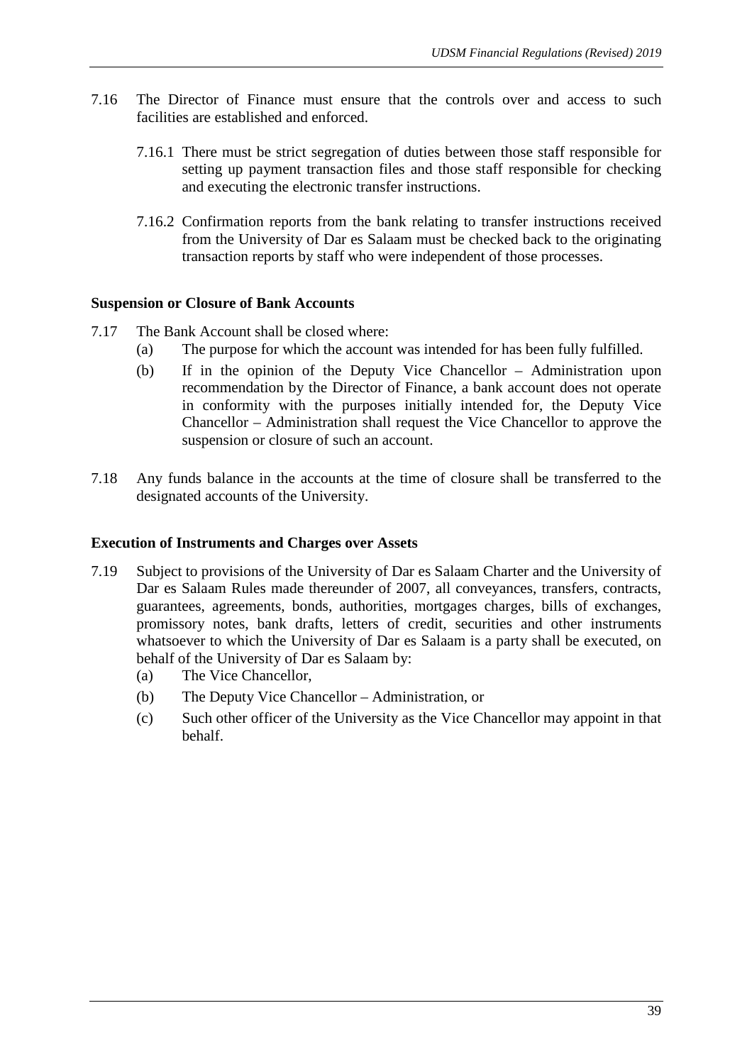7.16 The Director of Finance must ensure that the controls over and access to such facilities are established and enforced.

7.16.1 There must be strict segregation of duties between those staff responsible for setting up payment transaction files and those staff responsible for checking and executing the electronic transfer instructions.

7.16.2 Confirmation reports from the bank relating to transfer instructions received from the University of Dar es Salaam must be checked back to the originating transaction reports by staff who were independent of those processes.

### Suspension or Closure of Bank Accounts

7.17 The Bank Account shall be closed where:

(a) The purpose for which the account was intended for has been fully fulfilled.

(b) If in the opinion of the Deputy Vice Chancellor – Administration upon recommendation by the Director of Finance, a bank account does not operate in conformity with the purposes initially intended for, the Deputy Vice Chancellor – Administration shall request the Vice Chancellor to approve the suspension or closure of such an account.

7.18 Any funds balance in the accounts at the time of closure shall be transferred to the designated accounts of the University.

### Execution of Instruments and Charges over Assets

7.19 Subject to provisions of the University of Dar es Salaam Charter and the University of Dar es Salaam Rules made thereunder of 2007, all conveyances, transfers, contracts, guarantees, agreements, bonds, authorities, mortgages charges, bills of exchanges, promissory notes, bank drafts, letters of credit, securities and other instruments whatsoever to which the University of Dar es Salaam is a party shall be executed, on behalf of the University of Dar es Salaam by:

(a) The Vice Chancellor,

(b) The Deputy Vice Chancellor – Administration, or

(c) Such other officer of the University as the Vice Chancellor may appoint in that behalf.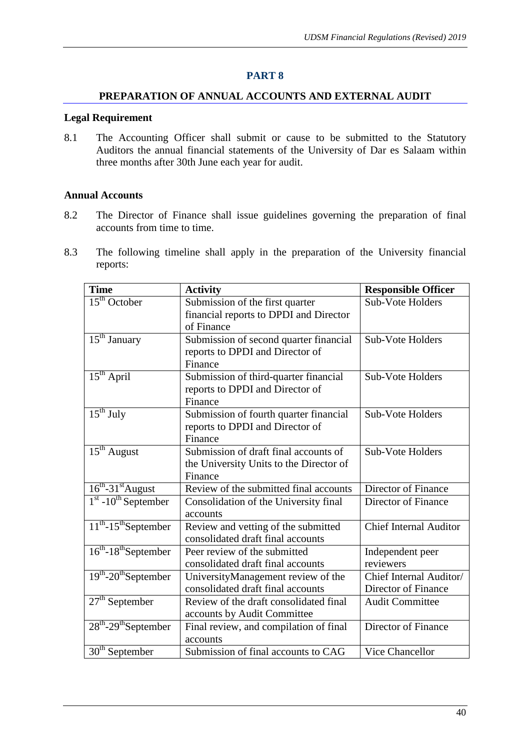# PART 8

## PREPARATION OF ANNUAL ACCOUNTS AND EXTERNAL AUDIT

### Legal Requirement

8.1 The Accounting Officer shall submit or cause to be submitted to the Statutory Auditors the annual financial statements of the University of Dar es Salaam within three months after 30th June each year for audit.

### Annual Accounts

8.2 The Director of Finance shall issue guidelines governing the preparation of final accounts from time to time.

8.3 The following timeline shall apply in the preparation of the University financial reports:

| Time | Activity | Responsible Officer |
|---|---|---|
| 15th October | Submission of the first quarter financial reports to DPDI and Director of Finance | Sub-Vote Holders |
| 15th January | Submission of second quarter financial reports to DPDI and Director of Finance | Sub-Vote Holders |
| 15th April | Submission of third-quarter financial reports to DPDI and Director of Finance | Sub-Vote Holders |
| 15th July | Submission of fourth quarter financial reports to DPDI and Director of Finance | Sub-Vote Holders |
| 15th August | Submission of draft final accounts of the University Units to the Director of Finance | Sub-Vote Holders |
| 16th-31st August | Review of the submitted final accounts | Director of Finance |
| 1st -10th September | Consolidation of the University final accounts | Director of Finance |
| 11th-15th September | Review and vetting of the submitted consolidated draft final accounts | Chief Internal Auditor |
| 16th-18th September | Peer review of the submitted consolidated draft final accounts | Independent peer reviewers |
| 19th-20th September | UniversityManagement review of the consolidated draft final accounts | Chief Internal Auditor/ Director of Finance |
| 27th September | Review of the draft consolidated final accounts by Audit Committee | Audit Committee |
| 28th-29th September | Final review, and compilation of final accounts | Director of Finance |
| 30th September | Submission of final accounts to CAG | Vice Chancellor |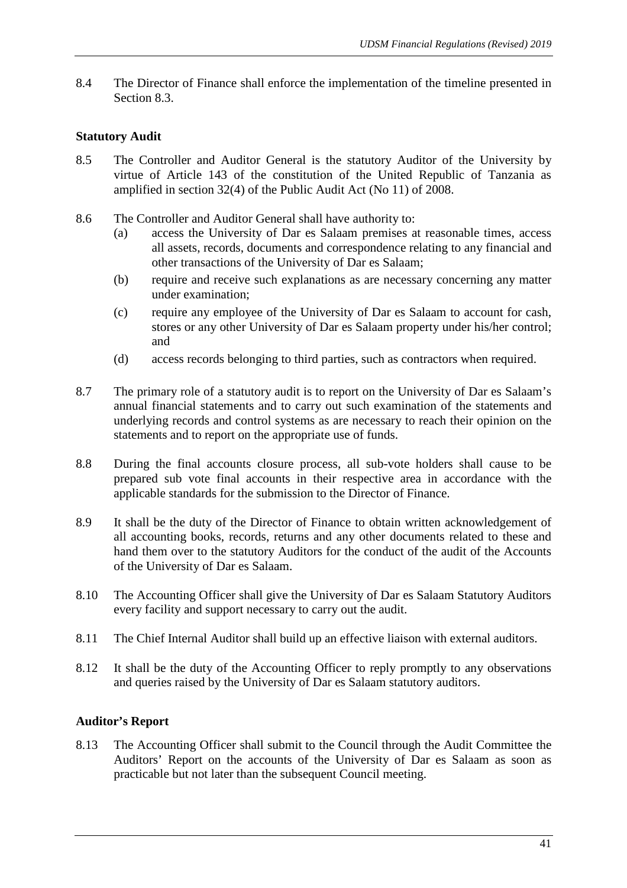8.4 The Director of Finance shall enforce the implementation of the timeline presented in Section 8.3.

### Statutory Audit

8.5 The Controller and Auditor General is the statutory Auditor of the University by virtue of Article 143 of the constitution of the United Republic of Tanzania as amplified in section 32(4) of the Public Audit Act (No 11) of 2008.

8.6 The Controller and Auditor General shall have authority to:

(a) access the University of Dar es Salaam premises at reasonable times, access all assets, records, documents and correspondence relating to any financial and other transactions of the University of Dar es Salaam;

(b) require and receive such explanations as are necessary concerning any matter under examination;

(c) require any employee of the University of Dar es Salaam to account for cash, stores or any other University of Dar es Salaam property under his/her control; and

(d) access records belonging to third parties, such as contractors when required.

8.7 The primary role of a statutory audit is to report on the University of Dar es Salaam's annual financial statements and to carry out such examination of the statements and underlying records and control systems as are necessary to reach their opinion on the statements and to report on the appropriate use of funds.

8.8 During the final accounts closure process, all sub-vote holders shall cause to be prepared sub vote final accounts in their respective area in accordance with the applicable standards for the submission to the Director of Finance.

8.9 It shall be the duty of the Director of Finance to obtain written acknowledgement of all accounting books, records, returns and any other documents related to these and hand them over to the statutory Auditors for the conduct of the audit of the Accounts of the University of Dar es Salaam.

8.10 The Accounting Officer shall give the University of Dar es Salaam Statutory Auditors every facility and support necessary to carry out the audit.

8.11 The Chief Internal Auditor shall build up an effective liaison with external auditors.

8.12 It shall be the duty of the Accounting Officer to reply promptly to any observations and queries raised by the University of Dar es Salaam statutory auditors.

### Auditor's Report

8.13 The Accounting Officer shall submit to the Council through the Audit Committee the Auditors' Report on the accounts of the University of Dar es Salaam as soon as practicable but not later than the subsequent Council meeting.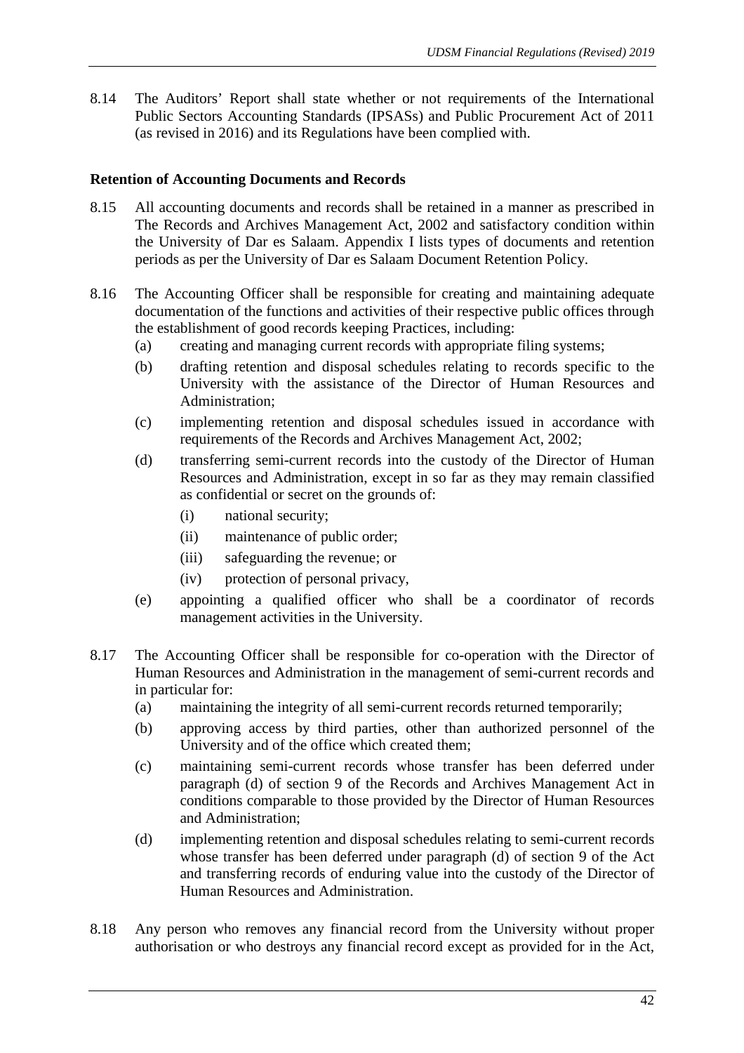8.14 The Auditors' Report shall state whether or not requirements of the International Public Sectors Accounting Standards (IPSASs) and Public Procurement Act of 2011 (as revised in 2016) and its Regulations have been complied with.

**Retention of Accounting Documents and Records**

8.15 All accounting documents and records shall be retained in a manner as prescribed in The Records and Archives Management Act, 2002 and satisfactory condition within the University of Dar es Salaam. Appendix I lists types of documents and retention periods as per the University of Dar es Salaam Document Retention Policy.

8.16 The Accounting Officer shall be responsible for creating and maintaining adequate documentation of the functions and activities of their respective public offices through the establishment of good records keeping Practices, including:

- (a) creating and managing current records with appropriate filing systems;
- (b) drafting retention and disposal schedules relating to records specific to the University with the assistance of the Director of Human Resources and Administration;
- (c) implementing retention and disposal schedules issued in accordance with requirements of the Records and Archives Management Act, 2002;
- (d) transferring semi-current records into the custody of the Director of Human Resources and Administration, except in so far as they may remain classified as confidential or secret on the grounds of:
  - (i) national security;
  - (ii) maintenance of public order;
  - (iii) safeguarding the revenue; or
  - (iv) protection of personal privacy,
- (e) appointing a qualified officer who shall be a coordinator of records management activities in the University.

8.17 The Accounting Officer shall be responsible for co-operation with the Director of Human Resources and Administration in the management of semi-current records and in particular for:

- (a) maintaining the integrity of all semi-current records returned temporarily;
- (b) approving access by third parties, other than authorized personnel of the University and of the office which created them;
- (c) maintaining semi-current records whose transfer has been deferred under paragraph (d) of section 9 of the Records and Archives Management Act in conditions comparable to those provided by the Director of Human Resources and Administration;
- (d) implementing retention and disposal schedules relating to semi-current records whose transfer has been deferred under paragraph (d) of section 9 of the Act and transferring records of enduring value into the custody of the Director of Human Resources and Administration.

8.18 Any person who removes any financial record from the University without proper authorisation or who destroys any financial record except as provided for in the Act,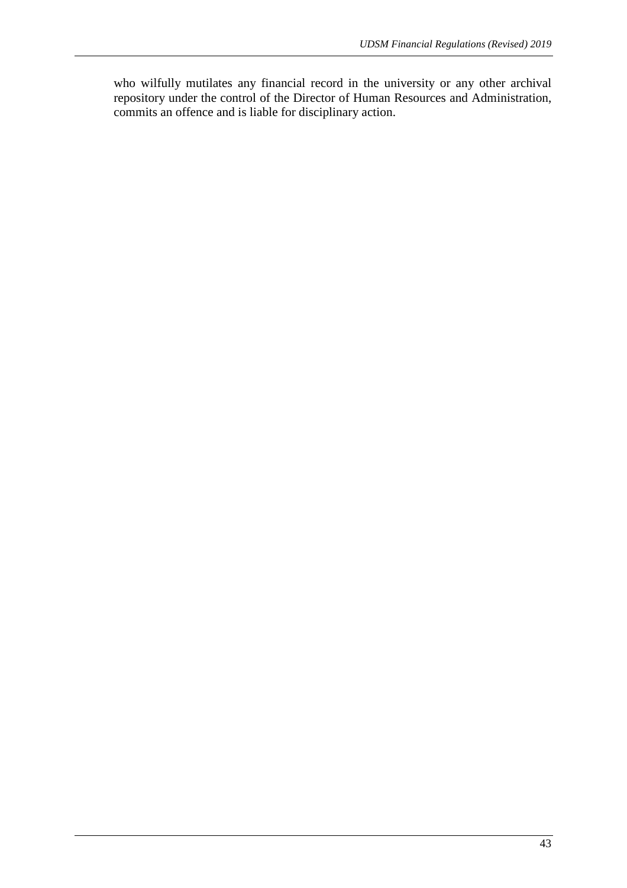who wilfully mutilates any financial record in the university or any other archival repository under the control of the Director of Human Resources and Administration, commits an offence and is liable for disciplinary action.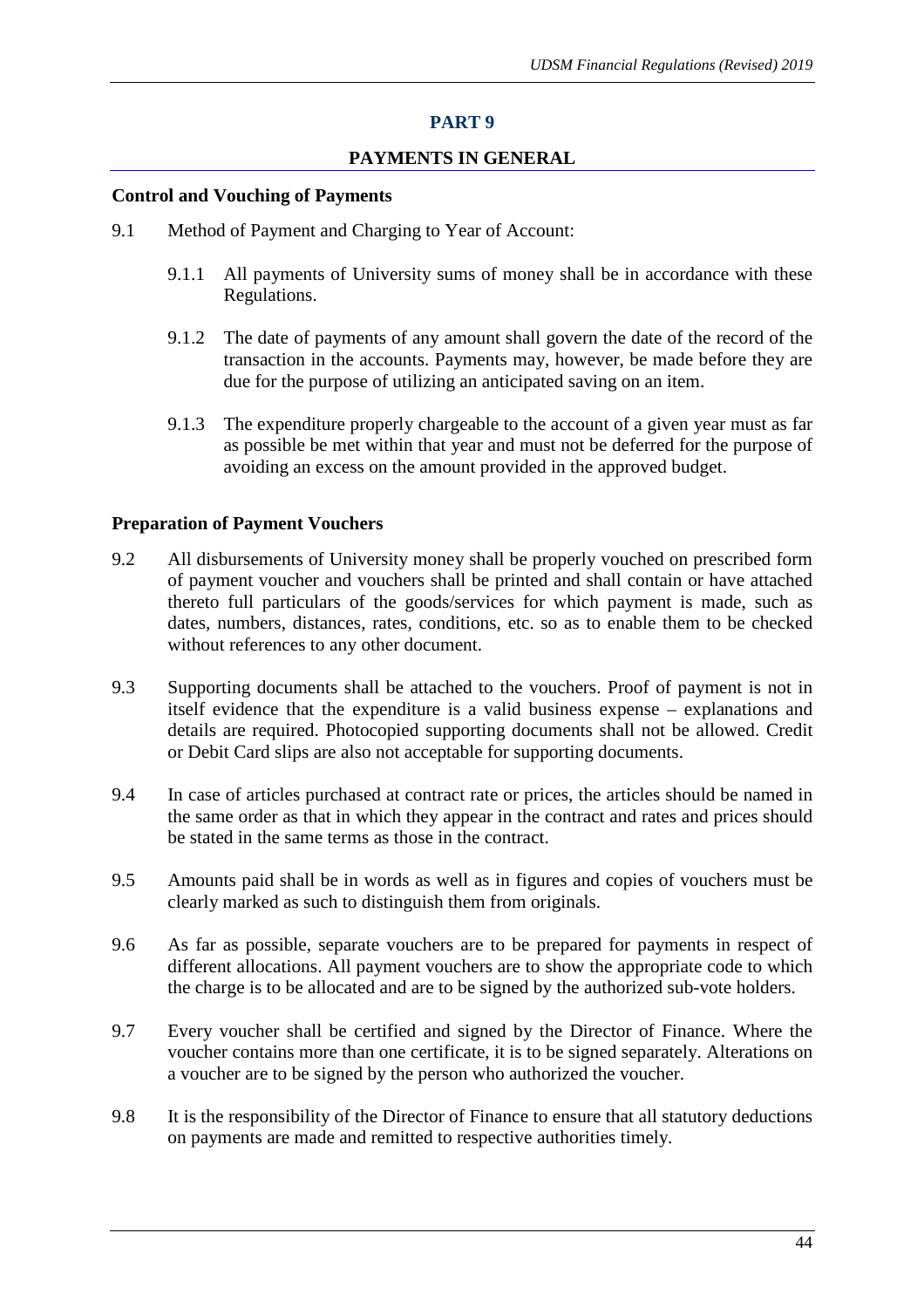# PART 9

## PAYMENTS IN GENERAL

### Control and Vouching of Payments

9.1 Method of Payment and Charging to Year of Account:

9.1.1 All payments of University sums of money shall be in accordance with these Regulations.

9.1.2 The date of payments of any amount shall govern the date of the record of the transaction in the accounts. Payments may, however, be made before they are due for the purpose of utilizing an anticipated saving on an item.

9.1.3 The expenditure properly chargeable to the account of a given year must as far as possible be met within that year and must not be deferred for the purpose of avoiding an excess on the amount provided in the approved budget.

### Preparation of Payment Vouchers

9.2 All disbursements of University money shall be properly vouched on prescribed form of payment voucher and vouchers shall be printed and shall contain or have attached thereto full particulars of the goods/services for which payment is made, such as dates, numbers, distances, rates, conditions, etc. so as to enable them to be checked without references to any other document.

9.3 Supporting documents shall be attached to the vouchers. Proof of payment is not in itself evidence that the expenditure is a valid business expense – explanations and details are required. Photocopied supporting documents shall not be allowed. Credit or Debit Card slips are also not acceptable for supporting documents.

9.4 In case of articles purchased at contract rate or prices, the articles should be named in the same order as that in which they appear in the contract and rates and prices should be stated in the same terms as those in the contract.

9.5 Amounts paid shall be in words as well as in figures and copies of vouchers must be clearly marked as such to distinguish them from originals.

9.6 As far as possible, separate vouchers are to be prepared for payments in respect of different allocations. All payment vouchers are to show the appropriate code to which the charge is to be allocated and are to be signed by the authorized sub-vote holders.

9.7 Every voucher shall be certified and signed by the Director of Finance. Where the voucher contains more than one certificate, it is to be signed separately. Alterations on a voucher are to be signed by the person who authorized the voucher.

9.8 It is the responsibility of the Director of Finance to ensure that all statutory deductions on payments are made and remitted to respective authorities timely.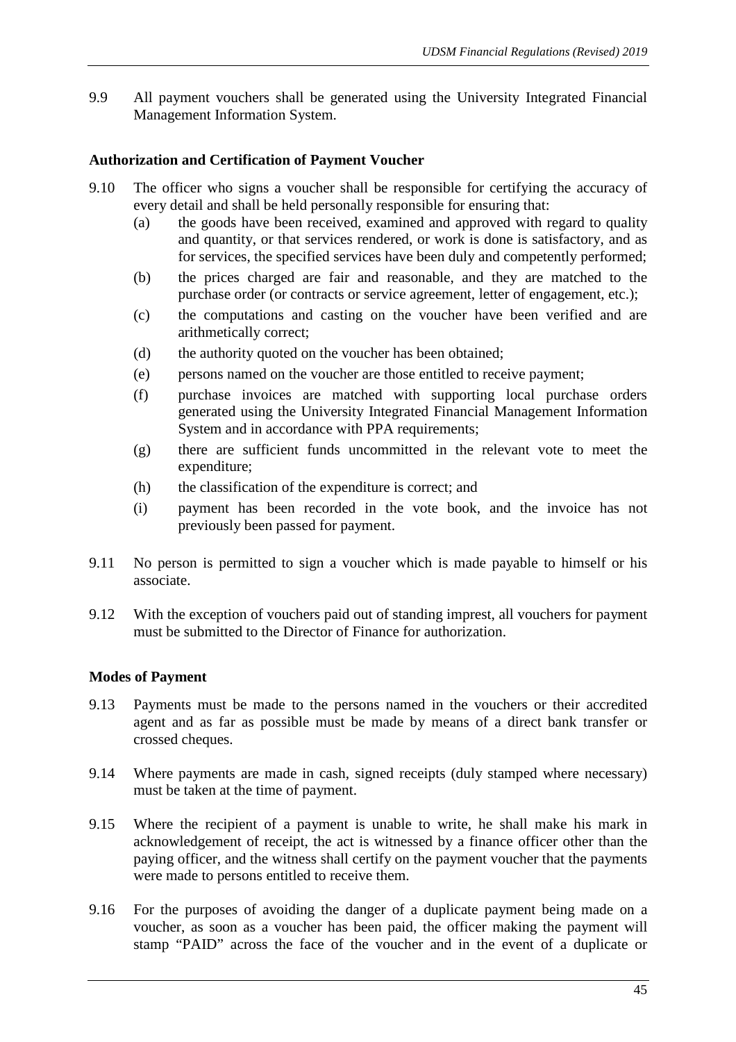9.9 All payment vouchers shall be generated using the University Integrated Financial Management Information System.

**Authorization and Certification of Payment Voucher**

9.10 The officer who signs a voucher shall be responsible for certifying the accuracy of every detail and shall be held personally responsible for ensuring that:

- (a) the goods have been received, examined and approved with regard to quality and quantity, or that services rendered, or work is done is satisfactory, and as for services, the specified services have been duly and competently performed;
- (b) the prices charged are fair and reasonable, and they are matched to the purchase order (or contracts or service agreement, letter of engagement, etc.);
- (c) the computations and casting on the voucher have been verified and are arithmetically correct;
- (d) the authority quoted on the voucher has been obtained;
- (e) persons named on the voucher are those entitled to receive payment;
- (f) purchase invoices are matched with supporting local purchase orders generated using the University Integrated Financial Management Information System and in accordance with PPA requirements;
- (g) there are sufficient funds uncommitted in the relevant vote to meet the expenditure;
- (h) the classification of the expenditure is correct; and
- (i) payment has been recorded in the vote book, and the invoice has not previously been passed for payment.

9.11 No person is permitted to sign a voucher which is made payable to himself or his associate.

9.12 With the exception of vouchers paid out of standing imprest, all vouchers for payment must be submitted to the Director of Finance for authorization.

**Modes of Payment**

9.13 Payments must be made to the persons named in the vouchers or their accredited agent and as far as possible must be made by means of a direct bank transfer or crossed cheques.

9.14 Where payments are made in cash, signed receipts (duly stamped where necessary) must be taken at the time of payment.

9.15 Where the recipient of a payment is unable to write, he shall make his mark in acknowledgement of receipt, the act is witnessed by a finance officer other than the paying officer, and the witness shall certify on the payment voucher that the payments were made to persons entitled to receive them.

9.16 For the purposes of avoiding the danger of a duplicate payment being made on a voucher, as soon as a voucher has been paid, the officer making the payment will stamp "PAID" across the face of the voucher and in the event of a duplicate or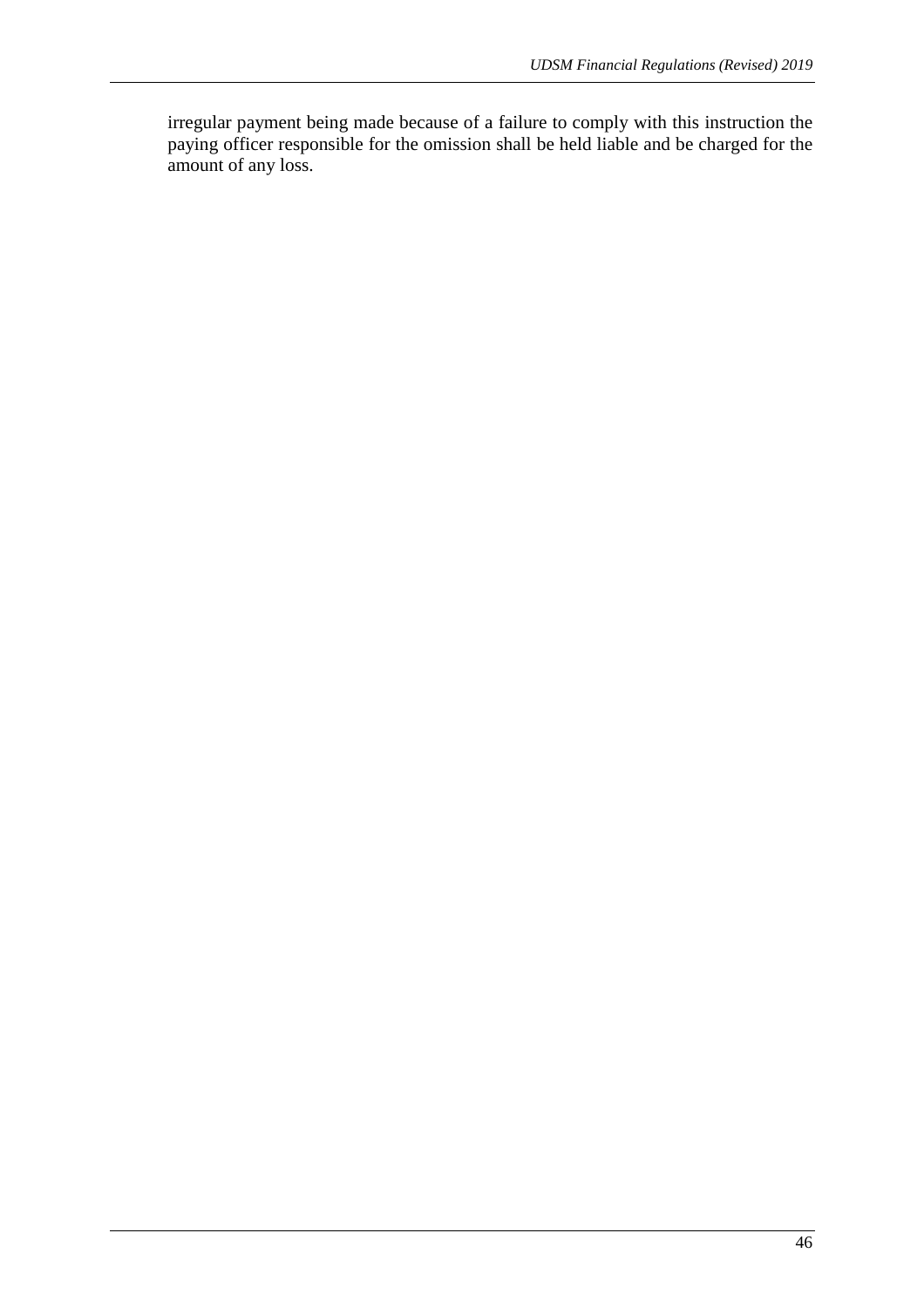irregular payment being made because of a failure to comply with this instruction the paying officer responsible for the omission shall be held liable and be charged for the amount of any loss.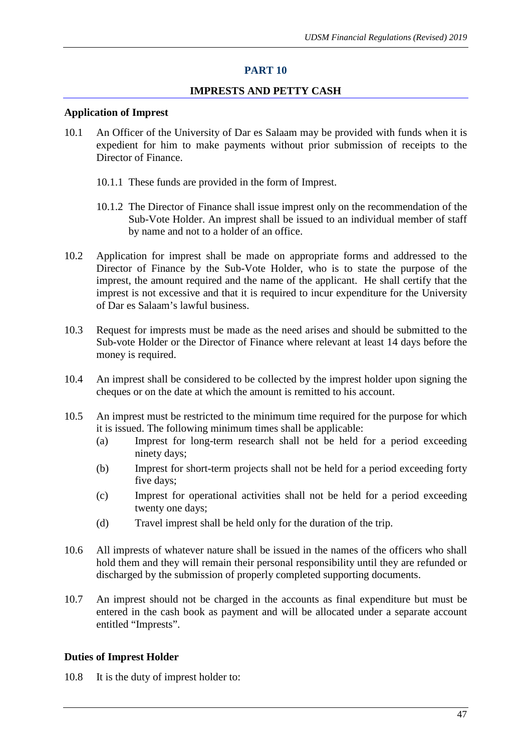# PART 10

## IMPRESTS AND PETTY CASH

### Application of Imprest

10.1 An Officer of the University of Dar es Salaam may be provided with funds when it is expedient for him to make payments without prior submission of receipts to the Director of Finance.

10.1.1 These funds are provided in the form of Imprest.

10.1.2 The Director of Finance shall issue imprest only on the recommendation of the Sub-Vote Holder. An imprest shall be issued to an individual member of staff by name and not to a holder of an office.

10.2 Application for imprest shall be made on appropriate forms and addressed to the Director of Finance by the Sub-Vote Holder, who is to state the purpose of the imprest, the amount required and the name of the applicant. He shall certify that the imprest is not excessive and that it is required to incur expenditure for the University of Dar es Salaam's lawful business.

10.3 Request for imprests must be made as the need arises and should be submitted to the Sub-vote Holder or the Director of Finance where relevant at least 14 days before the money is required.

10.4 An imprest shall be considered to be collected by the imprest holder upon signing the cheques or on the date at which the amount is remitted to his account.

10.5 An imprest must be restricted to the minimum time required for the purpose for which it is issued. The following minimum times shall be applicable:

(a) Imprest for long-term research shall not be held for a period exceeding ninety days;

(b) Imprest for short-term projects shall not be held for a period exceeding forty five days;

(c) Imprest for operational activities shall not be held for a period exceeding twenty one days;

(d) Travel imprest shall be held only for the duration of the trip.

10.6 All imprests of whatever nature shall be issued in the names of the officers who shall hold them and they will remain their personal responsibility until they are refunded or discharged by the submission of properly completed supporting documents.

10.7 An imprest should not be charged in the accounts as final expenditure but must be entered in the cash book as payment and will be allocated under a separate account entitled "Imprests".

### Duties of Imprest Holder

10.8 It is the duty of imprest holder to: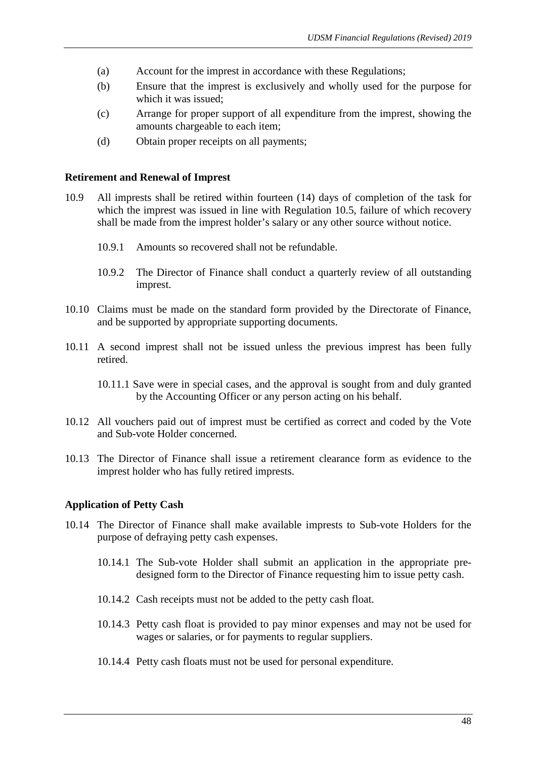(a) Account for the imprest in accordance with these Regulations;

(b) Ensure that the imprest is exclusively and wholly used for the purpose for which it was issued;

(c) Arrange for proper support of all expenditure from the imprest, showing the amounts chargeable to each item;

(d) Obtain proper receipts on all payments;

**Retirement and Renewal of Imprest**

10.9 All imprests shall be retired within fourteen (14) days of completion of the task for which the imprest was issued in line with Regulation 10.5, failure of which recovery shall be made from the imprest holder's salary or any other source without notice.

10.9.1 Amounts so recovered shall not be refundable.

10.9.2 The Director of Finance shall conduct a quarterly review of all outstanding imprest.

10.10 Claims must be made on the standard form provided by the Directorate of Finance, and be supported by appropriate supporting documents.

10.11 A second imprest shall not be issued unless the previous imprest has been fully retired.

10.11.1 Save were in special cases, and the approval is sought from and duly granted by the Accounting Officer or any person acting on his behalf.

10.12 All vouchers paid out of imprest must be certified as correct and coded by the Vote and Sub-vote Holder concerned.

10.13 The Director of Finance shall issue a retirement clearance form as evidence to the imprest holder who has fully retired imprests.

**Application of Petty Cash**

10.14 The Director of Finance shall make available imprests to Sub-vote Holders for the purpose of defraying petty cash expenses.

10.14.1 The Sub-vote Holder shall submit an application in the appropriate pre-designed form to the Director of Finance requesting him to issue petty cash.

10.14.2 Cash receipts must not be added to the petty cash float.

10.14.3 Petty cash float is provided to pay minor expenses and may not be used for wages or salaries, or for payments to regular suppliers.

10.14.4 Petty cash floats must not be used for personal expenditure.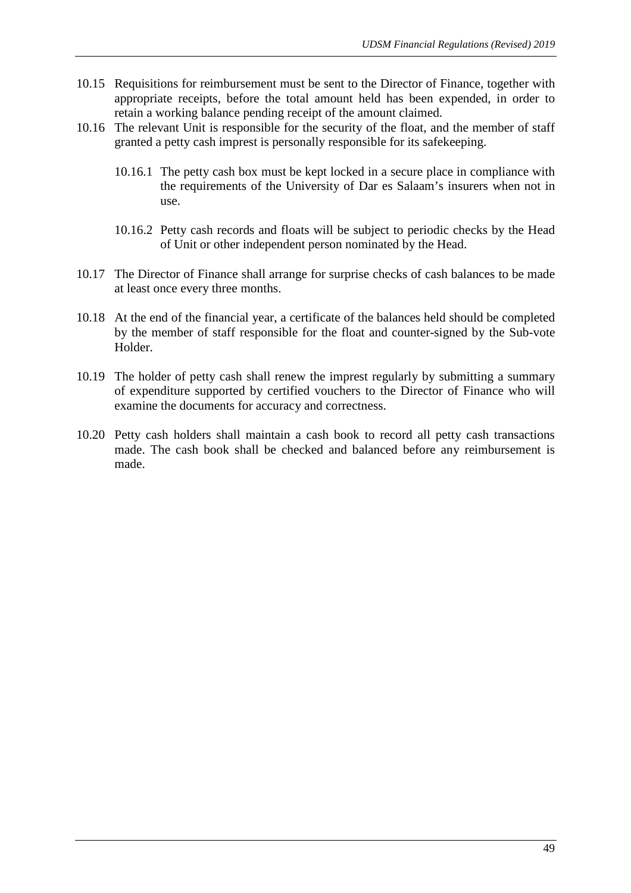10.15 Requisitions for reimbursement must be sent to the Director of Finance, together with appropriate receipts, before the total amount held has been expended, in order to retain a working balance pending receipt of the amount claimed.

10.16 The relevant Unit is responsible for the security of the float, and the member of staff granted a petty cash imprest is personally responsible for its safekeeping.

  10.16.1 The petty cash box must be kept locked in a secure place in compliance with the requirements of the University of Dar es Salaam's insurers when not in use.

  10.16.2 Petty cash records and floats will be subject to periodic checks by the Head of Unit or other independent person nominated by the Head.

10.17 The Director of Finance shall arrange for surprise checks of cash balances to be made at least once every three months.

10.18 At the end of the financial year, a certificate of the balances held should be completed by the member of staff responsible for the float and counter-signed by the Sub-vote Holder.

10.19 The holder of petty cash shall renew the imprest regularly by submitting a summary of expenditure supported by certified vouchers to the Director of Finance who will examine the documents for accuracy and correctness.

10.20 Petty cash holders shall maintain a cash book to record all petty cash transactions made. The cash book shall be checked and balanced before any reimbursement is made.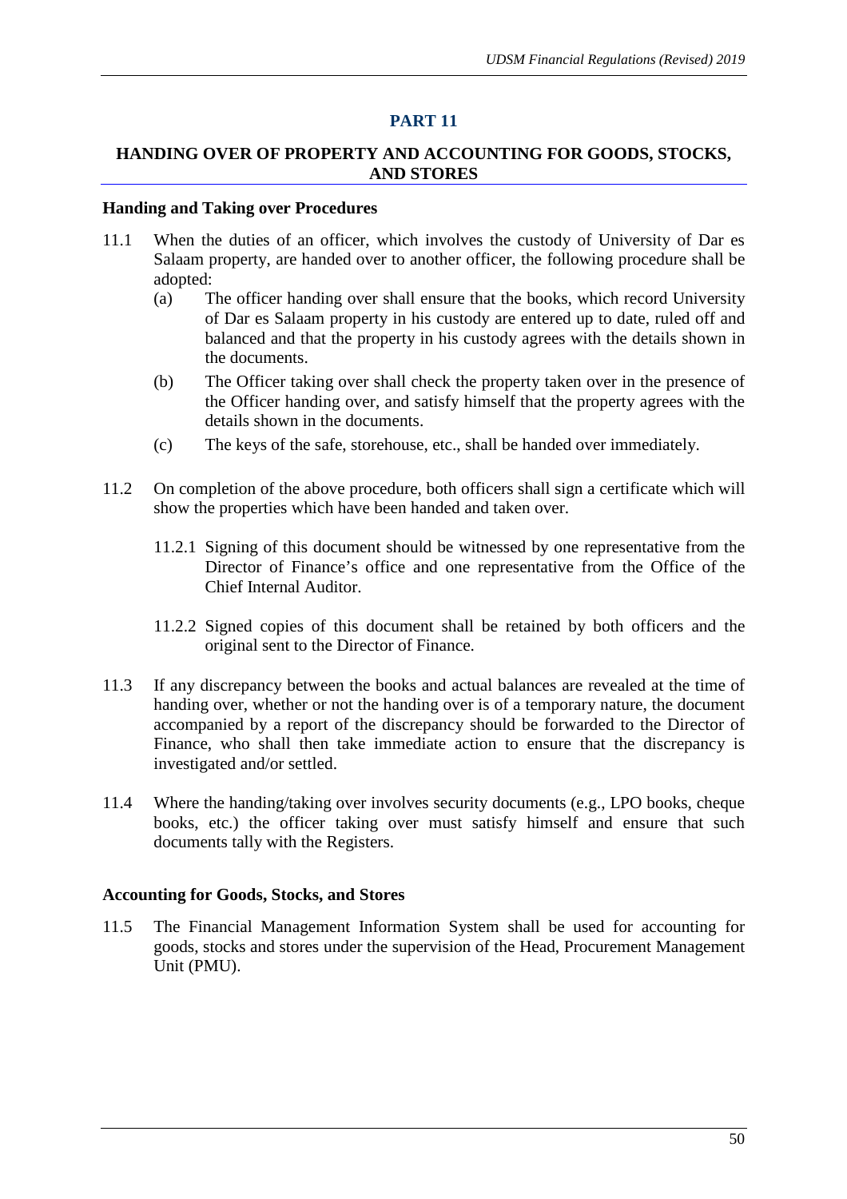# PART 11

## HANDING OVER OF PROPERTY AND ACCOUNTING FOR GOODS, STOCKS, AND STORES

### Handing and Taking over Procedures

11.1 When the duties of an officer, which involves the custody of University of Dar es Salaam property, are handed over to another officer, the following procedure shall be adopted:

(a) The officer handing over shall ensure that the books, which record University of Dar es Salaam property in his custody are entered up to date, ruled off and balanced and that the property in his custody agrees with the details shown in the documents.

(b) The Officer taking over shall check the property taken over in the presence of the Officer handing over, and satisfy himself that the property agrees with the details shown in the documents.

(c) The keys of the safe, storehouse, etc., shall be handed over immediately.

11.2 On completion of the above procedure, both officers shall sign a certificate which will show the properties which have been handed and taken over.

11.2.1 Signing of this document should be witnessed by one representative from the Director of Finance's office and one representative from the Office of the Chief Internal Auditor.

11.2.2 Signed copies of this document shall be retained by both officers and the original sent to the Director of Finance.

11.3 If any discrepancy between the books and actual balances are revealed at the time of handing over, whether or not the handing over is of a temporary nature, the document accompanied by a report of the discrepancy should be forwarded to the Director of Finance, who shall then take immediate action to ensure that the discrepancy is investigated and/or settled.

11.4 Where the handing/taking over involves security documents (e.g., LPO books, cheque books, etc.) the officer taking over must satisfy himself and ensure that such documents tally with the Registers.

### Accounting for Goods, Stocks, and Stores

11.5 The Financial Management Information System shall be used for accounting for goods, stocks and stores under the supervision of the Head, Procurement Management Unit (PMU).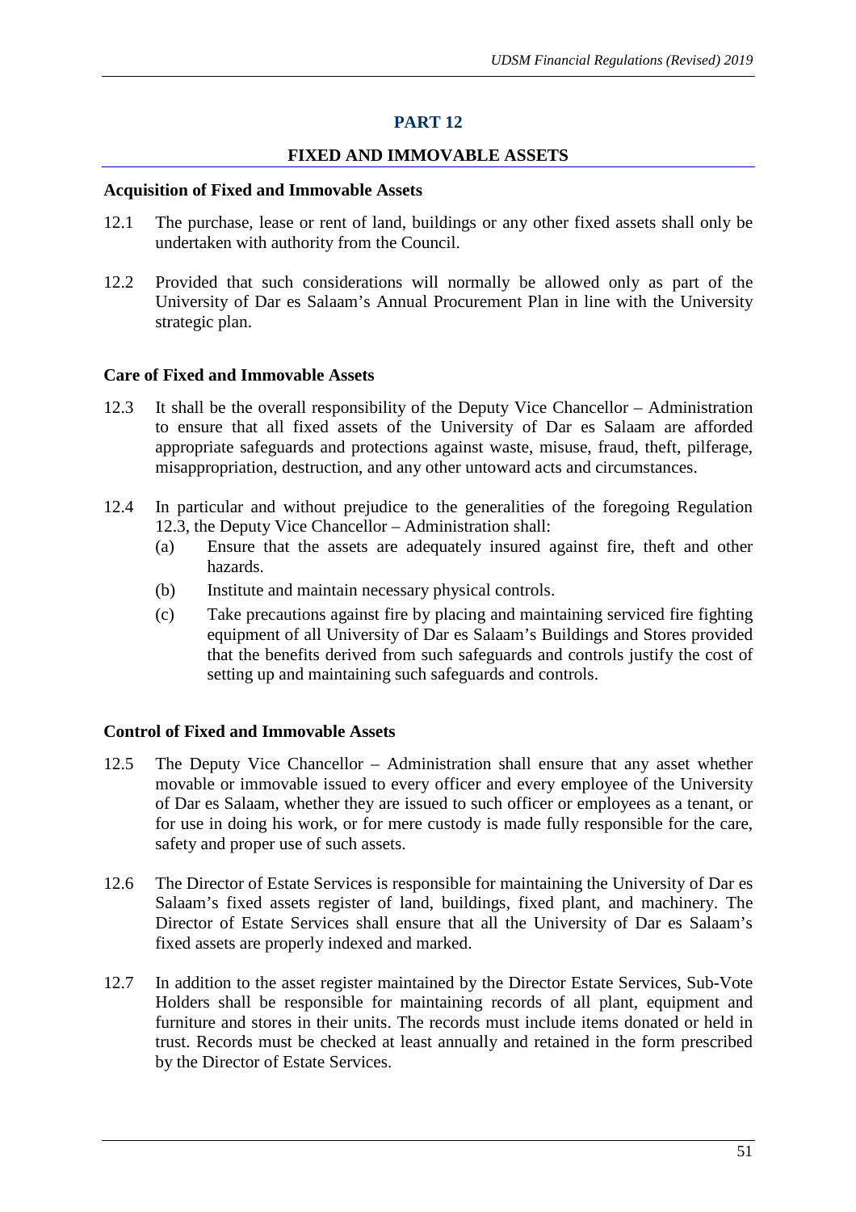# PART 12

## FIXED AND IMMOVABLE ASSETS

### Acquisition of Fixed and Immovable Assets

12.1 The purchase, lease or rent of land, buildings or any other fixed assets shall only be undertaken with authority from the Council.

12.2 Provided that such considerations will normally be allowed only as part of the University of Dar es Salaam's Annual Procurement Plan in line with the University strategic plan.

### Care of Fixed and Immovable Assets

12.3 It shall be the overall responsibility of the Deputy Vice Chancellor – Administration to ensure that all fixed assets of the University of Dar es Salaam are afforded appropriate safeguards and protections against waste, misuse, fraud, theft, pilferage, misappropriation, destruction, and any other untoward acts and circumstances.

12.4 In particular and without prejudice to the generalities of the foregoing Regulation 12.3, the Deputy Vice Chancellor – Administration shall:

(a) Ensure that the assets are adequately insured against fire, theft and other hazards.

(b) Institute and maintain necessary physical controls.

(c) Take precautions against fire by placing and maintaining serviced fire fighting equipment of all University of Dar es Salaam's Buildings and Stores provided that the benefits derived from such safeguards and controls justify the cost of setting up and maintaining such safeguards and controls.

### Control of Fixed and Immovable Assets

12.5 The Deputy Vice Chancellor – Administration shall ensure that any asset whether movable or immovable issued to every officer and every employee of the University of Dar es Salaam, whether they are issued to such officer or employees as a tenant, or for use in doing his work, or for mere custody is made fully responsible for the care, safety and proper use of such assets.

12.6 The Director of Estate Services is responsible for maintaining the University of Dar es Salaam's fixed assets register of land, buildings, fixed plant, and machinery. The Director of Estate Services shall ensure that all the University of Dar es Salaam's fixed assets are properly indexed and marked.

12.7 In addition to the asset register maintained by the Director Estate Services, Sub-Vote Holders shall be responsible for maintaining records of all plant, equipment and furniture and stores in their units. The records must include items donated or held in trust. Records must be checked at least annually and retained in the form prescribed by the Director of Estate Services.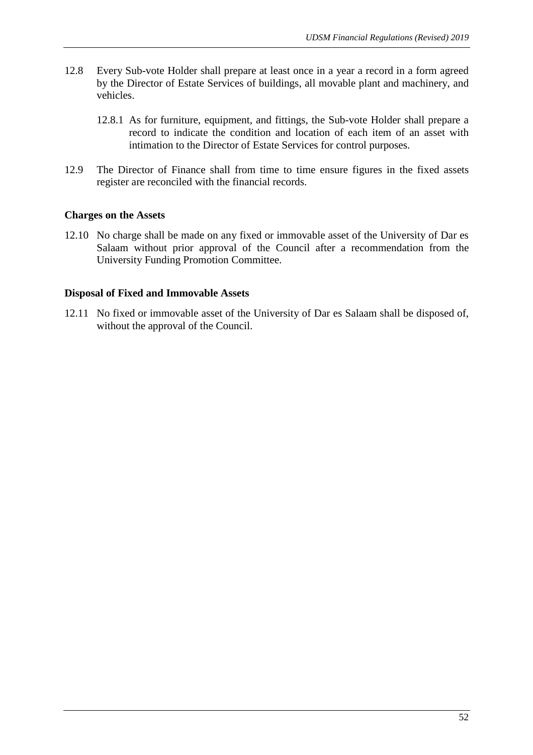12.8 Every Sub-vote Holder shall prepare at least once in a year a record in a form agreed by the Director of Estate Services of buildings, all movable plant and machinery, and vehicles.

  12.8.1 As for furniture, equipment, and fittings, the Sub-vote Holder shall prepare a record to indicate the condition and location of each item of an asset with intimation to the Director of Estate Services for control purposes.

12.9 The Director of Finance shall from time to time ensure figures in the fixed assets register are reconciled with the financial records.

**Charges on the Assets**

12.10 No charge shall be made on any fixed or immovable asset of the University of Dar es Salaam without prior approval of the Council after a recommendation from the University Funding Promotion Committee.

**Disposal of Fixed and Immovable Assets**

12.11 No fixed or immovable asset of the University of Dar es Salaam shall be disposed of, without the approval of the Council.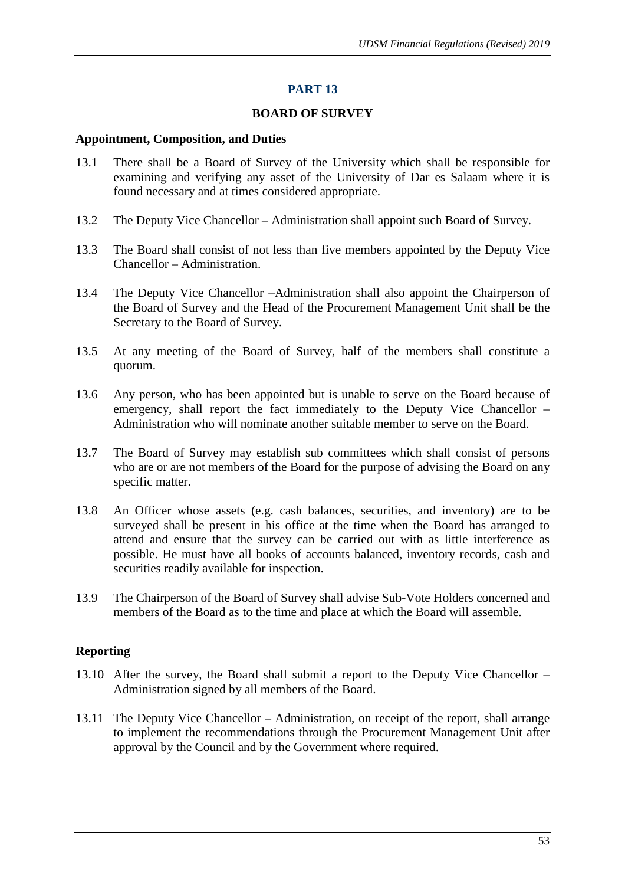# PART 13

## BOARD OF SURVEY

### Appointment, Composition, and Duties

13.1 There shall be a Board of Survey of the University which shall be responsible for examining and verifying any asset of the University of Dar es Salaam where it is found necessary and at times considered appropriate.

13.2 The Deputy Vice Chancellor – Administration shall appoint such Board of Survey.

13.3 The Board shall consist of not less than five members appointed by the Deputy Vice Chancellor – Administration.

13.4 The Deputy Vice Chancellor –Administration shall also appoint the Chairperson of the Board of Survey and the Head of the Procurement Management Unit shall be the Secretary to the Board of Survey.

13.5 At any meeting of the Board of Survey, half of the members shall constitute a quorum.

13.6 Any person, who has been appointed but is unable to serve on the Board because of emergency, shall report the fact immediately to the Deputy Vice Chancellor – Administration who will nominate another suitable member to serve on the Board.

13.7 The Board of Survey may establish sub committees which shall consist of persons who are or are not members of the Board for the purpose of advising the Board on any specific matter.

13.8 An Officer whose assets (e.g. cash balances, securities, and inventory) are to be surveyed shall be present in his office at the time when the Board has arranged to attend and ensure that the survey can be carried out with as little interference as possible. He must have all books of accounts balanced, inventory records, cash and securities readily available for inspection.

13.9 The Chairperson of the Board of Survey shall advise Sub-Vote Holders concerned and members of the Board as to the time and place at which the Board will assemble.

### Reporting

13.10 After the survey, the Board shall submit a report to the Deputy Vice Chancellor – Administration signed by all members of the Board.

13.11 The Deputy Vice Chancellor – Administration, on receipt of the report, shall arrange to implement the recommendations through the Procurement Management Unit after approval by the Council and by the Government where required.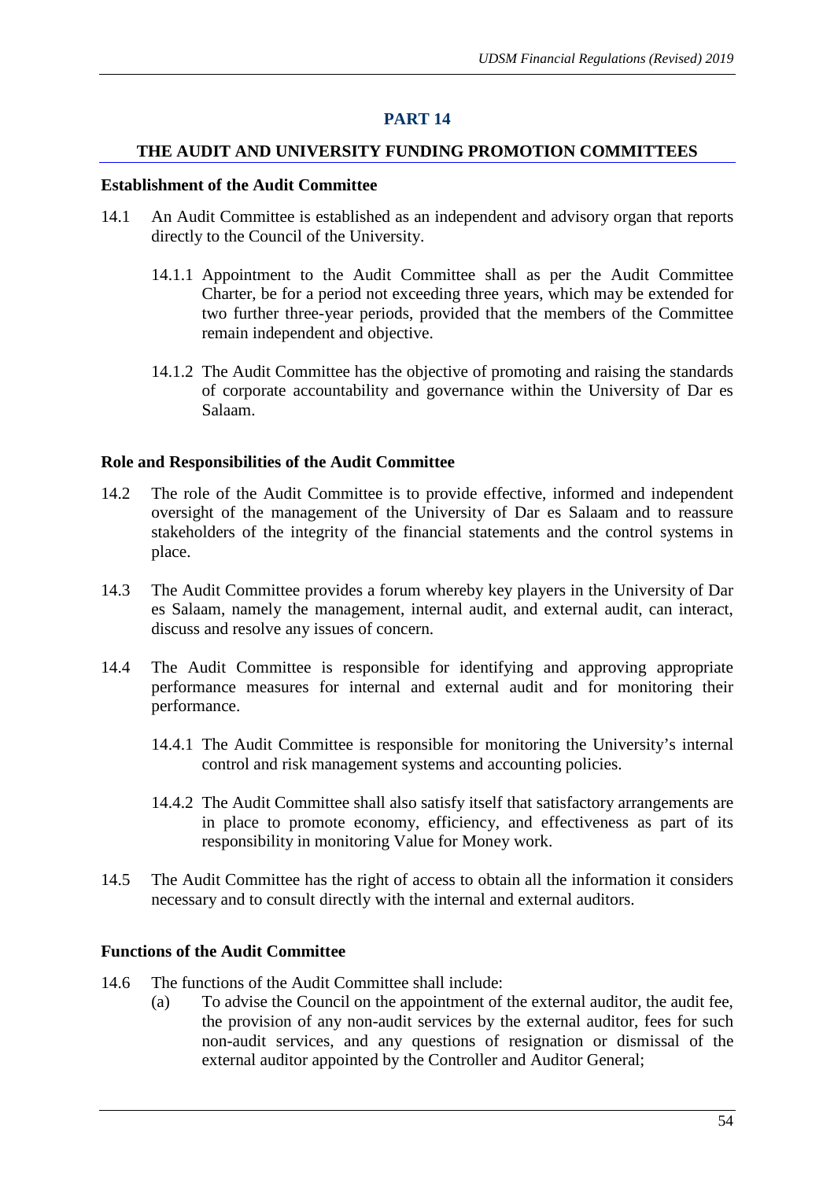## PART 14

### THE AUDIT AND UNIVERSITY FUNDING PROMOTION COMMITTEES

**Establishment of the Audit Committee**

14.1 An Audit Committee is established as an independent and advisory organ that reports directly to the Council of the University.

14.1.1 Appointment to the Audit Committee shall as per the Audit Committee Charter, be for a period not exceeding three years, which may be extended for two further three-year periods, provided that the members of the Committee remain independent and objective.

14.1.2 The Audit Committee has the objective of promoting and raising the standards of corporate accountability and governance within the University of Dar es Salaam.

**Role and Responsibilities of the Audit Committee**

14.2 The role of the Audit Committee is to provide effective, informed and independent oversight of the management of the University of Dar es Salaam and to reassure stakeholders of the integrity of the financial statements and the control systems in place.

14.3 The Audit Committee provides a forum whereby key players in the University of Dar es Salaam, namely the management, internal audit, and external audit, can interact, discuss and resolve any issues of concern.

14.4 The Audit Committee is responsible for identifying and approving appropriate performance measures for internal and external audit and for monitoring their performance.

14.4.1 The Audit Committee is responsible for monitoring the University's internal control and risk management systems and accounting policies.

14.4.2 The Audit Committee shall also satisfy itself that satisfactory arrangements are in place to promote economy, efficiency, and effectiveness as part of its responsibility in monitoring Value for Money work.

14.5 The Audit Committee has the right of access to obtain all the information it considers necessary and to consult directly with the internal and external auditors.

**Functions of the Audit Committee**

14.6 The functions of the Audit Committee shall include:

(a) To advise the Council on the appointment of the external auditor, the audit fee, the provision of any non-audit services by the external auditor, fees for such non-audit services, and any questions of resignation or dismissal of the external auditor appointed by the Controller and Auditor General;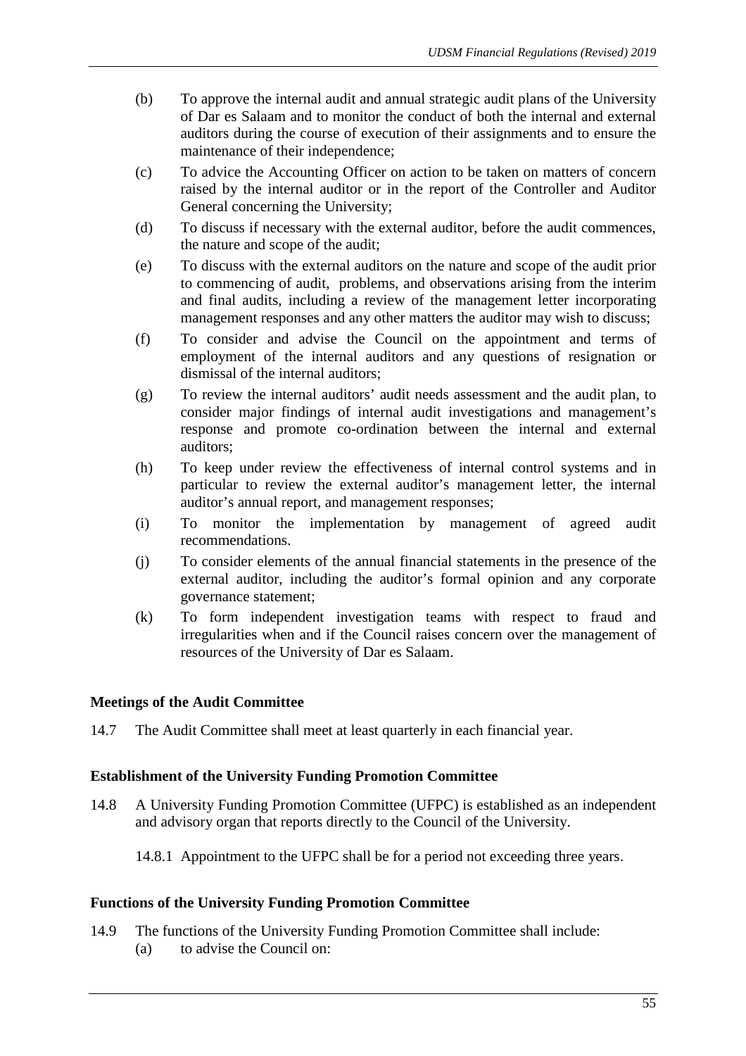(b) To approve the internal audit and annual strategic audit plans of the University of Dar es Salaam and to monitor the conduct of both the internal and external auditors during the course of execution of their assignments and to ensure the maintenance of their independence;

(c) To advice the Accounting Officer on action to be taken on matters of concern raised by the internal auditor or in the report of the Controller and Auditor General concerning the University;

(d) To discuss if necessary with the external auditor, before the audit commences, the nature and scope of the audit;

(e) To discuss with the external auditors on the nature and scope of the audit prior to commencing of audit, problems, and observations arising from the interim and final audits, including a review of the management letter incorporating management responses and any other matters the auditor may wish to discuss;

(f) To consider and advise the Council on the appointment and terms of employment of the internal auditors and any questions of resignation or dismissal of the internal auditors;

(g) To review the internal auditors' audit needs assessment and the audit plan, to consider major findings of internal audit investigations and management's response and promote co-ordination between the internal and external auditors;

(h) To keep under review the effectiveness of internal control systems and in particular to review the external auditor's management letter, the internal auditor's annual report, and management responses;

(i) To monitor the implementation by management of agreed audit recommendations.

(j) To consider elements of the annual financial statements in the presence of the external auditor, including the auditor's formal opinion and any corporate governance statement;

(k) To form independent investigation teams with respect to fraud and irregularities when and if the Council raises concern over the management of resources of the University of Dar es Salaam.

**Meetings of the Audit Committee**

14.7 The Audit Committee shall meet at least quarterly in each financial year.

**Establishment of the University Funding Promotion Committee**

14.8 A University Funding Promotion Committee (UFPC) is established as an independent and advisory organ that reports directly to the Council of the University.

14.8.1 Appointment to the UFPC shall be for a period not exceeding three years.

**Functions of the University Funding Promotion Committee**

14.9 The functions of the University Funding Promotion Committee shall include:

(a) to advise the Council on: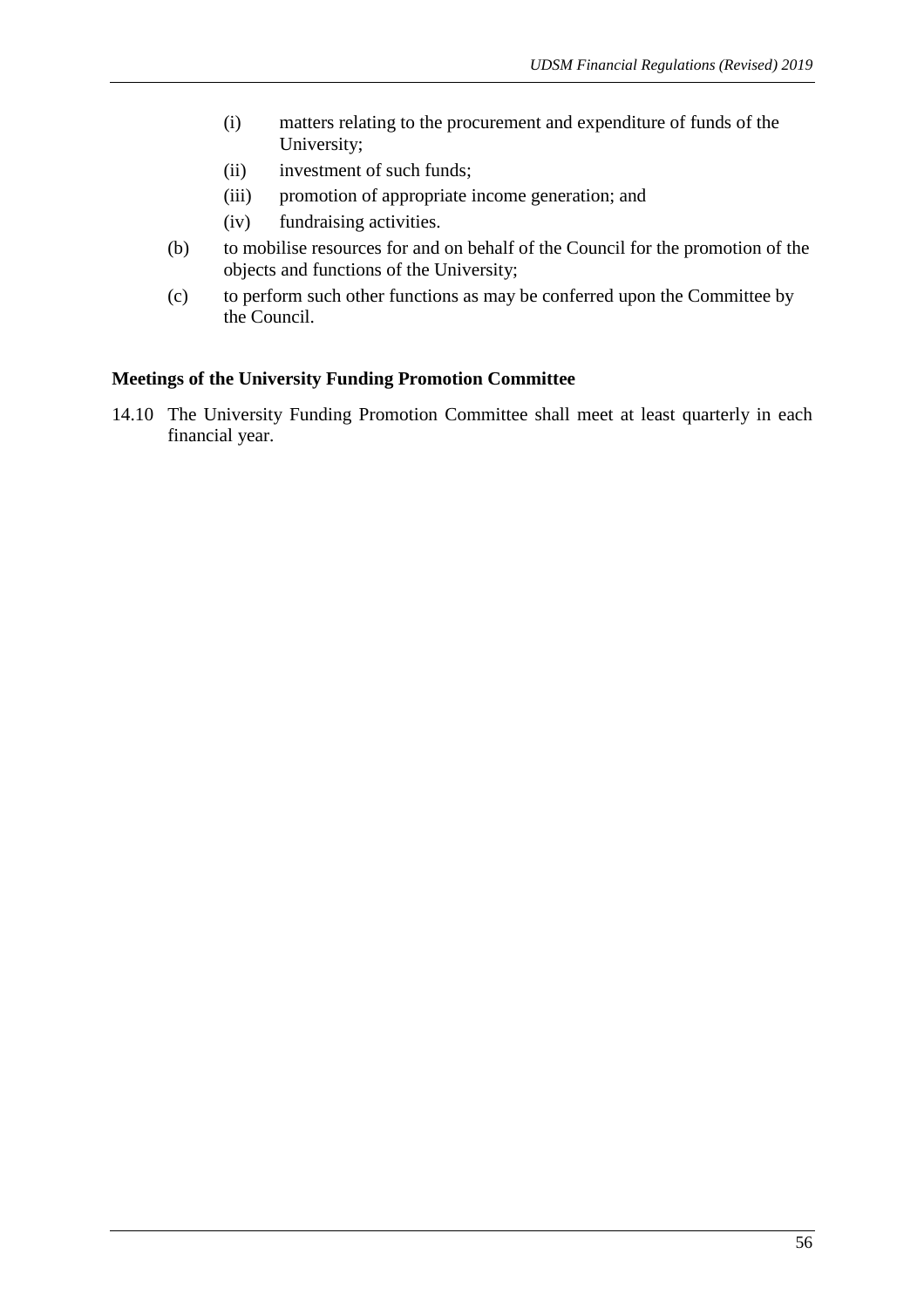- (i) matters relating to the procurement and expenditure of funds of the University;
   - (ii) investment of such funds;
   - (iii) promotion of appropriate income generation; and
   - (iv) fundraising activities.

(b) to mobilise resources for and on behalf of the Council for the promotion of the objects and functions of the University;

(c) to perform such other functions as may be conferred upon the Committee by the Council.

**Meetings of the University Funding Promotion Committee**

14.10 The University Funding Promotion Committee shall meet at least quarterly in each financial year.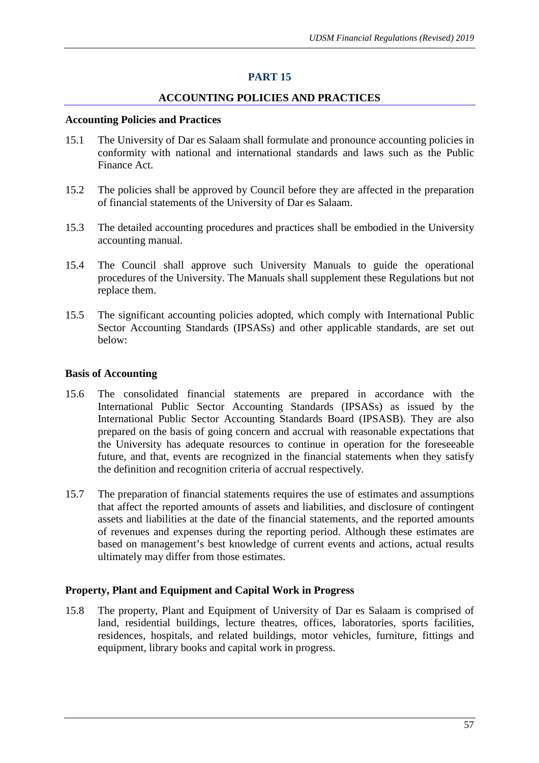# PART 15

## ACCOUNTING POLICIES AND PRACTICES

**Accounting Policies and Practices**

15.1 The University of Dar es Salaam shall formulate and pronounce accounting policies in conformity with national and international standards and laws such as the Public Finance Act.

15.2 The policies shall be approved by Council before they are affected in the preparation of financial statements of the University of Dar es Salaam.

15.3 The detailed accounting procedures and practices shall be embodied in the University accounting manual.

15.4 The Council shall approve such University Manuals to guide the operational procedures of the University. The Manuals shall supplement these Regulations but not replace them.

15.5 The significant accounting policies adopted, which comply with International Public Sector Accounting Standards (IPSASs) and other applicable standards, are set out below:

**Basis of Accounting**

15.6 The consolidated financial statements are prepared in accordance with the International Public Sector Accounting Standards (IPSASs) as issued by the International Public Sector Accounting Standards Board (IPSASB). They are also prepared on the basis of going concern and accrual with reasonable expectations that the University has adequate resources to continue in operation for the foreseeable future, and that, events are recognized in the financial statements when they satisfy the definition and recognition criteria of accrual respectively.

15.7 The preparation of financial statements requires the use of estimates and assumptions that affect the reported amounts of assets and liabilities, and disclosure of contingent assets and liabilities at the date of the financial statements, and the reported amounts of revenues and expenses during the reporting period. Although these estimates are based on management's best knowledge of current events and actions, actual results ultimately may differ from those estimates.

**Property, Plant and Equipment and Capital Work in Progress**

15.8 The property, Plant and Equipment of University of Dar es Salaam is comprised of land, residential buildings, lecture theatres, offices, laboratories, sports facilities, residences, hospitals, and related buildings, motor vehicles, furniture, fittings and equipment, library books and capital work in progress.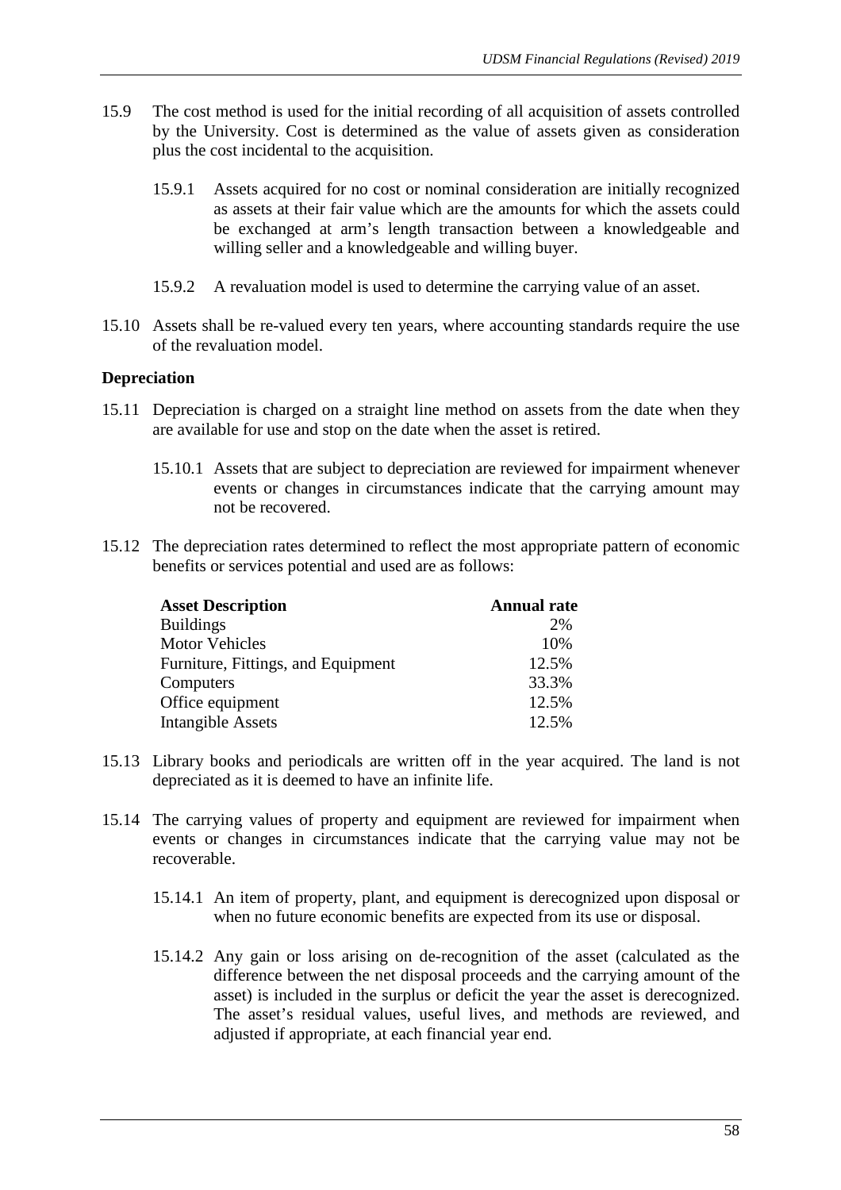15.9 The cost method is used for the initial recording of all acquisition of assets controlled by the University. Cost is determined as the value of assets given as consideration plus the cost incidental to the acquisition.

15.9.1 Assets acquired for no cost or nominal consideration are initially recognized as assets at their fair value which are the amounts for which the assets could be exchanged at arm's length transaction between a knowledgeable and willing seller and a knowledgeable and willing buyer.

15.9.2 A revaluation model is used to determine the carrying value of an asset.

15.10 Assets shall be re-valued every ten years, where accounting standards require the use of the revaluation model.

**Depreciation**

15.11 Depreciation is charged on a straight line method on assets from the date when they are available for use and stop on the date when the asset is retired.

15.10.1 Assets that are subject to depreciation are reviewed for impairment whenever events or changes in circumstances indicate that the carrying amount may not be recovered.

15.12 The depreciation rates determined to reflect the most appropriate pattern of economic benefits or services potential and used are as follows:

| Asset Description | Annual rate |
|---|---|
| Buildings | 2% |
| Motor Vehicles | 10% |
| Furniture, Fittings, and Equipment | 12.5% |
| Computers | 33.3% |
| Office equipment | 12.5% |
| Intangible Assets | 12.5% |

15.13 Library books and periodicals are written off in the year acquired. The land is not depreciated as it is deemed to have an infinite life.

15.14 The carrying values of property and equipment are reviewed for impairment when events or changes in circumstances indicate that the carrying value may not be recoverable.

15.14.1 An item of property, plant, and equipment is derecognized upon disposal or when no future economic benefits are expected from its use or disposal.

15.14.2 Any gain or loss arising on de-recognition of the asset (calculated as the difference between the net disposal proceeds and the carrying amount of the asset) is included in the surplus or deficit the year the asset is derecognized. The asset's residual values, useful lives, and methods are reviewed, and adjusted if appropriate, at each financial year end.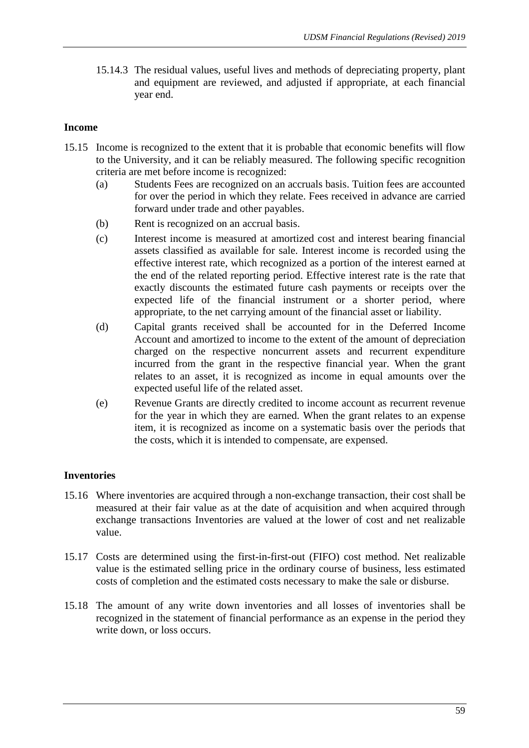15.14.3 The residual values, useful lives and methods of depreciating property, plant and equipment are reviewed, and adjusted if appropriate, at each financial year end.

**Income**

15.15 Income is recognized to the extent that it is probable that economic benefits will flow to the University, and it can be reliably measured. The following specific recognition criteria are met before income is recognized:

(a) Students Fees are recognized on an accruals basis. Tuition fees are accounted for over the period in which they relate. Fees received in advance are carried forward under trade and other payables.

(b) Rent is recognized on an accrual basis.

(c) Interest income is measured at amortized cost and interest bearing financial assets classified as available for sale. Interest income is recorded using the effective interest rate, which recognized as a portion of the interest earned at the end of the related reporting period. Effective interest rate is the rate that exactly discounts the estimated future cash payments or receipts over the expected life of the financial instrument or a shorter period, where appropriate, to the net carrying amount of the financial asset or liability.

(d) Capital grants received shall be accounted for in the Deferred Income Account and amortized to income to the extent of the amount of depreciation charged on the respective noncurrent assets and recurrent expenditure incurred from the grant in the respective financial year. When the grant relates to an asset, it is recognized as income in equal amounts over the expected useful life of the related asset.

(e) Revenue Grants are directly credited to income account as recurrent revenue for the year in which they are earned. When the grant relates to an expense item, it is recognized as income on a systematic basis over the periods that the costs, which it is intended to compensate, are expensed.

**Inventories**

15.16 Where inventories are acquired through a non-exchange transaction, their cost shall be measured at their fair value as at the date of acquisition and when acquired through exchange transactions Inventories are valued at the lower of cost and net realizable value.

15.17 Costs are determined using the first-in-first-out (FIFO) cost method. Net realizable value is the estimated selling price in the ordinary course of business, less estimated costs of completion and the estimated costs necessary to make the sale or disburse.

15.18 The amount of any write down inventories and all losses of inventories shall be recognized in the statement of financial performance as an expense in the period they write down, or loss occurs.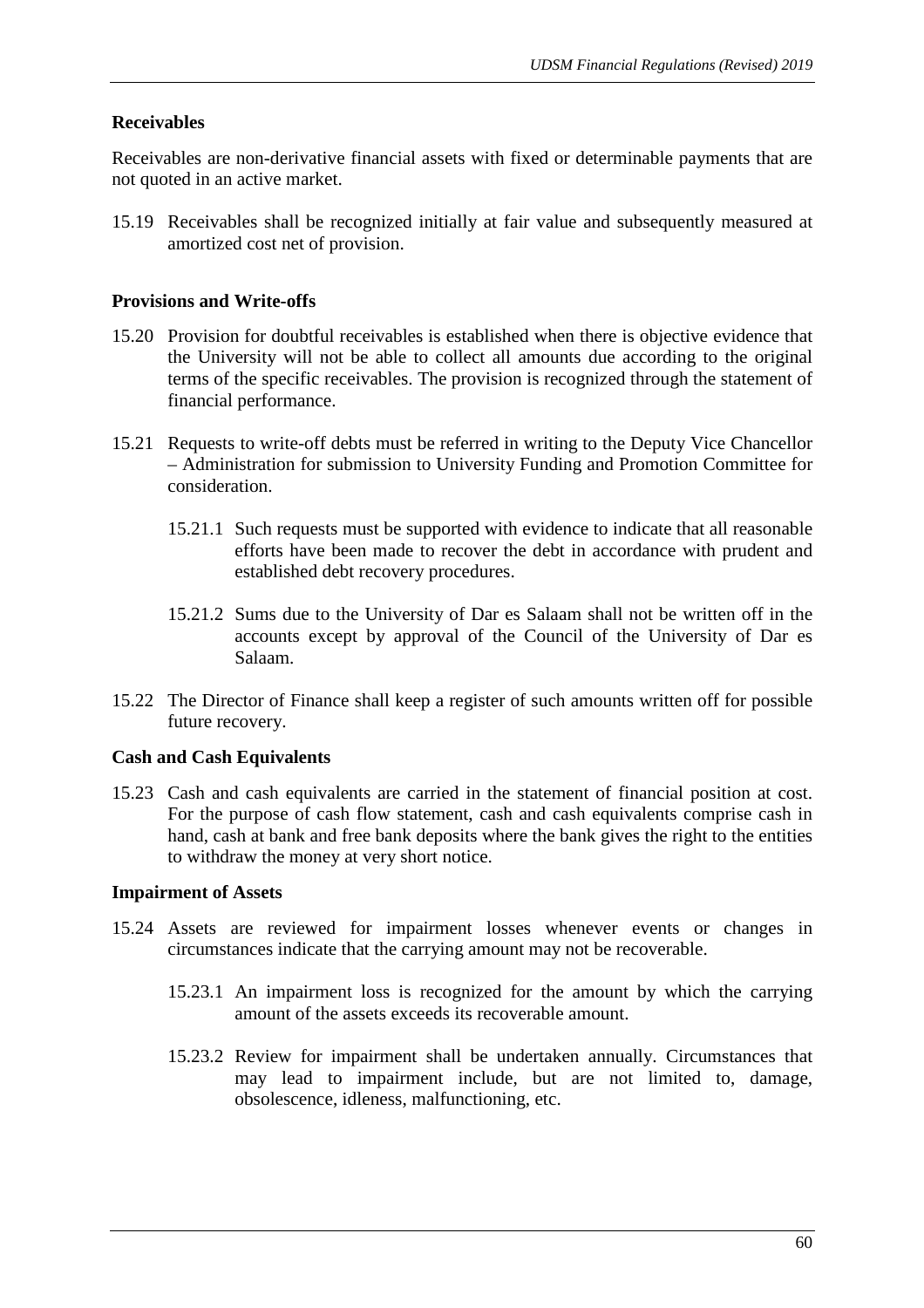**Receivables**

Receivables are non-derivative financial assets with fixed or determinable payments that are not quoted in an active market.

15.19 Receivables shall be recognized initially at fair value and subsequently measured at amortized cost net of provision.

**Provisions and Write-offs**

15.20 Provision for doubtful receivables is established when there is objective evidence that the University will not be able to collect all amounts due according to the original terms of the specific receivables. The provision is recognized through the statement of financial performance.

15.21 Requests to write-off debts must be referred in writing to the Deputy Vice Chancellor – Administration for submission to University Funding and Promotion Committee for consideration.

   15.21.1 Such requests must be supported with evidence to indicate that all reasonable efforts have been made to recover the debt in accordance with prudent and established debt recovery procedures.

   15.21.2 Sums due to the University of Dar es Salaam shall not be written off in the accounts except by approval of the Council of the University of Dar es Salaam.

15.22 The Director of Finance shall keep a register of such amounts written off for possible future recovery.

**Cash and Cash Equivalents**

15.23 Cash and cash equivalents are carried in the statement of financial position at cost. For the purpose of cash flow statement, cash and cash equivalents comprise cash in hand, cash at bank and free bank deposits where the bank gives the right to the entities to withdraw the money at very short notice.

**Impairment of Assets**

15.24 Assets are reviewed for impairment losses whenever events or changes in circumstances indicate that the carrying amount may not be recoverable.

   15.23.1 An impairment loss is recognized for the amount by which the carrying amount of the assets exceeds its recoverable amount.

   15.23.2 Review for impairment shall be undertaken annually. Circumstances that may lead to impairment include, but are not limited to, damage, obsolescence, idleness, malfunctioning, etc.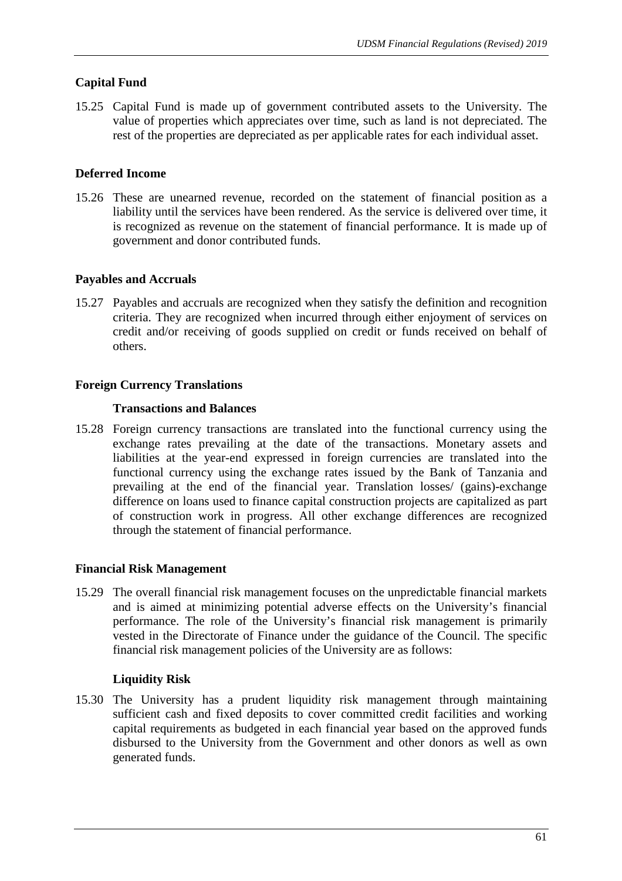**Capital Fund**

15.25 Capital Fund is made up of government contributed assets to the University. The value of properties which appreciates over time, such as land is not depreciated. The rest of the properties are depreciated as per applicable rates for each individual asset.

**Deferred Income**

15.26 These are unearned revenue, recorded on the statement of financial position as a liability until the services have been rendered. As the service is delivered over time, it is recognized as revenue on the statement of financial performance. It is made up of government and donor contributed funds.

**Payables and Accruals**

15.27 Payables and accruals are recognized when they satisfy the definition and recognition criteria. They are recognized when incurred through either enjoyment of services on credit and/or receiving of goods supplied on credit or funds received on behalf of others.

**Foreign Currency Translations**

**Transactions and Balances**

15.28 Foreign currency transactions are translated into the functional currency using the exchange rates prevailing at the date of the transactions. Monetary assets and liabilities at the year-end expressed in foreign currencies are translated into the functional currency using the exchange rates issued by the Bank of Tanzania and prevailing at the end of the financial year. Translation losses/ (gains)-exchange difference on loans used to finance capital construction projects are capitalized as part of construction work in progress. All other exchange differences are recognized through the statement of financial performance.

**Financial Risk Management**

15.29 The overall financial risk management focuses on the unpredictable financial markets and is aimed at minimizing potential adverse effects on the University's financial performance. The role of the University's financial risk management is primarily vested in the Directorate of Finance under the guidance of the Council. The specific financial risk management policies of the University are as follows:

**Liquidity Risk**

15.30 The University has a prudent liquidity risk management through maintaining sufficient cash and fixed deposits to cover committed credit facilities and working capital requirements as budgeted in each financial year based on the approved funds disbursed to the University from the Government and other donors as well as own generated funds.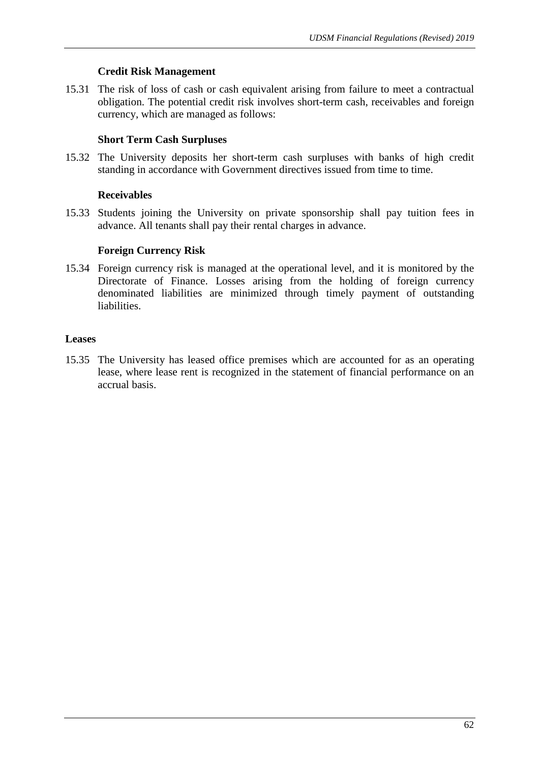### Credit Risk Management

15.31 The risk of loss of cash or cash equivalent arising from failure to meet a contractual obligation. The potential credit risk involves short-term cash, receivables and foreign currency, which are managed as follows:

### Short Term Cash Surpluses

15.32 The University deposits her short-term cash surpluses with banks of high credit standing in accordance with Government directives issued from time to time.

### Receivables

15.33 Students joining the University on private sponsorship shall pay tuition fees in advance. All tenants shall pay their rental charges in advance.

### Foreign Currency Risk

15.34 Foreign currency risk is managed at the operational level, and it is monitored by the Directorate of Finance. Losses arising from the holding of foreign currency denominated liabilities are minimized through timely payment of outstanding liabilities.

## Leases

15.35 The University has leased office premises which are accounted for as an operating lease, where lease rent is recognized in the statement of financial performance on an accrual basis.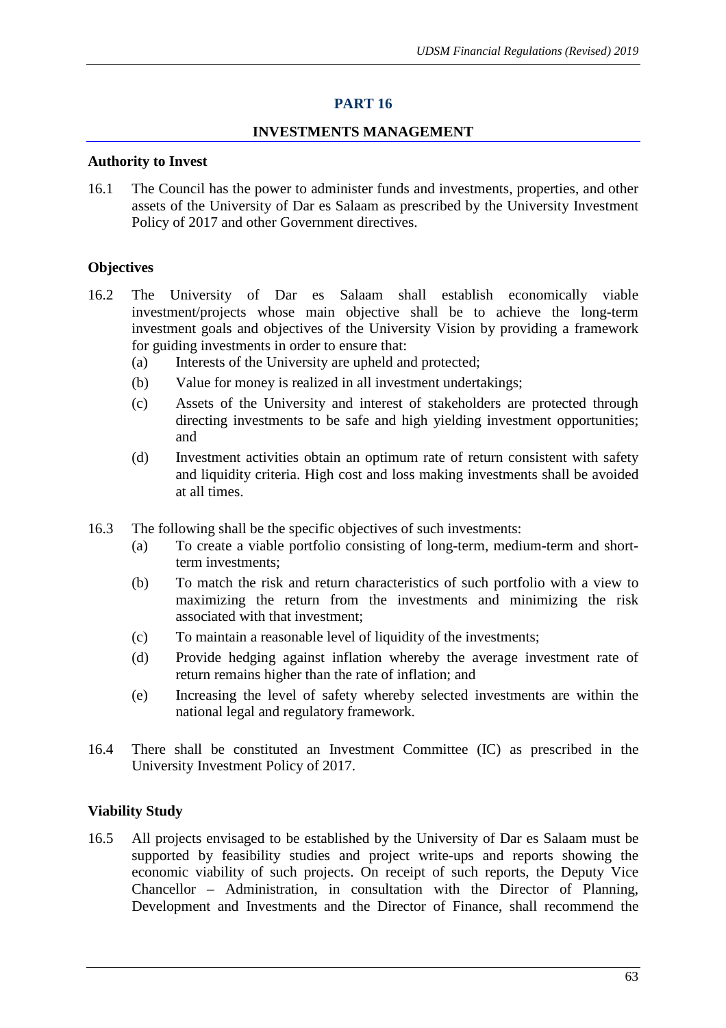## PART 16

### INVESTMENTS MANAGEMENT

**Authority to Invest**

16.1 The Council has the power to administer funds and investments, properties, and other assets of the University of Dar es Salaam as prescribed by the University Investment Policy of 2017 and other Government directives.

**Objectives**

16.2 The University of Dar es Salaam shall establish economically viable investment/projects whose main objective shall be to achieve the long-term investment goals and objectives of the University Vision by providing a framework for guiding investments in order to ensure that:

(a) Interests of the University are upheld and protected;

(b) Value for money is realized in all investment undertakings;

(c) Assets of the University and interest of stakeholders are protected through directing investments to be safe and high yielding investment opportunities; and

(d) Investment activities obtain an optimum rate of return consistent with safety and liquidity criteria. High cost and loss making investments shall be avoided at all times.

16.3 The following shall be the specific objectives of such investments:

(a) To create a viable portfolio consisting of long-term, medium-term and short-term investments;

(b) To match the risk and return characteristics of such portfolio with a view to maximizing the return from the investments and minimizing the risk associated with that investment;

(c) To maintain a reasonable level of liquidity of the investments;

(d) Provide hedging against inflation whereby the average investment rate of return remains higher than the rate of inflation; and

(e) Increasing the level of safety whereby selected investments are within the national legal and regulatory framework.

16.4 There shall be constituted an Investment Committee (IC) as prescribed in the University Investment Policy of 2017.

**Viability Study**

16.5 All projects envisaged to be established by the University of Dar es Salaam must be supported by feasibility studies and project write-ups and reports showing the economic viability of such projects. On receipt of such reports, the Deputy Vice Chancellor – Administration, in consultation with the Director of Planning, Development and Investments and the Director of Finance, shall recommend the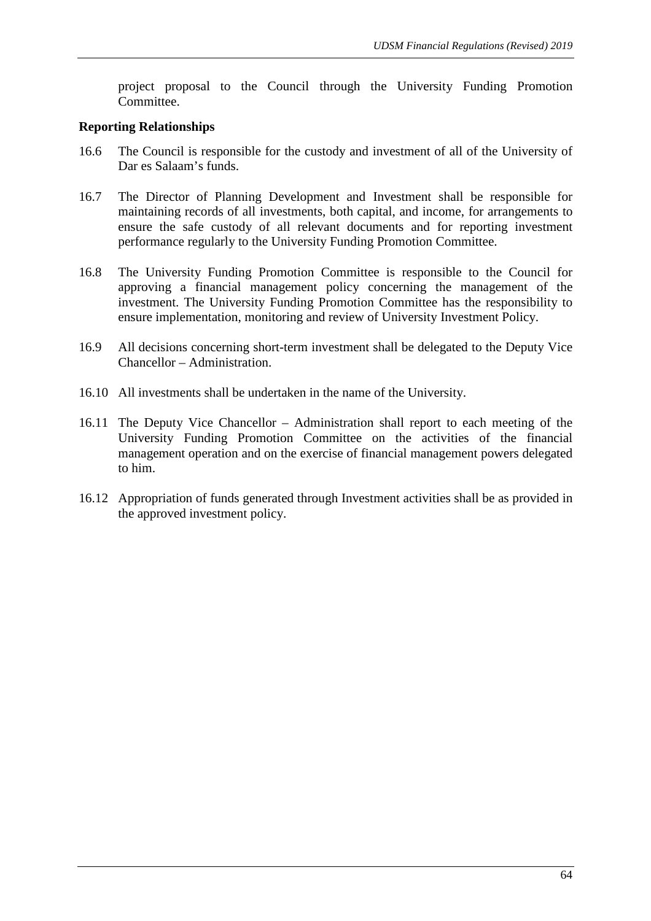project proposal to the Council through the University Funding Promotion Committee.

**Reporting Relationships**

16.6 The Council is responsible for the custody and investment of all of the University of Dar es Salaam's funds.

16.7 The Director of Planning Development and Investment shall be responsible for maintaining records of all investments, both capital, and income, for arrangements to ensure the safe custody of all relevant documents and for reporting investment performance regularly to the University Funding Promotion Committee.

16.8 The University Funding Promotion Committee is responsible to the Council for approving a financial management policy concerning the management of the investment. The University Funding Promotion Committee has the responsibility to ensure implementation, monitoring and review of University Investment Policy.

16.9 All decisions concerning short-term investment shall be delegated to the Deputy Vice Chancellor – Administration.

16.10 All investments shall be undertaken in the name of the University.

16.11 The Deputy Vice Chancellor – Administration shall report to each meeting of the University Funding Promotion Committee on the activities of the financial management operation and on the exercise of financial management powers delegated to him.

16.12 Appropriation of funds generated through Investment activities shall be as provided in the approved investment policy.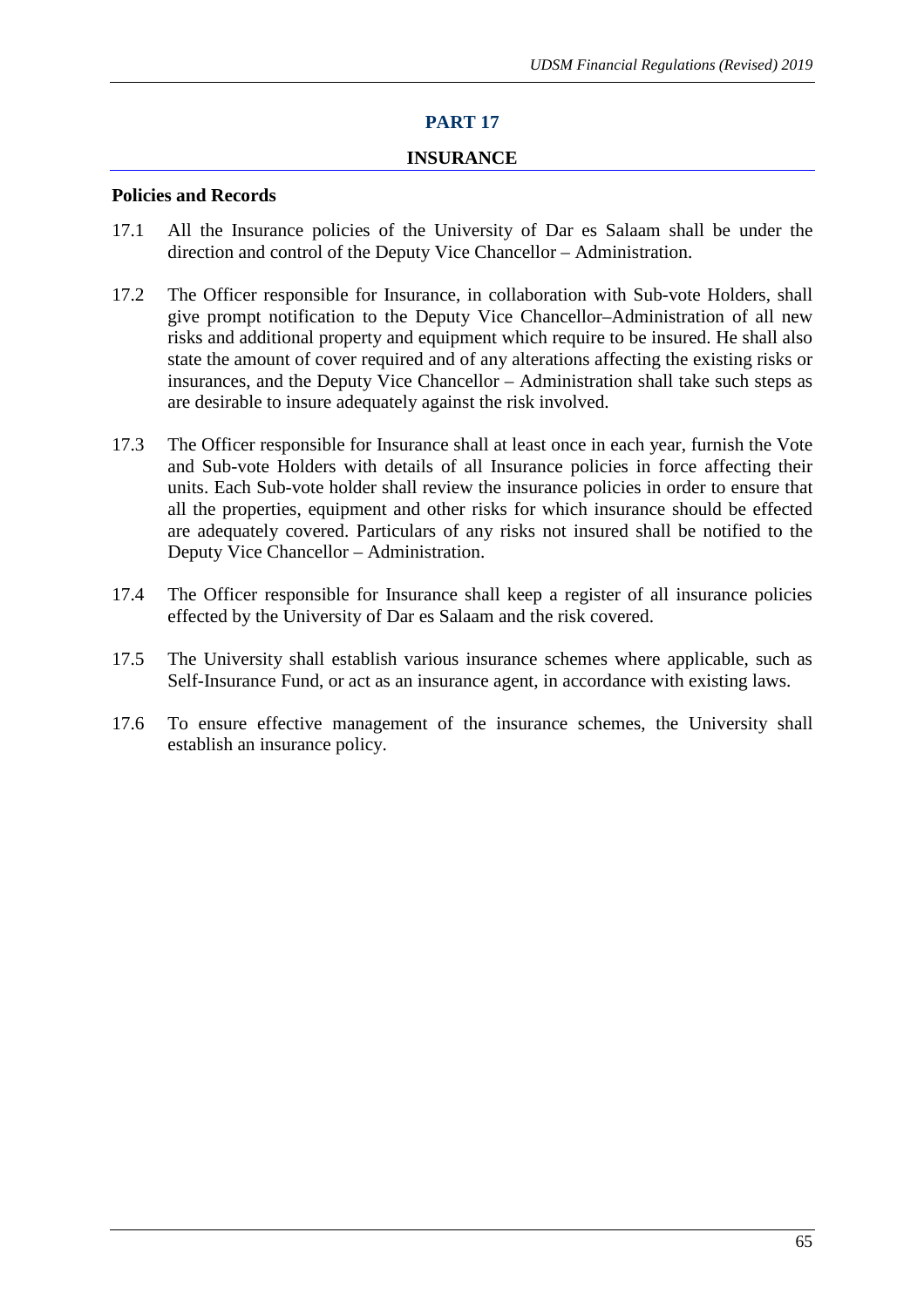# PART 17

## INSURANCE

### Policies and Records

17.1 All the Insurance policies of the University of Dar es Salaam shall be under the direction and control of the Deputy Vice Chancellor – Administration.

17.2 The Officer responsible for Insurance, in collaboration with Sub-vote Holders, shall give prompt notification to the Deputy Vice Chancellor–Administration of all new risks and additional property and equipment which require to be insured. He shall also state the amount of cover required and of any alterations affecting the existing risks or insurances, and the Deputy Vice Chancellor – Administration shall take such steps as are desirable to insure adequately against the risk involved.

17.3 The Officer responsible for Insurance shall at least once in each year, furnish the Vote and Sub-vote Holders with details of all Insurance policies in force affecting their units. Each Sub-vote holder shall review the insurance policies in order to ensure that all the properties, equipment and other risks for which insurance should be effected are adequately covered. Particulars of any risks not insured shall be notified to the Deputy Vice Chancellor – Administration.

17.4 The Officer responsible for Insurance shall keep a register of all insurance policies effected by the University of Dar es Salaam and the risk covered.

17.5 The University shall establish various insurance schemes where applicable, such as Self-Insurance Fund, or act as an insurance agent, in accordance with existing laws.

17.6 To ensure effective management of the insurance schemes, the University shall establish an insurance policy.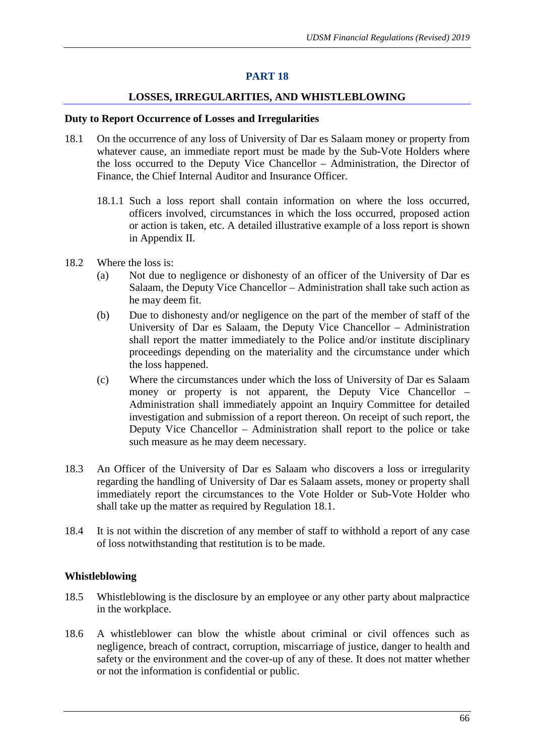# PART 18

## LOSSES, IRREGULARITIES, AND WHISTLEBLOWING

### Duty to Report Occurrence of Losses and Irregularities

18.1 On the occurrence of any loss of University of Dar es Salaam money or property from whatever cause, an immediate report must be made by the Sub-Vote Holders where the loss occurred to the Deputy Vice Chancellor – Administration, the Director of Finance, the Chief Internal Auditor and Insurance Officer.

18.1.1 Such a loss report shall contain information on where the loss occurred, officers involved, circumstances in which the loss occurred, proposed action or action is taken, etc. A detailed illustrative example of a loss report is shown in Appendix II.

18.2 Where the loss is:

(a) Not due to negligence or dishonesty of an officer of the University of Dar es Salaam, the Deputy Vice Chancellor – Administration shall take such action as he may deem fit.

(b) Due to dishonesty and/or negligence on the part of the member of staff of the University of Dar es Salaam, the Deputy Vice Chancellor – Administration shall report the matter immediately to the Police and/or institute disciplinary proceedings depending on the materiality and the circumstance under which the loss happened.

(c) Where the circumstances under which the loss of University of Dar es Salaam money or property is not apparent, the Deputy Vice Chancellor – Administration shall immediately appoint an Inquiry Committee for detailed investigation and submission of a report thereon. On receipt of such report, the Deputy Vice Chancellor – Administration shall report to the police or take such measure as he may deem necessary.

18.3 An Officer of the University of Dar es Salaam who discovers a loss or irregularity regarding the handling of University of Dar es Salaam assets, money or property shall immediately report the circumstances to the Vote Holder or Sub-Vote Holder who shall take up the matter as required by Regulation 18.1.

18.4 It is not within the discretion of any member of staff to withhold a report of any case of loss notwithstanding that restitution is to be made.

### Whistleblowing

18.5 Whistleblowing is the disclosure by an employee or any other party about malpractice in the workplace.

18.6 A whistleblower can blow the whistle about criminal or civil offences such as negligence, breach of contract, corruption, miscarriage of justice, danger to health and safety or the environment and the cover-up of any of these. It does not matter whether or not the information is confidential or public.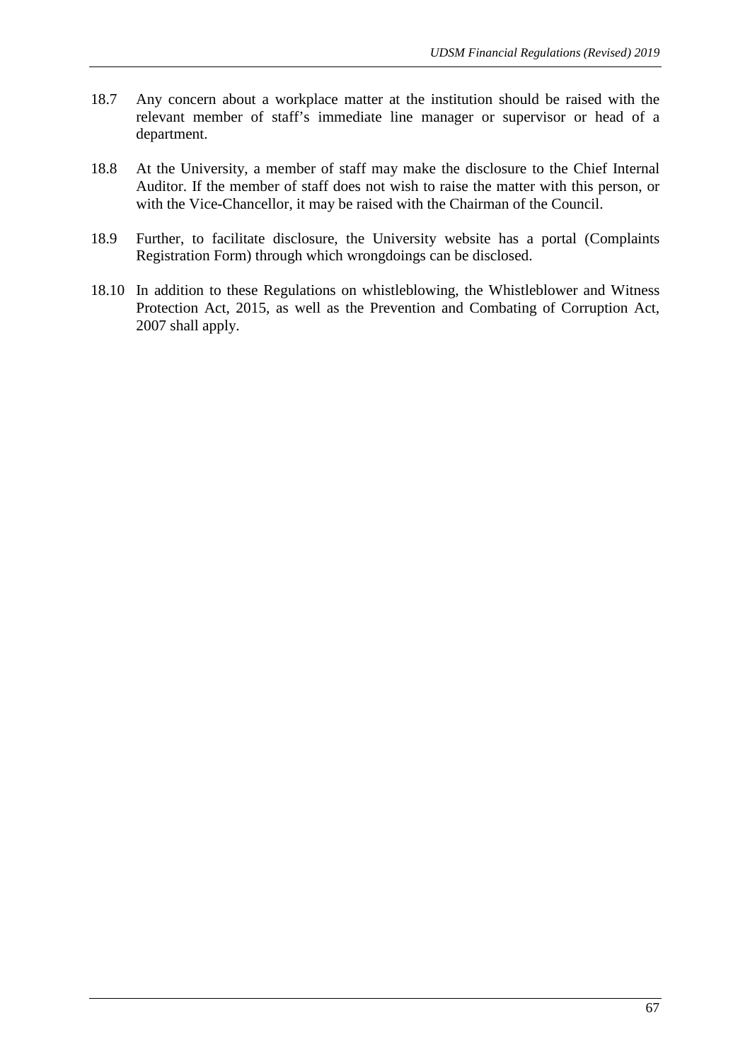18.7 Any concern about a workplace matter at the institution should be raised with the relevant member of staff's immediate line manager or supervisor or head of a department.

18.8 At the University, a member of staff may make the disclosure to the Chief Internal Auditor. If the member of staff does not wish to raise the matter with this person, or with the Vice-Chancellor, it may be raised with the Chairman of the Council.

18.9 Further, to facilitate disclosure, the University website has a portal (Complaints Registration Form) through which wrongdoings can be disclosed.

18.10 In addition to these Regulations on whistleblowing, the Whistleblower and Witness Protection Act, 2015, as well as the Prevention and Combating of Corruption Act, 2007 shall apply.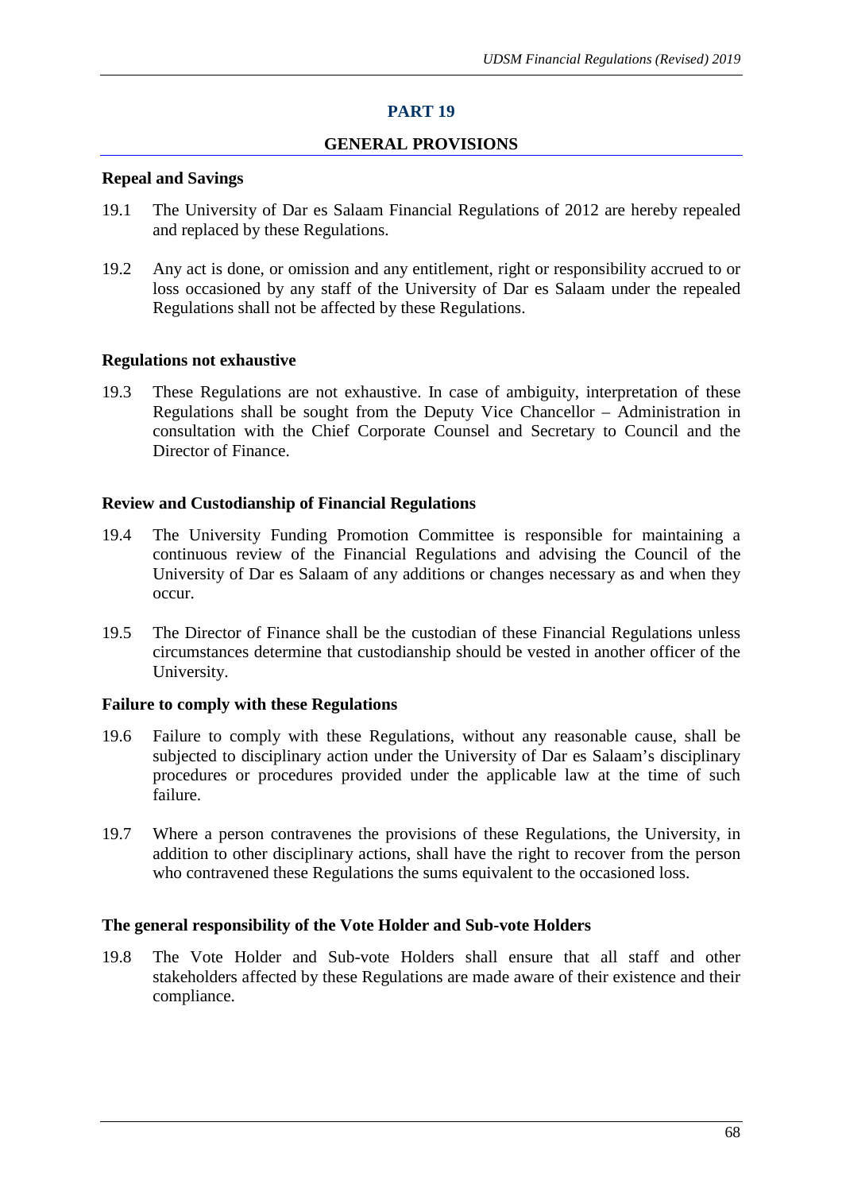# PART 19

## GENERAL PROVISIONS

### Repeal and Savings

19.1 The University of Dar es Salaam Financial Regulations of 2012 are hereby repealed and replaced by these Regulations.

19.2 Any act is done, or omission and any entitlement, right or responsibility accrued to or loss occasioned by any staff of the University of Dar es Salaam under the repealed Regulations shall not be affected by these Regulations.

### Regulations not exhaustive

19.3 These Regulations are not exhaustive. In case of ambiguity, interpretation of these Regulations shall be sought from the Deputy Vice Chancellor – Administration in consultation with the Chief Corporate Counsel and Secretary to Council and the Director of Finance.

### Review and Custodianship of Financial Regulations

19.4 The University Funding Promotion Committee is responsible for maintaining a continuous review of the Financial Regulations and advising the Council of the University of Dar es Salaam of any additions or changes necessary as and when they occur.

19.5 The Director of Finance shall be the custodian of these Financial Regulations unless circumstances determine that custodianship should be vested in another officer of the University.

### Failure to comply with these Regulations

19.6 Failure to comply with these Regulations, without any reasonable cause, shall be subjected to disciplinary action under the University of Dar es Salaam's disciplinary procedures or procedures provided under the applicable law at the time of such failure.

19.7 Where a person contravenes the provisions of these Regulations, the University, in addition to other disciplinary actions, shall have the right to recover from the person who contravened these Regulations the sums equivalent to the occasioned loss.

### The general responsibility of the Vote Holder and Sub-vote Holders

19.8 The Vote Holder and Sub-vote Holders shall ensure that all staff and other stakeholders affected by these Regulations are made aware of their existence and their compliance.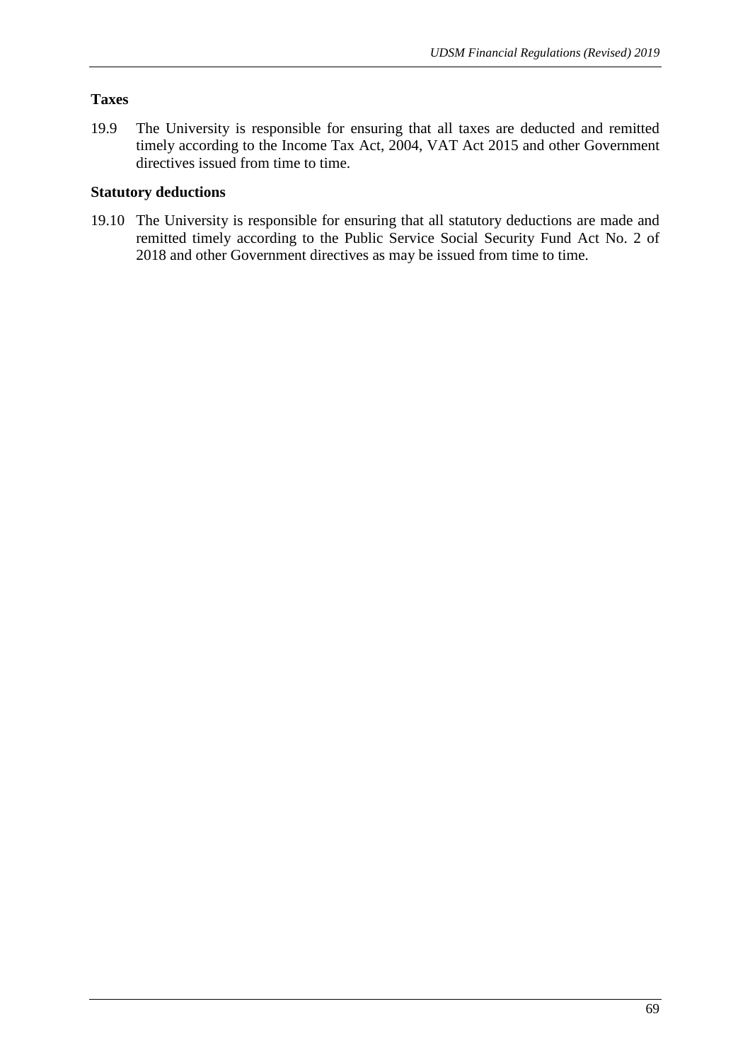**Taxes**

19.9 The University is responsible for ensuring that all taxes are deducted and remitted timely according to the Income Tax Act, 2004, VAT Act 2015 and other Government directives issued from time to time.

**Statutory deductions**

19.10 The University is responsible for ensuring that all statutory deductions are made and remitted timely according to the Public Service Social Security Fund Act No. 2 of 2018 and other Government directives as may be issued from time to time.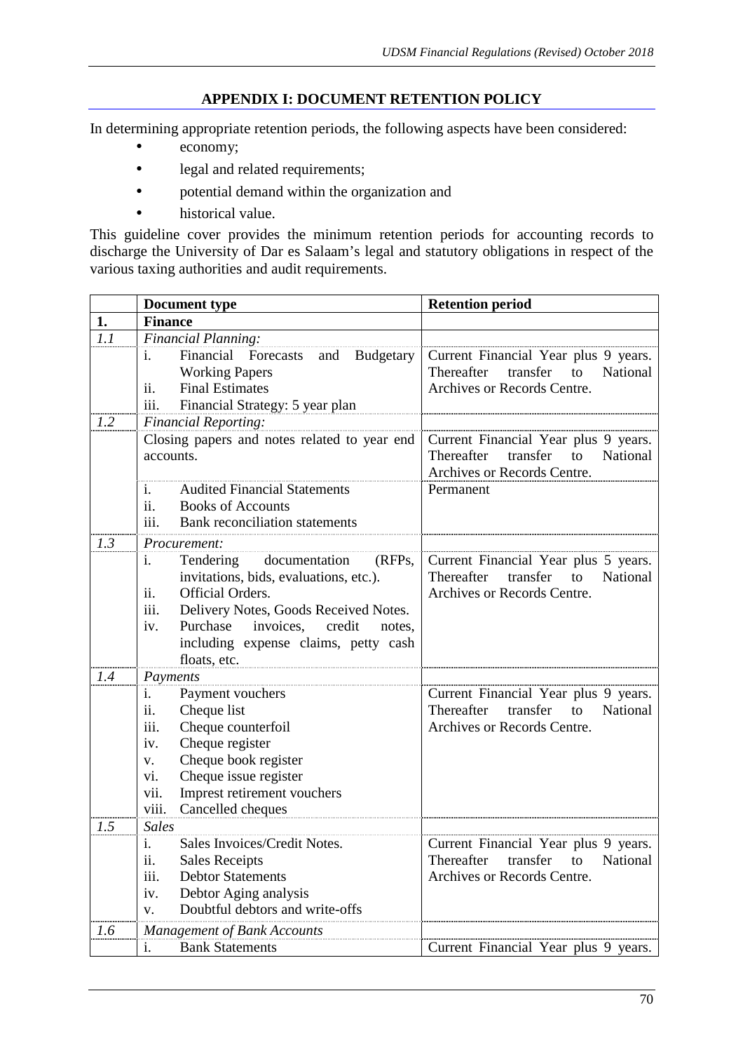## APPENDIX I: DOCUMENT RETENTION POLICY

In determining appropriate retention periods, the following aspects have been considered:

- economy;
- legal and related requirements;
- potential demand within the organization and
- historical value.

This guideline cover provides the minimum retention periods for accounting records to discharge the University of Dar es Salaam's legal and statutory obligations in respect of the various taxing authorities and audit requirements.

| | Document type | Retention period |
|---|---|---|
| **1.** | **Finance** | |
| *1.1* | *Financial Planning:* | |
| | i. Financial Forecasts and Budgetary Working Papers<br>ii. Final Estimates<br>iii. Financial Strategy: 5 year plan | Current Financial Year plus 9 years. Thereafter transfer to National Archives or Records Centre. |
| *1.2* | *Financial Reporting:* | |
| | Closing papers and notes related to year end accounts. | Current Financial Year plus 9 years. Thereafter transfer to National Archives or Records Centre. |
| | i. Audited Financial Statements<br>ii. Books of Accounts<br>iii. Bank reconciliation statements | Permanent |
| *1.3* | *Procurement:* | |
| | i. Tendering documentation (RFPs, invitations, bids, evaluations, etc.).<br>ii. Official Orders.<br>iii. Delivery Notes, Goods Received Notes.<br>iv. Purchase invoices, credit notes, including expense claims, petty cash floats, etc. | Current Financial Year plus 5 years. Thereafter transfer to National Archives or Records Centre. |
| *1.4* | *Payments* | |
| | i. Payment vouchers<br>ii. Cheque list<br>iii. Cheque counterfoil<br>iv. Cheque register<br>v. Cheque book register<br>vi. Cheque issue register<br>vii. Imprest retirement vouchers<br>viii. Cancelled cheques | Current Financial Year plus 9 years. Thereafter transfer to National Archives or Records Centre. |
| *1.5* | *Sales* | |
| | i. Sales Invoices/Credit Notes.<br>ii. Sales Receipts<br>iii. Debtor Statements<br>iv. Debtor Aging analysis<br>v. Doubtful debtors and write-offs | Current Financial Year plus 9 years. Thereafter transfer to National Archives or Records Centre. |
| *1.6* | *Management of Bank Accounts* | |
| | i. Bank Statements | Current Financial Year plus 9 years. |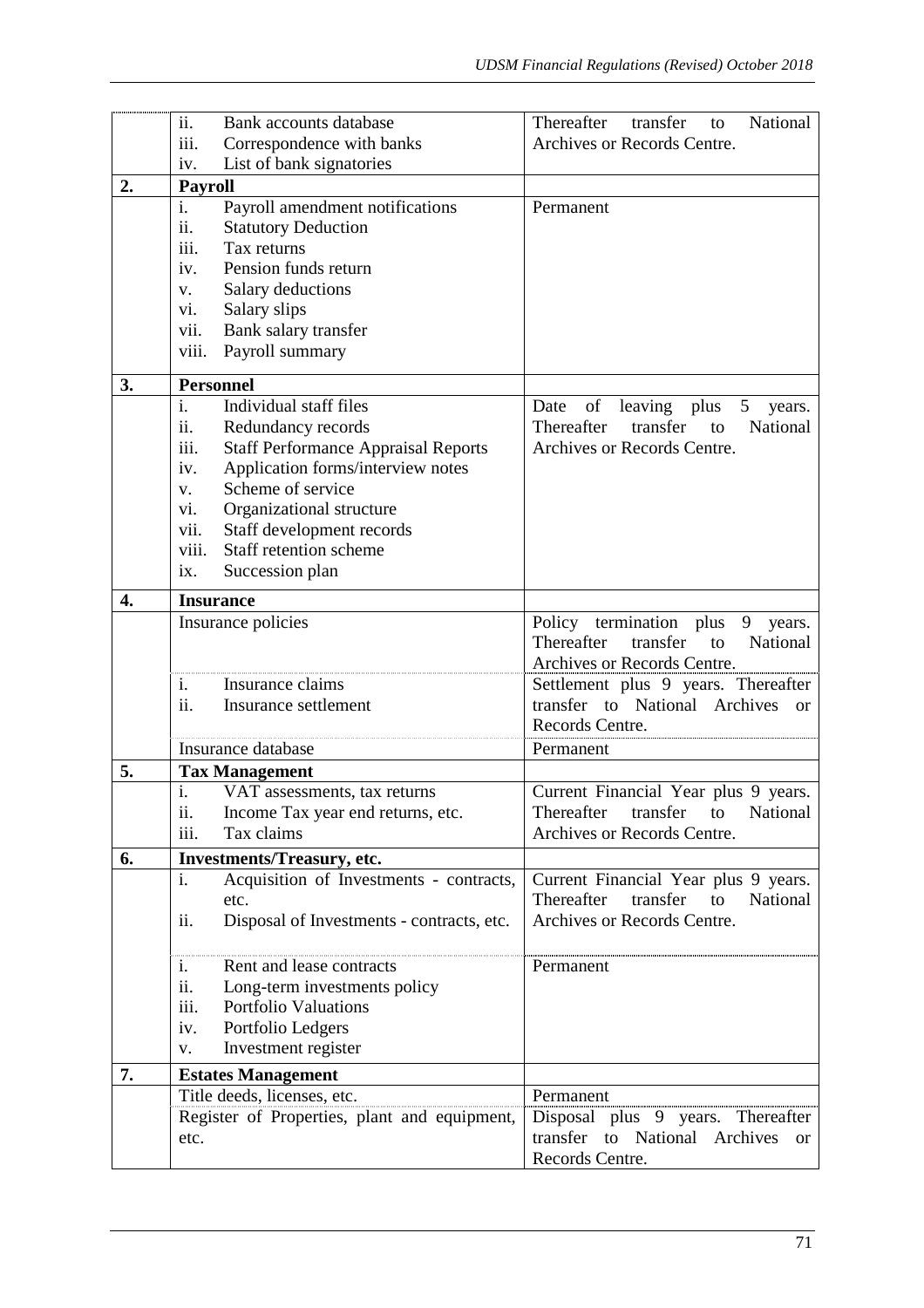| | | |
|---|---|---|
| | ii. Bank accounts database<br>iii. Correspondence with banks<br>iv. List of bank signatories | Thereafter transfer to National Archives or Records Centre. |
| **2.** | **Payroll** | |
| | i. Payroll amendment notifications<br>ii. Statutory Deduction<br>iii. Tax returns<br>iv. Pension funds return<br>v. Salary deductions<br>vi. Salary slips<br>vii. Bank salary transfer<br>viii. Payroll summary | Permanent |
| **3.** | **Personnel** | |
| | i. Individual staff files<br>ii. Redundancy records<br>iii. Staff Performance Appraisal Reports<br>iv. Application forms/interview notes<br>v. Scheme of service<br>vi. Organizational structure<br>vii. Staff development records<br>viii. Staff retention scheme<br>ix. Succession plan | Date of leaving plus 5 years. Thereafter transfer to National Archives or Records Centre. |
| **4.** | **Insurance** | |
| | Insurance policies | Policy termination plus 9 years. Thereafter transfer to National Archives or Records Centre. |
| | i. Insurance claims<br>ii. Insurance settlement | Settlement plus 9 years. Thereafter transfer to National Archives or Records Centre. |
| | Insurance database | Permanent |
| **5.** | **Tax Management** | |
| | i. VAT assessments, tax returns<br>ii. Income Tax year end returns, etc.<br>iii. Tax claims | Current Financial Year plus 9 years. Thereafter transfer to National Archives or Records Centre. |
| **6.** | **Investments/Treasury, etc.** | |
| | i. Acquisition of Investments - contracts, etc.<br>ii. Disposal of Investments - contracts, etc. | Current Financial Year plus 9 years. Thereafter transfer to National Archives or Records Centre. |
| | i. Rent and lease contracts<br>ii. Long-term investments policy<br>iii. Portfolio Valuations<br>iv. Portfolio Ledgers<br>v. Investment register | Permanent |
| **7.** | **Estates Management** | |
| | Title deeds, licenses, etc. | Permanent |
| | Register of Properties, plant and equipment, etc. | Disposal plus 9 years. Thereafter transfer to National Archives or Records Centre. |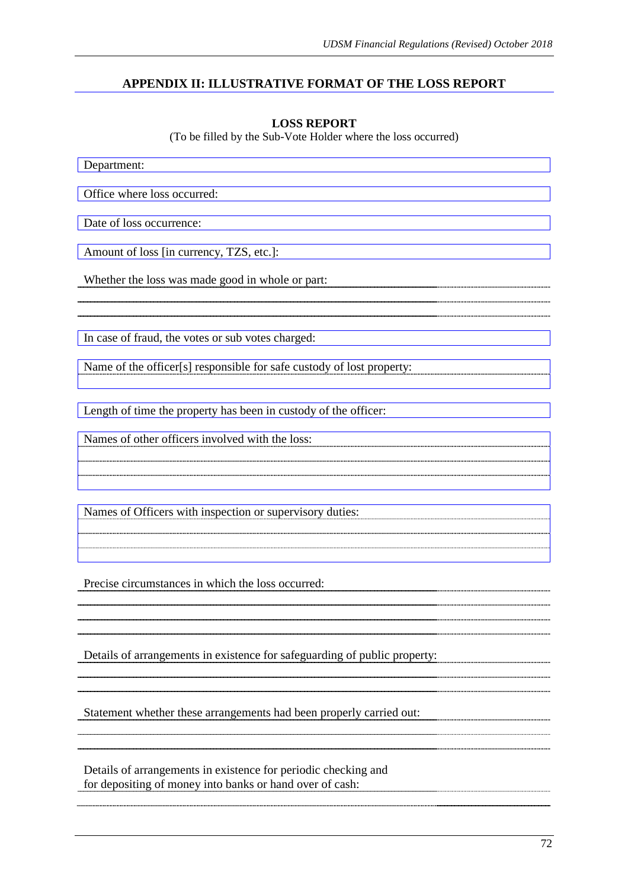## APPENDIX II: ILLUSTRATIVE FORMAT OF THE LOSS REPORT

**LOSS REPORT**

(To be filled by the Sub-Vote Holder where the loss occurred)

Department:

Office where loss occurred:

Date of loss occurrence:

Amount of loss [in currency, TZS, etc.]:

Whether the loss was made good in whole or part:

In case of fraud, the votes or sub votes charged:

Name of the officer[s] responsible for safe custody of lost property:

Length of time the property has been in custody of the officer:

Names of other officers involved with the loss:

Names of Officers with inspection or supervisory duties:

Precise circumstances in which the loss occurred:

Details of arrangements in existence for safeguarding of public property:

Statement whether these arrangements had been properly carried out:

Details of arrangements in existence for periodic checking and for depositing of money into banks or hand over of cash: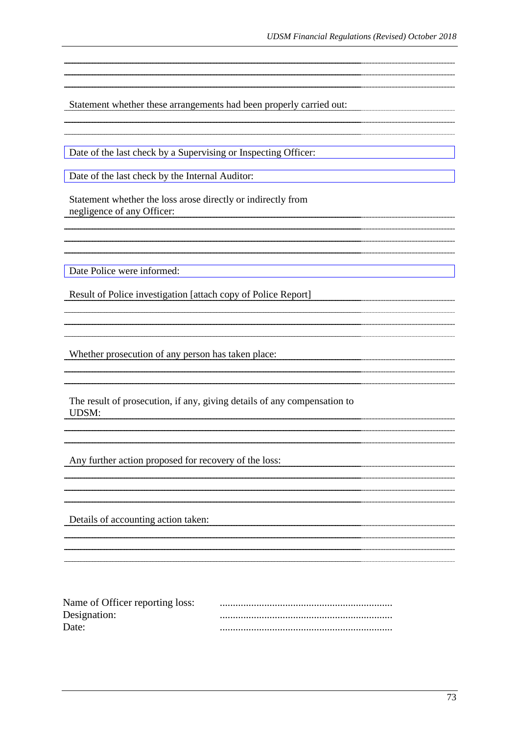Statement whether these arrangements had been properly carried out:

Date of the last check by a Supervising or Inspecting Officer:

Date of the last check by the Internal Auditor:

Statement whether the loss arose directly or indirectly from negligence of any Officer:

Date Police were informed:

Result of Police investigation [attach copy of Police Report]

Whether prosecution of any person has taken place:

The result of prosecution, if any, giving details of any compensation to UDSM:

Any further action proposed for recovery of the loss:

Details of accounting action taken:

Name of Officer reporting loss: ..................................................................
Designation: ..................................................................
Date: ..................................................................